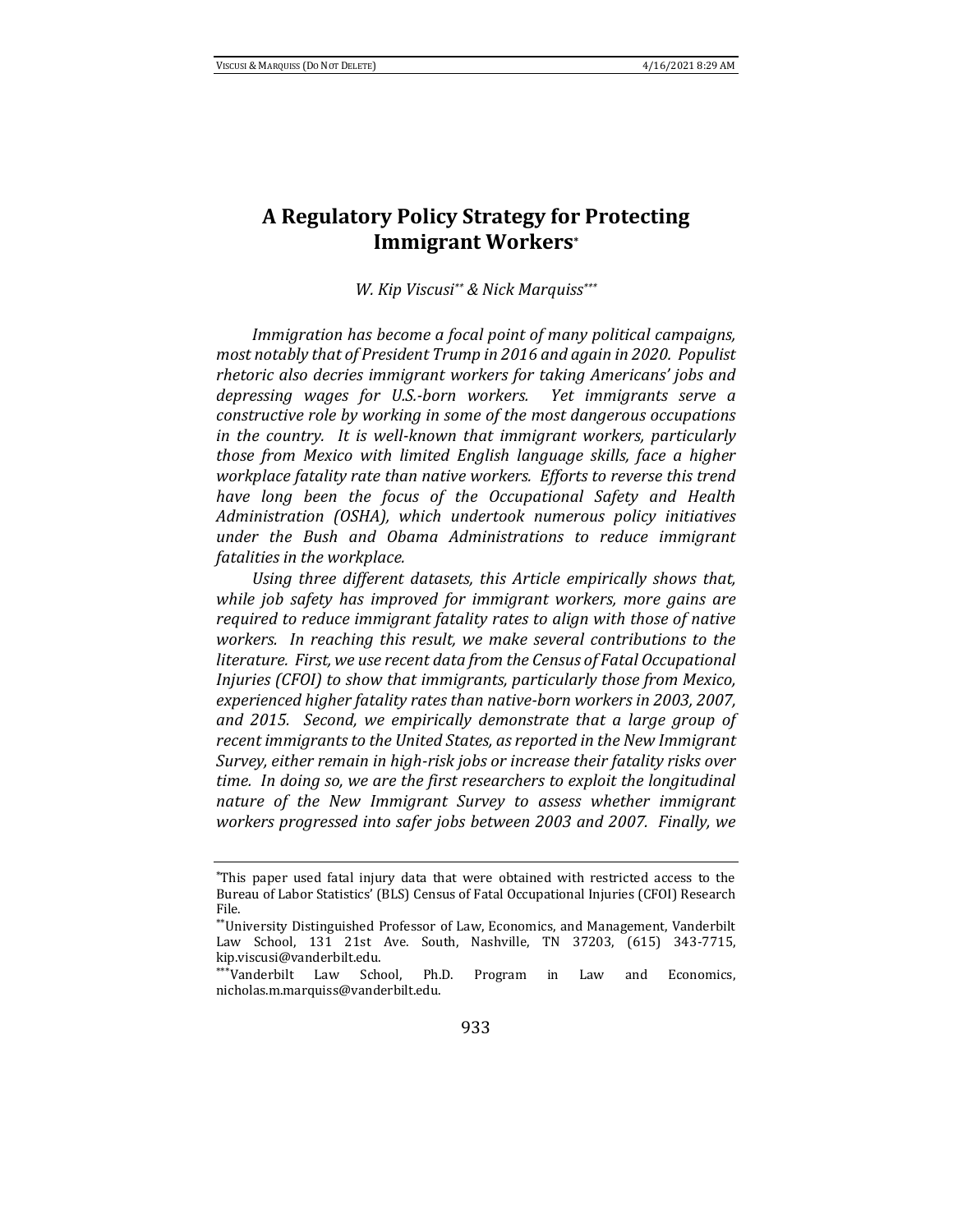# A Regulatory Policy Strategy for Protecting Immigrant Workers[*]

*W. Kip Viscusi[**] & Nick Marquiss[***]*

*Immigration has become a focal point of many political campaigns, most notably that of President Trump in 2016 and again in 2020. Populist rhetoric also decries immigrant workers for taking Americans' jobs and depressing wages for U.S.-born workers. Yet immigrants serve a constructive role by working in some of the most dangerous occupations in the country. It is well-known that immigrant workers, particularly those from Mexico with limited English language skills, face a higher workplace fatality rate than native workers. Efforts to reverse this trend have long been the focus of the Occupational Safety and Health Administration (OSHA), which undertook numerous policy initiatives under the Bush and Obama Administrations to reduce immigrant fatalities in the workplace.*

*Using three different datasets, this Article empirically shows that, while job safety has improved for immigrant workers, more gains are required to reduce immigrant fatality rates to align with those of native workers. In reaching this result, we make several contributions to the literature. First, we use recent data from the Census of Fatal Occupational Injuries (CFOI) to show that immigrants, particularly those from Mexico, experienced higher fatality rates than native-born workers in 2003, 2007, and 2015. Second, we empirically demonstrate that a large group of recent immigrants to the United States, as reported in the New Immigrant Survey, either remain in high-risk jobs or increase their fatality risks over time. In doing so, we are the first researchers to exploit the longitudinal nature of the New Immigrant Survey to assess whether immigrant workers progressed into safer jobs between 2003 and 2007. Finally, we*

---

[*] This paper used fatal injury data that were obtained with restricted access to the Bureau of Labor Statistics' (BLS) Census of Fatal Occupational Injuries (CFOI) Research File.

[**] University Distinguished Professor of Law, Economics, and Management, Vanderbilt Law School, 131 21st Ave. South, Nashville, TN 37203, (615) 343-7715, kip.viscusi@vanderbilt.edu.

[***] Vanderbilt Law School, Ph.D. Program in Law and Economics, nicholas.m.marquiss@vanderbilt.edu.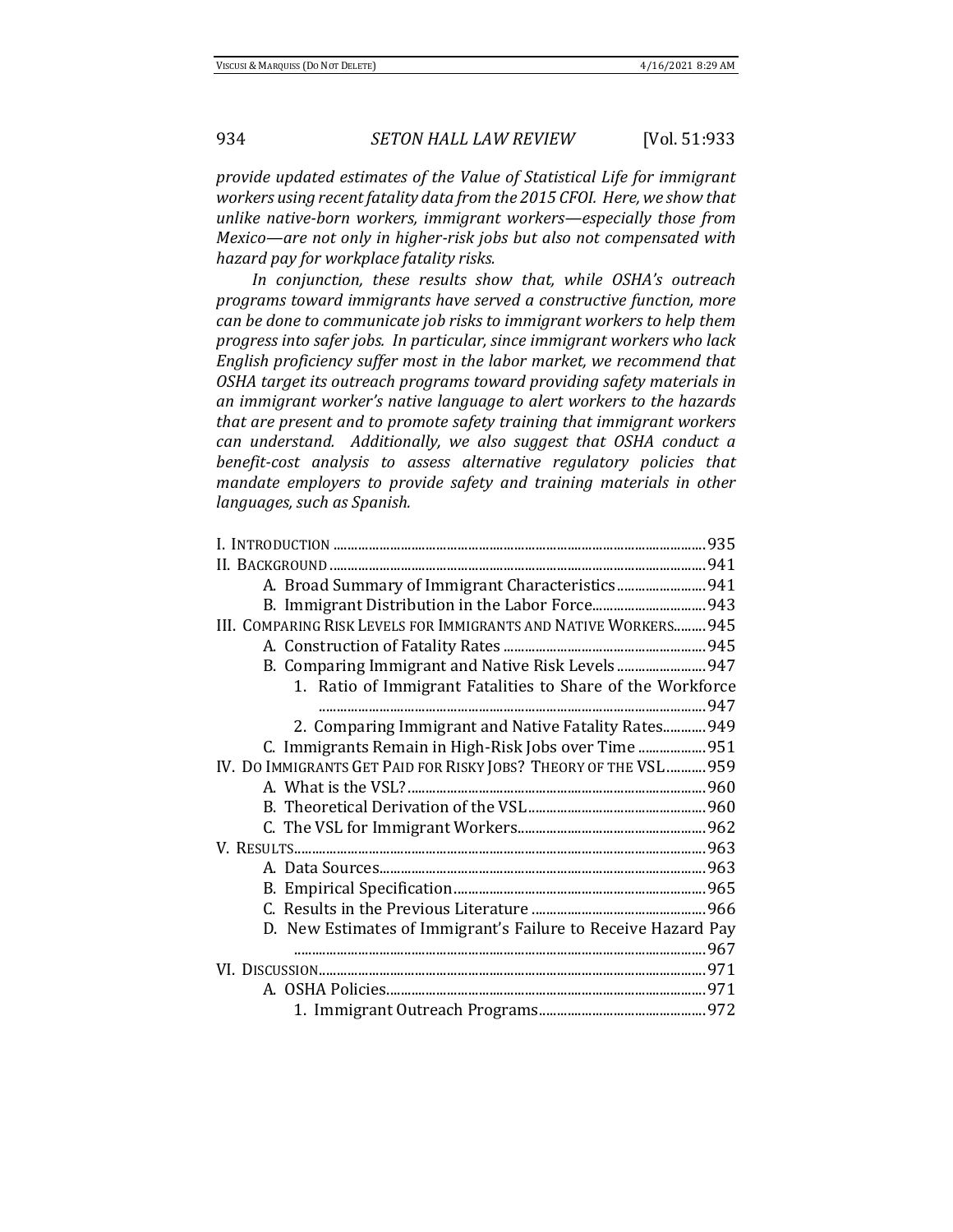*provide updated estimates of the Value of Statistical Life for immigrant workers using recent fatality data from the 2015 CFOI. Here, we show that unlike native-born workers, immigrant workers—especially those from Mexico—are not only in higher-risk jobs but also not compensated with hazard pay for workplace fatality risks.*

*In conjunction, these results show that, while OSHA's outreach programs toward immigrants have served a constructive function, more can be done to communicate job risks to immigrant workers to help them progress into safer jobs. In particular, since immigrant workers who lack English proficiency suffer most in the labor market, we recommend that OSHA target its outreach programs toward providing safety materials in an immigrant worker's native language to alert workers to the hazards that are present and to promote safety training that immigrant workers can understand. Additionally, we also suggest that OSHA conduct a benefit-cost analysis to assess alternative regulatory policies that mandate employers to provide safety and training materials in other languages, such as Spanish.*

I. INTRODUCTION ........ 935
II. BACKGROUND ........ 941
  A. Broad Summary of Immigrant Characteristics ........ 941
  B. Immigrant Distribution in the Labor Force ........ 943
III. COMPARING RISK LEVELS FOR IMMIGRANTS AND NATIVE WORKERS ........ 945
  A. Construction of Fatality Rates ........ 945
  B. Comparing Immigrant and Native Risk Levels ........ 947
    1. Ratio of Immigrant Fatalities to Share of the Workforce ........ 947
    2. Comparing Immigrant and Native Fatality Rates ........ 949
  C. Immigrants Remain in High-Risk Jobs over Time ........ 951
IV. DO IMMIGRANTS GET PAID FOR RISKY JOBS? THEORY OF THE VSL ........ 959
  A. What is the VSL? ........ 960
  B. Theoretical Derivation of the VSL ........ 960
  C. The VSL for Immigrant Workers ........ 962
V. RESULTS ........ 963
  A. Data Sources ........ 963
  B. Empirical Specification ........ 965
  C. Results in the Previous Literature ........ 966
  D. New Estimates of Immigrant's Failure to Receive Hazard Pay ........ 967
VI. DISCUSSION ........ 971
  A. OSHA Policies ........ 971
    1. Immigrant Outreach Programs ........ 972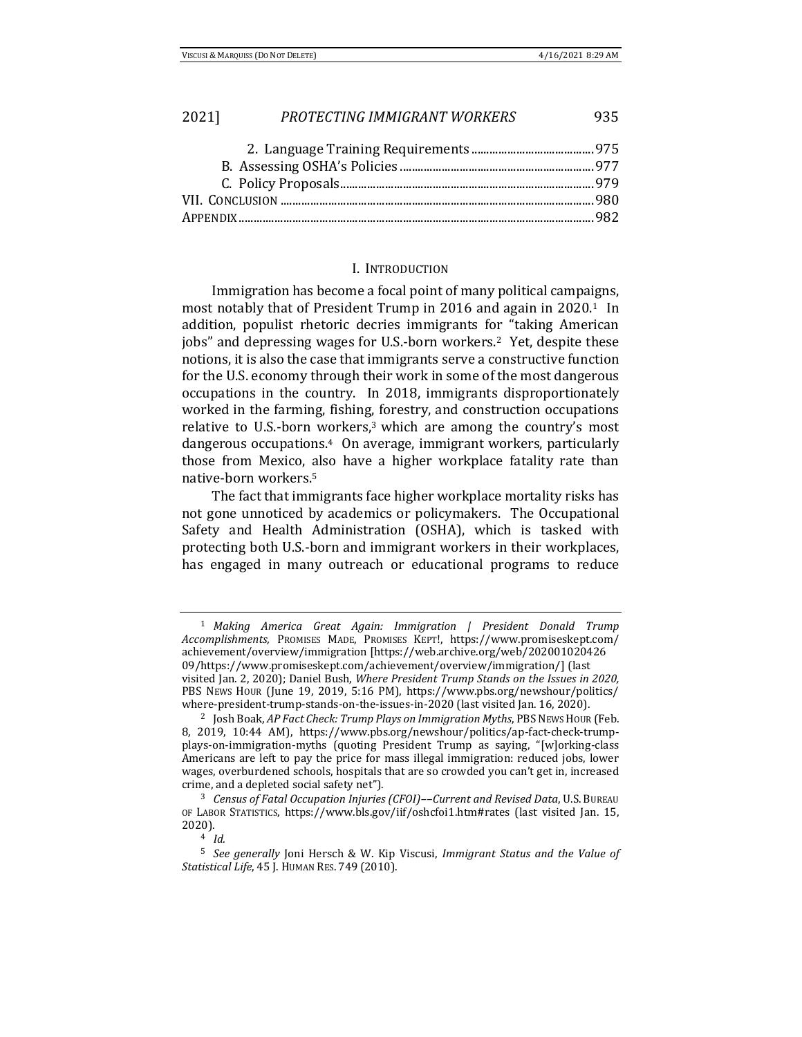2. Language Training Requirements ........................................ 975

B. Assessing OSHA's Policies ................................................................ 977

C. Policy Proposals .................................................................................. 979

VII. Conclusion ........................................................................................................ 980

Appendix ..................................................................................................................... 982

## I. Introduction

Immigration has become a focal point of many political campaigns, most notably that of President Trump in 2016 and again in 2020.[1] In addition, populist rhetoric decries immigrants for "taking American jobs" and depressing wages for U.S.-born workers.[2] Yet, despite these notions, it is also the case that immigrants serve a constructive function for the U.S. economy through their work in some of the most dangerous occupations in the country. In 2018, immigrants disproportionately worked in the farming, fishing, forestry, and construction occupations relative to U.S.-born workers,[3] which are among the country's most dangerous occupations.[4] On average, immigrant workers, particularly those from Mexico, also have a higher workplace fatality rate than native-born workers.[5]

The fact that immigrants face higher workplace mortality risks has not gone unnoticed by academics or policymakers. The Occupational Safety and Health Administration (OSHA), which is tasked with protecting both U.S.-born and immigrant workers in their workplaces, has engaged in many outreach or educational programs to reduce

---

[1] *Making America Great Again: Immigration | President Donald Trump Accomplishments,* Promises Made, Promises Kept!, https://www.promiseskept.com/achievement/overview/immigration [https://web.archive.org/web/20200102042609/https://www.promiseskept.com/achievement/overview/immigration/] (last visited Jan. 2, 2020); Daniel Bush, *Where President Trump Stands on the Issues in 2020,* PBS News Hour (June 19, 2019, 5:16 PM), https://www.pbs.org/newshour/politics/where-president-trump-stands-on-the-issues-in-2020 (last visited Jan. 16, 2020).

[2] Josh Boak, *AP Fact Check: Trump Plays on Immigration Myths*, PBS News Hour (Feb. 8, 2019, 10:44 AM), https://www.pbs.org/newshour/politics/ap-fact-check-trump-plays-on-immigration-myths (quoting President Trump as saying, "[w]orking-class Americans are left to pay the price for mass illegal immigration: reduced jobs, lower wages, overburdened schools, hospitals that are so crowded you can't get in, increased crime, and a depleted social safety net").

[3] *Census of Fatal Occupation Injuries (CFOI)––Current and Revised Data*, U.S. Bureau of Labor Statistics, https://www.bls.gov/iif/oshcfoi1.htm#rates (last visited Jan. 15, 2020).

[4] *Id.*

[5] *See generally* Joni Hersch & W. Kip Viscusi, *Immigrant Status and the Value of Statistical Life*, 45 J. Human Res. 749 (2010).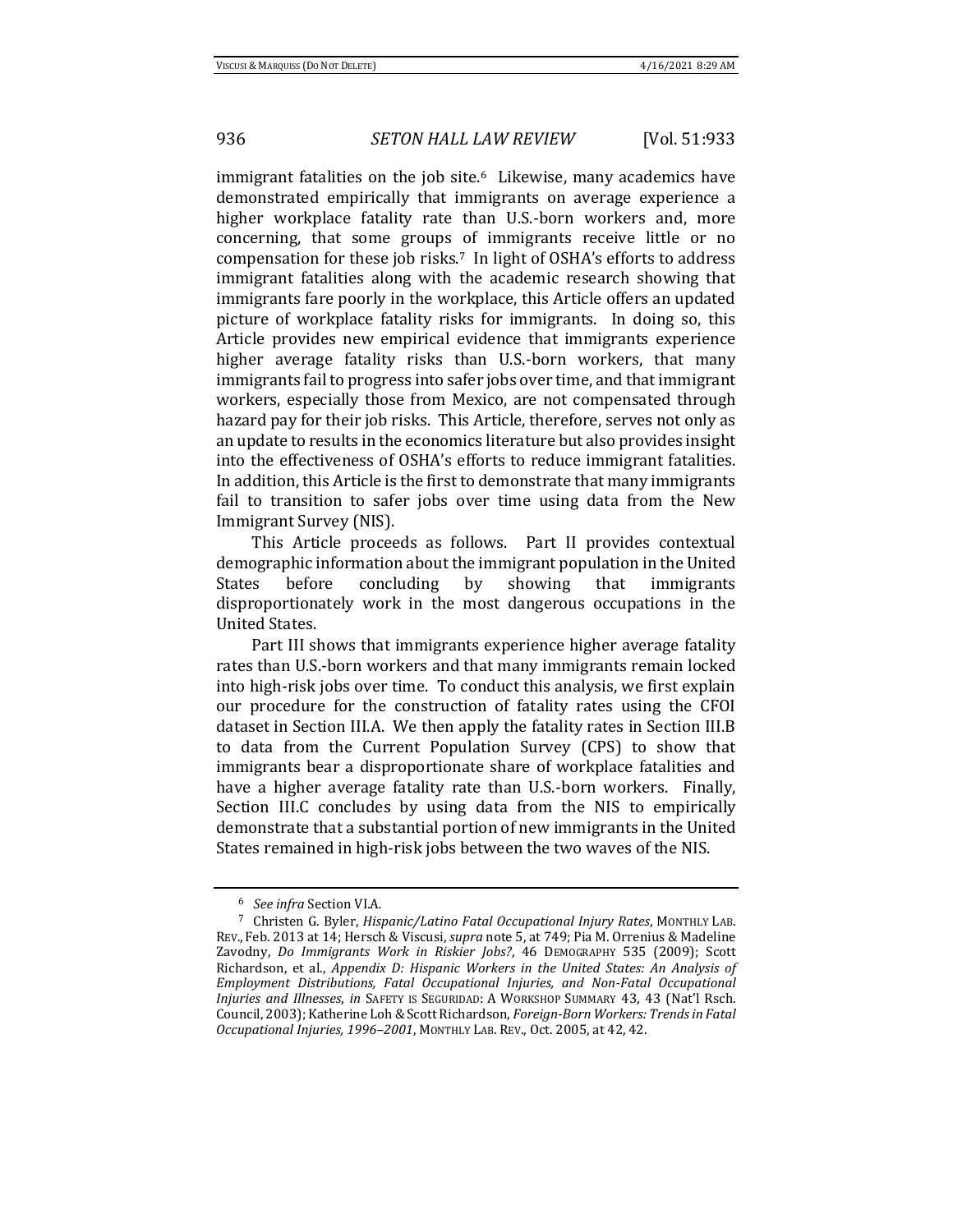immigrant fatalities on the job site.[6] Likewise, many academics have demonstrated empirically that immigrants on average experience a higher workplace fatality rate than U.S.-born workers and, more concerning, that some groups of immigrants receive little or no compensation for these job risks.[7] In light of OSHA's efforts to address immigrant fatalities along with the academic research showing that immigrants fare poorly in the workplace, this Article offers an updated picture of workplace fatality risks for immigrants. In doing so, this Article provides new empirical evidence that immigrants experience higher average fatality risks than U.S.-born workers, that many immigrants fail to progress into safer jobs over time, and that immigrant workers, especially those from Mexico, are not compensated through hazard pay for their job risks. This Article, therefore, serves not only as an update to results in the economics literature but also provides insight into the effectiveness of OSHA's efforts to reduce immigrant fatalities. In addition, this Article is the first to demonstrate that many immigrants fail to transition to safer jobs over time using data from the New Immigrant Survey (NIS).

This Article proceeds as follows. Part II provides contextual demographic information about the immigrant population in the United States before concluding by showing that immigrants disproportionately work in the most dangerous occupations in the United States.

Part III shows that immigrants experience higher average fatality rates than U.S.-born workers and that many immigrants remain locked into high-risk jobs over time. To conduct this analysis, we first explain our procedure for the construction of fatality rates using the CFOI dataset in Section III.A. We then apply the fatality rates in Section III.B to data from the Current Population Survey (CPS) to show that immigrants bear a disproportionate share of workplace fatalities and have a higher average fatality rate than U.S.-born workers. Finally, Section III.C concludes by using data from the NIS to empirically demonstrate that a substantial portion of new immigrants in the United States remained in high-risk jobs between the two waves of the NIS.

---

[6] *See infra* Section VI.A.

[7] Christen G. Byler, *Hispanic/Latino Fatal Occupational Injury Rates*, MONTHLY LAB. REV., Feb. 2013 at 14; Hersch & Viscusi, *supra* note 5, at 749; Pia M. Orrenius & Madeline Zavodny, *Do Immigrants Work in Riskier Jobs?*, 46 DEMOGRAPHY 535 (2009); Scott Richardson, et al., *Appendix D: Hispanic Workers in the United States: An Analysis of Employment Distributions, Fatal Occupational Injuries, and Non-Fatal Occupational Injuries and Illnesses*, *in* SAFETY IS SEGURIDAD: A WORKSHOP SUMMARY 43, 43 (Nat'l Rsch. Council, 2003); Katherine Loh & Scott Richardson, *Foreign-Born Workers: Trends in Fatal Occupational Injuries, 1996–2001*, MONTHLY LAB. REV., Oct. 2005, at 42, 42.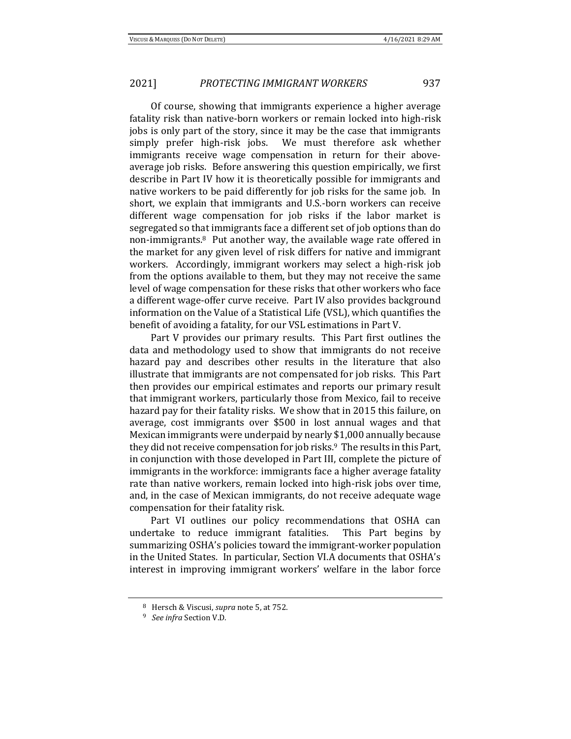Of course, showing that immigrants experience a higher average fatality risk than native-born workers or remain locked into high-risk jobs is only part of the story, since it may be the case that immigrants simply prefer high-risk jobs. We must therefore ask whether immigrants receive wage compensation in return for their above-average job risks. Before answering this question empirically, we first describe in Part IV how it is theoretically possible for immigrants and native workers to be paid differently for job risks for the same job. In short, we explain that immigrants and U.S.-born workers can receive different wage compensation for job risks if the labor market is segregated so that immigrants face a different set of job options than do non-immigrants.[8] Put another way, the available wage rate offered in the market for any given level of risk differs for native and immigrant workers. Accordingly, immigrant workers may select a high-risk job from the options available to them, but they may not receive the same level of wage compensation for these risks that other workers who face a different wage-offer curve receive. Part IV also provides background information on the Value of a Statistical Life (VSL), which quantifies the benefit of avoiding a fatality, for our VSL estimations in Part V.

Part V provides our primary results. This Part first outlines the data and methodology used to show that immigrants do not receive hazard pay and describes other results in the literature that also illustrate that immigrants are not compensated for job risks. This Part then provides our empirical estimates and reports our primary result that immigrant workers, particularly those from Mexico, fail to receive hazard pay for their fatality risks. We show that in 2015 this failure, on average, cost immigrants over $500 in lost annual wages and that Mexican immigrants were underpaid by nearly $1,000 annually because they did not receive compensation for job risks.[9] The results in this Part, in conjunction with those developed in Part III, complete the picture of immigrants in the workforce: immigrants face a higher average fatality rate than native workers, remain locked into high-risk jobs over time, and, in the case of Mexican immigrants, do not receive adequate wage compensation for their fatality risk.

Part VI outlines our policy recommendations that OSHA can undertake to reduce immigrant fatalities. This Part begins by summarizing OSHA's policies toward the immigrant-worker population in the United States. In particular, Section VI.A documents that OSHA's interest in improving immigrant workers' welfare in the labor force

---

[8] Hersch & Viscusi, *supra* note 5, at 752.

[9] *See infra* Section V.D.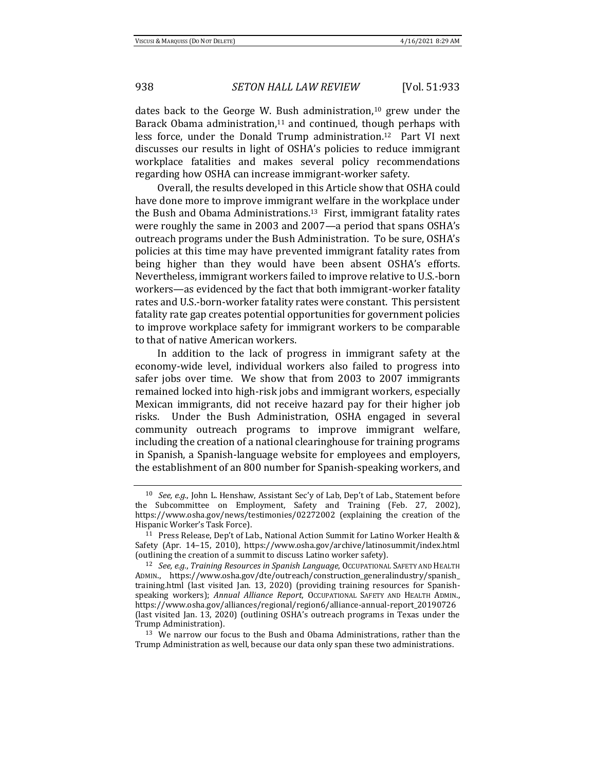dates back to the George W. Bush administration,[10] grew under the Barack Obama administration,[11] and continued, though perhaps with less force, under the Donald Trump administration.[12] Part VI next discusses our results in light of OSHA's policies to reduce immigrant workplace fatalities and makes several policy recommendations regarding how OSHA can increase immigrant-worker safety.

Overall, the results developed in this Article show that OSHA could have done more to improve immigrant welfare in the workplace under the Bush and Obama Administrations.[13] First, immigrant fatality rates were roughly the same in 2003 and 2007—a period that spans OSHA's outreach programs under the Bush Administration. To be sure, OSHA's policies at this time may have prevented immigrant fatality rates from being higher than they would have been absent OSHA's efforts. Nevertheless, immigrant workers failed to improve relative to U.S.-born workers—as evidenced by the fact that both immigrant-worker fatality rates and U.S.-born-worker fatality rates were constant. This persistent fatality rate gap creates potential opportunities for government policies to improve workplace safety for immigrant workers to be comparable to that of native American workers.

In addition to the lack of progress in immigrant safety at the economy-wide level, individual workers also failed to progress into safer jobs over time. We show that from 2003 to 2007 immigrants remained locked into high-risk jobs and immigrant workers, especially Mexican immigrants, did not receive hazard pay for their higher job risks. Under the Bush Administration, OSHA engaged in several community outreach programs to improve immigrant welfare, including the creation of a national clearinghouse for training programs in Spanish, a Spanish-language website for employees and employers, the establishment of an 800 number for Spanish-speaking workers, and

---

[10] *See, e.g.*, John L. Henshaw, Assistant Sec'y of Lab, Dep't of Lab., Statement before the Subcommittee on Employment, Safety and Training (Feb. 27, 2002), https://www.osha.gov/news/testimonies/02272002 (explaining the creation of the Hispanic Worker's Task Force).

[11] Press Release, Dep't of Lab., National Action Summit for Latino Worker Health & Safety (Apr. 14–15, 2010), https://www.osha.gov/archive/latinosummit/index.html (outlining the creation of a summit to discuss Latino worker safety).

[12] *See, e.g.*, *Training Resources in Spanish Language*, OCCUPATIONAL SAFETY AND HEALTH ADMIN., https://www.osha.gov/dte/outreach/construction_generalindustry/spanish_training.html (last visited Jan. 13, 2020) (providing training resources for Spanish-speaking workers); *Annual Alliance Report*, OCCUPATIONAL SAFETY AND HEALTH ADMIN., https://www.osha.gov/alliances/regional/region6/alliance-annual-report_20190726 (last visited Jan. 13, 2020) (outlining OSHA's outreach programs in Texas under the Trump Administration).

[13] We narrow our focus to the Bush and Obama Administrations, rather than the Trump Administration as well, because our data only span these two administrations.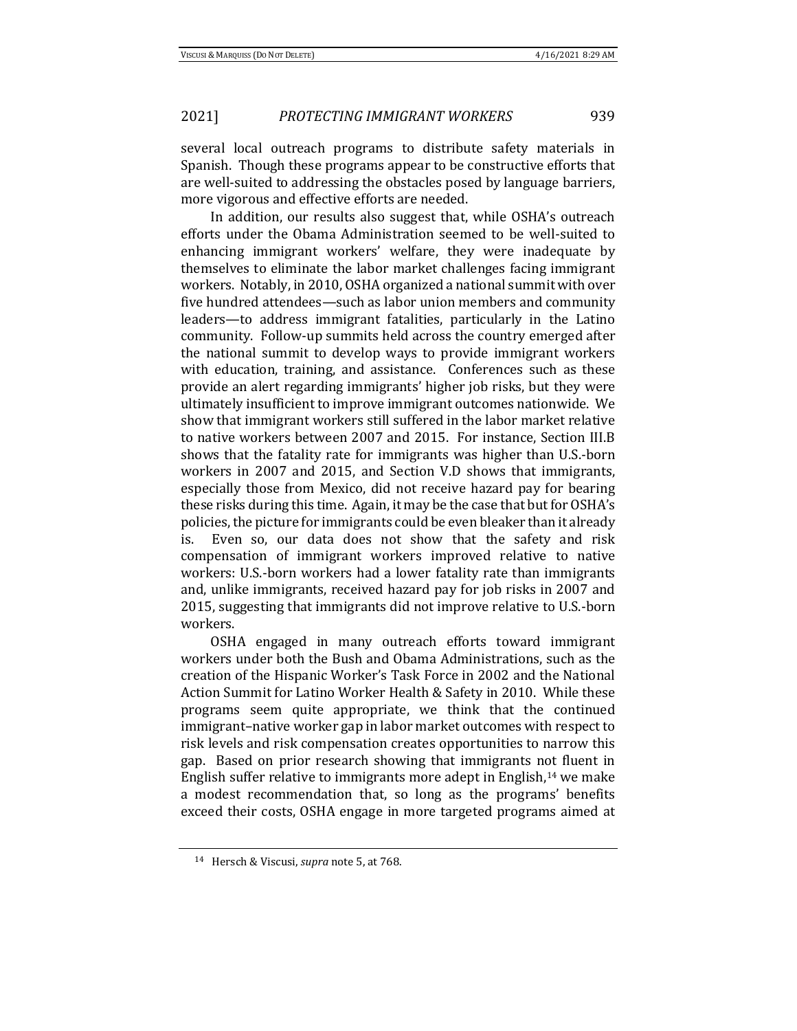several local outreach programs to distribute safety materials in Spanish. Though these programs appear to be constructive efforts that are well-suited to addressing the obstacles posed by language barriers, more vigorous and effective efforts are needed.

In addition, our results also suggest that, while OSHA's outreach efforts under the Obama Administration seemed to be well-suited to enhancing immigrant workers' welfare, they were inadequate by themselves to eliminate the labor market challenges facing immigrant workers. Notably, in 2010, OSHA organized a national summit with over five hundred attendees—such as labor union members and community leaders—to address immigrant fatalities, particularly in the Latino community. Follow-up summits held across the country emerged after the national summit to develop ways to provide immigrant workers with education, training, and assistance. Conferences such as these provide an alert regarding immigrants' higher job risks, but they were ultimately insufficient to improve immigrant outcomes nationwide. We show that immigrant workers still suffered in the labor market relative to native workers between 2007 and 2015. For instance, Section III.B shows that the fatality rate for immigrants was higher than U.S.-born workers in 2007 and 2015, and Section V.D shows that immigrants, especially those from Mexico, did not receive hazard pay for bearing these risks during this time. Again, it may be the case that but for OSHA's policies, the picture for immigrants could be even bleaker than it already is. Even so, our data does not show that the safety and risk compensation of immigrant workers improved relative to native workers: U.S.-born workers had a lower fatality rate than immigrants and, unlike immigrants, received hazard pay for job risks in 2007 and 2015, suggesting that immigrants did not improve relative to U.S.-born workers.

OSHA engaged in many outreach efforts toward immigrant workers under both the Bush and Obama Administrations, such as the creation of the Hispanic Worker's Task Force in 2002 and the National Action Summit for Latino Worker Health & Safety in 2010. While these programs seem quite appropriate, we think that the continued immigrant–native worker gap in labor market outcomes with respect to risk levels and risk compensation creates opportunities to narrow this gap. Based on prior research showing that immigrants not fluent in English suffer relative to immigrants more adept in English,[14] we make a modest recommendation that, so long as the programs' benefits exceed their costs, OSHA engage in more targeted programs aimed at

[14] Hersch & Viscusi, *supra* note 5, at 768.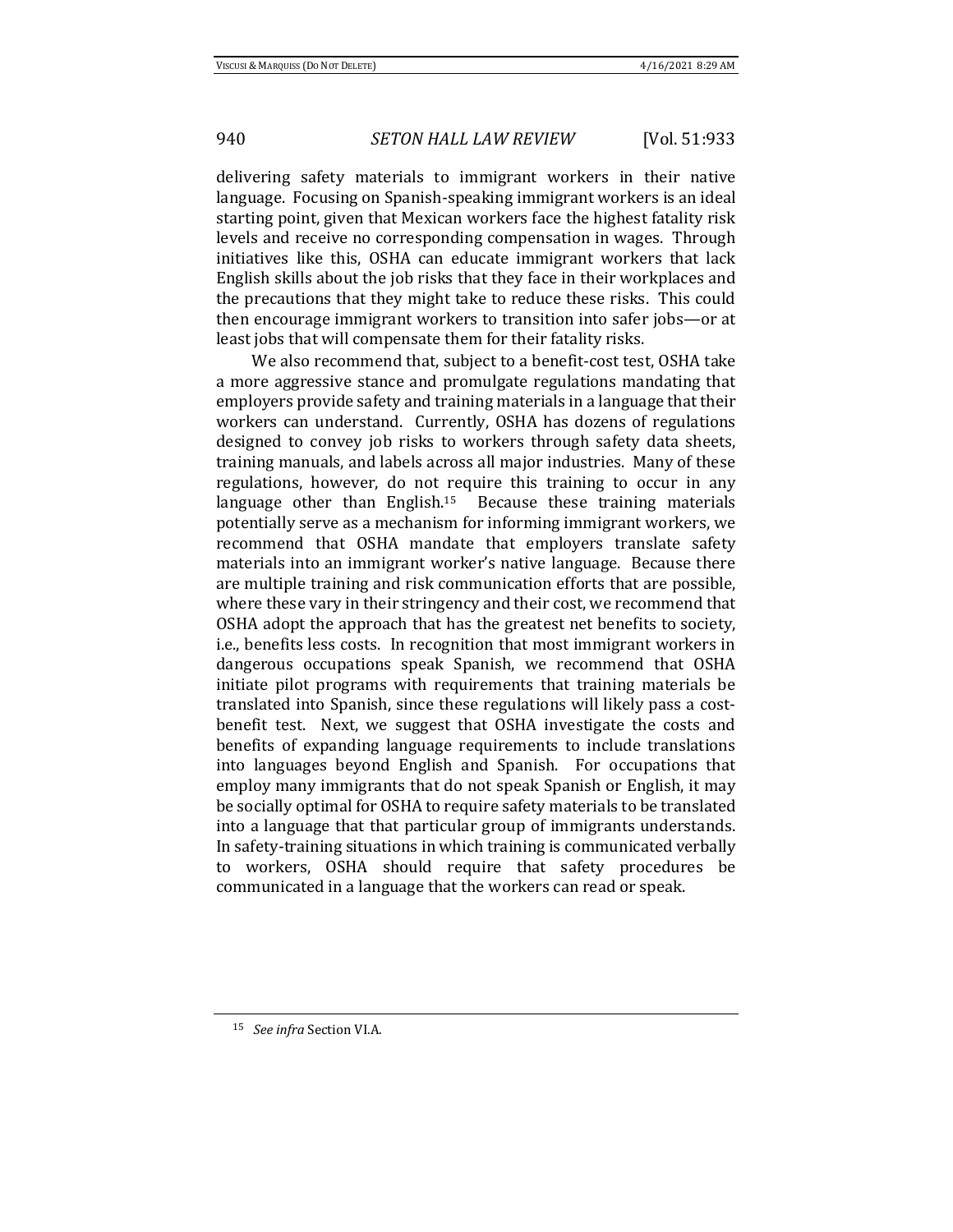delivering safety materials to immigrant workers in their native language. Focusing on Spanish-speaking immigrant workers is an ideal starting point, given that Mexican workers face the highest fatality risk levels and receive no corresponding compensation in wages. Through initiatives like this, OSHA can educate immigrant workers that lack English skills about the job risks that they face in their workplaces and the precautions that they might take to reduce these risks. This could then encourage immigrant workers to transition into safer jobs—or at least jobs that will compensate them for their fatality risks.

We also recommend that, subject to a benefit-cost test, OSHA take a more aggressive stance and promulgate regulations mandating that employers provide safety and training materials in a language that their workers can understand. Currently, OSHA has dozens of regulations designed to convey job risks to workers through safety data sheets, training manuals, and labels across all major industries. Many of these regulations, however, do not require this training to occur in any language other than English.[15] Because these training materials potentially serve as a mechanism for informing immigrant workers, we recommend that OSHA mandate that employers translate safety materials into an immigrant worker's native language. Because there are multiple training and risk communication efforts that are possible, where these vary in their stringency and their cost, we recommend that OSHA adopt the approach that has the greatest net benefits to society, i.e., benefits less costs. In recognition that most immigrant workers in dangerous occupations speak Spanish, we recommend that OSHA initiate pilot programs with requirements that training materials be translated into Spanish, since these regulations will likely pass a cost-benefit test. Next, we suggest that OSHA investigate the costs and benefits of expanding language requirements to include translations into languages beyond English and Spanish. For occupations that employ many immigrants that do not speak Spanish or English, it may be socially optimal for OSHA to require safety materials to be translated into a language that that particular group of immigrants understands. In safety-training situations in which training is communicated verbally to workers, OSHA should require that safety procedures be communicated in a language that the workers can read or speak.

---

[15] *See infra* Section VI.A.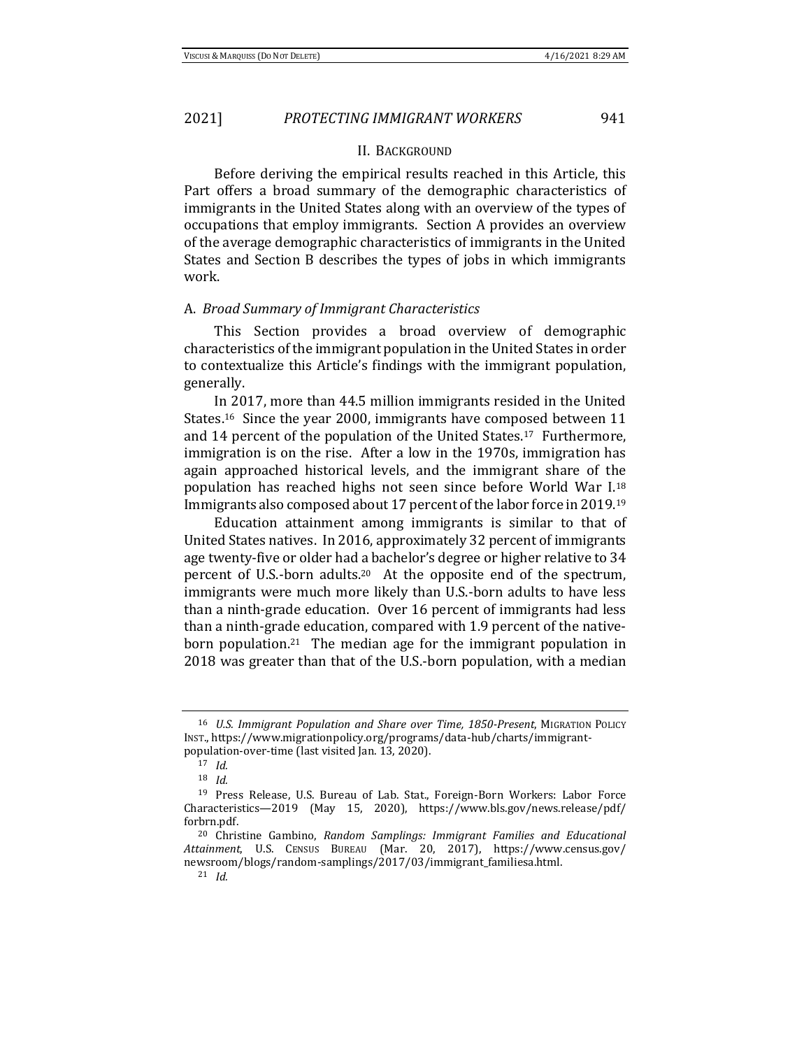## II. Background

Before deriving the empirical results reached in this Article, this Part offers a broad summary of the demographic characteristics of immigrants in the United States along with an overview of the types of occupations that employ immigrants. Section A provides an overview of the average demographic characteristics of immigrants in the United States and Section B describes the types of jobs in which immigrants work.

### A. *Broad Summary of Immigrant Characteristics*

This Section provides a broad overview of demographic characteristics of the immigrant population in the United States in order to contextualize this Article's findings with the immigrant population, generally.

In 2017, more than 44.5 million immigrants resided in the United States.[16] Since the year 2000, immigrants have composed between 11 and 14 percent of the population of the United States.[17] Furthermore, immigration is on the rise. After a low in the 1970s, immigration has again approached historical levels, and the immigrant share of the population has reached highs not seen since before World War I.[18] Immigrants also composed about 17 percent of the labor force in 2019.[19]

Education attainment among immigrants is similar to that of United States natives. In 2016, approximately 32 percent of immigrants age twenty-five or older had a bachelor's degree or higher relative to 34 percent of U.S.-born adults.[20] At the opposite end of the spectrum, immigrants were much more likely than U.S.-born adults to have less than a ninth-grade education. Over 16 percent of immigrants had less than a ninth-grade education, compared with 1.9 percent of the native-born population.[21] The median age for the immigrant population in 2018 was greater than that of the U.S.-born population, with a median

---

[16] *U.S. Immigrant Population and Share over Time, 1850-Present*, Migration Policy Inst., https://www.migrationpolicy.org/programs/data-hub/charts/immigrant-population-over-time (last visited Jan. 13, 2020).

[17] *Id.*

[18] *Id.*

[19] Press Release, U.S. Bureau of Lab. Stat., Foreign-Born Workers: Labor Force Characteristics—2019 (May 15, 2020), https://www.bls.gov/news.release/pdf/forbrn.pdf.

[20] Christine Gambino, *Random Samplings: Immigrant Families and Educational Attainment*, U.S. Census Bureau (Mar. 20, 2017), https://www.census.gov/newsroom/blogs/random-samplings/2017/03/immigrant_familiesa.html.

[21] *Id.*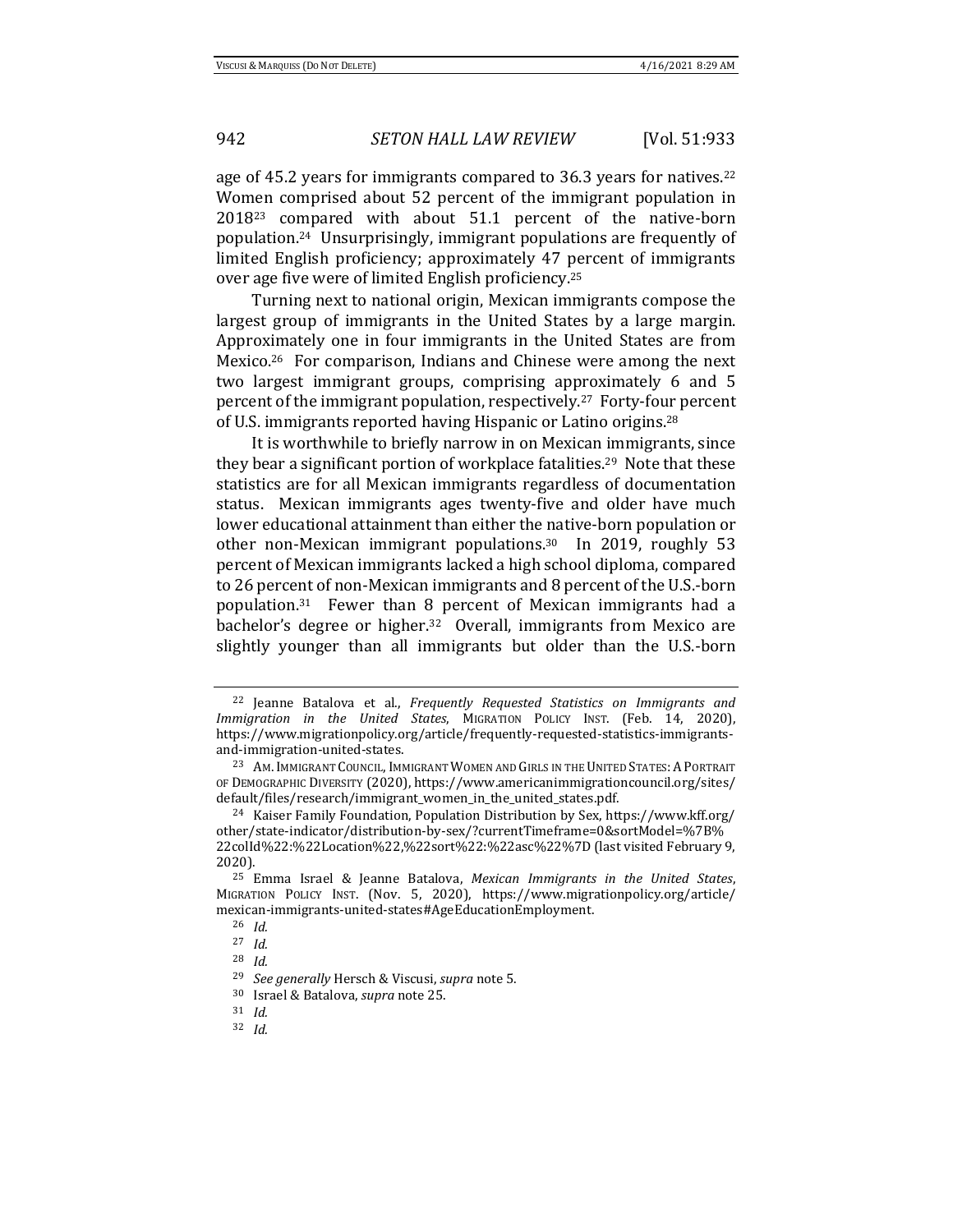age of 45.2 years for immigrants compared to 36.3 years for natives.[22] Women comprised about 52 percent of the immigrant population in 2018[23] compared with about 51.1 percent of the native-born population.[24] Unsurprisingly, immigrant populations are frequently of limited English proficiency; approximately 47 percent of immigrants over age five were of limited English proficiency.[25]

Turning next to national origin, Mexican immigrants compose the largest group of immigrants in the United States by a large margin. Approximately one in four immigrants in the United States are from Mexico.[26] For comparison, Indians and Chinese were among the next two largest immigrant groups, comprising approximately 6 and 5 percent of the immigrant population, respectively.[27] Forty-four percent of U.S. immigrants reported having Hispanic or Latino origins.[28]

It is worthwhile to briefly narrow in on Mexican immigrants, since they bear a significant portion of workplace fatalities.[29] Note that these statistics are for all Mexican immigrants regardless of documentation status. Mexican immigrants ages twenty-five and older have much lower educational attainment than either the native-born population or other non-Mexican immigrant populations.[30] In 2019, roughly 53 percent of Mexican immigrants lacked a high school diploma, compared to 26 percent of non-Mexican immigrants and 8 percent of the U.S.-born population.[31] Fewer than 8 percent of Mexican immigrants had a bachelor's degree or higher.[32] Overall, immigrants from Mexico are slightly younger than all immigrants but older than the U.S.-born

---

[22] Jeanne Batalova et al., *Frequently Requested Statistics on Immigrants and Immigration in the United States*, MIGRATION POLICY INST. (Feb. 14, 2020), https://www.migrationpolicy.org/article/frequently-requested-statistics-immigrants-and-immigration-united-states.

[23] AM. IMMIGRANT COUNCIL, IMMIGRANT WOMEN AND GIRLS IN THE UNITED STATES: A PORTRAIT OF DEMOGRAPHIC DIVERSITY (2020), https://www.americanimmigrationcouncil.org/sites/default/files/research/immigrant_women_in_the_united_states.pdf.

[24] Kaiser Family Foundation, Population Distribution by Sex, https://www.kff.org/other/state-indicator/distribution-by-sex/?currentTimeframe=0&sortModel=%7B%22colId%22:%22Location%22,%22sort%22:%22asc%22%7D (last visited February 9, 2020).

[25] Emma Israel & Jeanne Batalova, *Mexican Immigrants in the United States*, MIGRATION POLICY INST. (Nov. 5, 2020), https://www.migrationpolicy.org/article/mexican-immigrants-united-states#AgeEducationEmployment.

[26] *Id.*

[27] *Id.*

[28] *Id.*

[29] *See generally* Hersch & Viscusi, *supra* note 5.

[30] Israel & Batalova, *supra* note 25.

[31] *Id.*

[32] *Id.*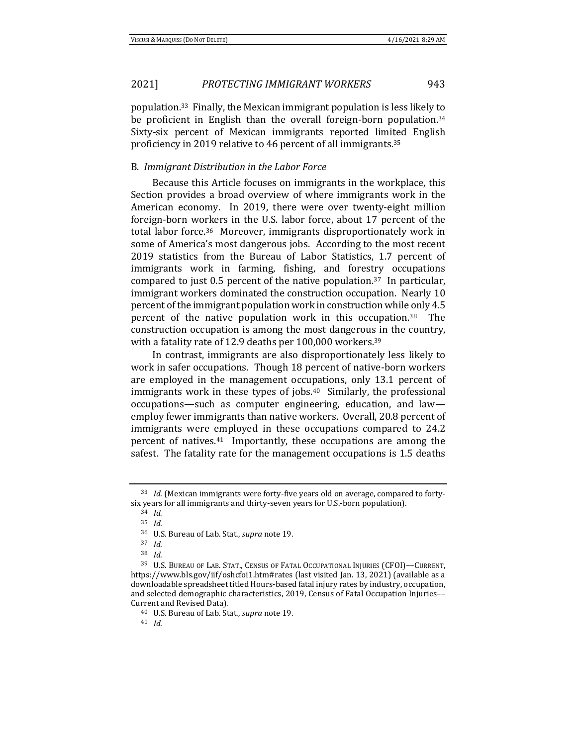population.[33] Finally, the Mexican immigrant population is less likely to be proficient in English than the overall foreign-born population.[34] Sixty-six percent of Mexican immigrants reported limited English proficiency in 2019 relative to 46 percent of all immigrants.[35]

### B. *Immigrant Distribution in the Labor Force*

Because this Article focuses on immigrants in the workplace, this Section provides a broad overview of where immigrants work in the American economy. In 2019, there were over twenty-eight million foreign-born workers in the U.S. labor force, about 17 percent of the total labor force.[36] Moreover, immigrants disproportionately work in some of America's most dangerous jobs. According to the most recent 2019 statistics from the Bureau of Labor Statistics, 1.7 percent of immigrants work in farming, fishing, and forestry occupations compared to just 0.5 percent of the native population.[37] In particular, immigrant workers dominated the construction occupation. Nearly 10 percent of the immigrant population work in construction while only 4.5 percent of the native population work in this occupation.[38] The construction occupation is among the most dangerous in the country, with a fatality rate of 12.9 deaths per 100,000 workers.[39]

In contrast, immigrants are also disproportionately less likely to work in safer occupations. Though 18 percent of native-born workers are employed in the management occupations, only 13.1 percent of immigrants work in these types of jobs.[40] Similarly, the professional occupations—such as computer engineering, education, and law—employ fewer immigrants than native workers. Overall, 20.8 percent of immigrants were employed in these occupations compared to 24.2 percent of natives.[41] Importantly, these occupations are among the safest. The fatality rate for the management occupations is 1.5 deaths

---

[33] *Id.* (Mexican immigrants were forty-five years old on average, compared to forty-six years for all immigrants and thirty-seven years for U.S.-born population).

[34] *Id.*

[35] *Id.*

[36] U.S. Bureau of Lab. Stat., *supra* note 19.

[37] *Id.*

[38] *Id.*

[39] U.S. BUREAU OF LAB. STAT., CENSUS OF FATAL OCCUPATIONAL INJURIES (CFOI)––CURRENT, https://www.bls.gov/iif/oshcfoi1.htm#rates (last visited Jan. 13, 2021) (available as a downloadable spreadsheet titled Hours-based fatal injury rates by industry, occupation, and selected demographic characteristics, 2019, Census of Fatal Occupation Injuries––Current and Revised Data).

[40] U.S. Bureau of Lab. Stat., *supra* note 19.

[41] *Id.*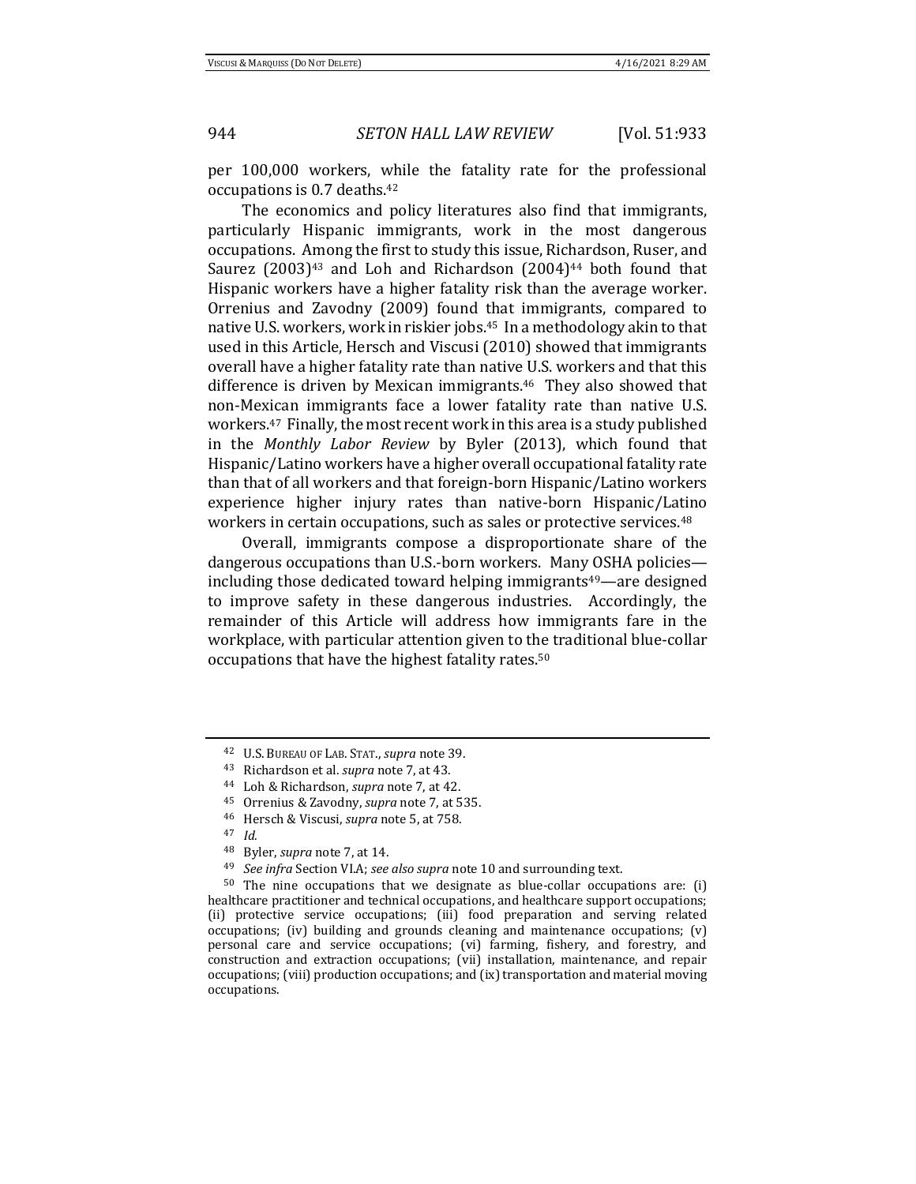per 100,000 workers, while the fatality rate for the professional occupations is 0.7 deaths.[42]

The economics and policy literatures also find that immigrants, particularly Hispanic immigrants, work in the most dangerous occupations. Among the first to study this issue, Richardson, Ruser, and Saurez (2003)[43] and Loh and Richardson (2004)[44] both found that Hispanic workers have a higher fatality risk than the average worker. Orrenius and Zavodny (2009) found that immigrants, compared to native U.S. workers, work in riskier jobs.[45] In a methodology akin to that used in this Article, Hersch and Viscusi (2010) showed that immigrants overall have a higher fatality rate than native U.S. workers and that this difference is driven by Mexican immigrants.[46] They also showed that non-Mexican immigrants face a lower fatality rate than native U.S. workers.[47] Finally, the most recent work in this area is a study published in the *Monthly Labor Review* by Byler (2013), which found that Hispanic/Latino workers have a higher overall occupational fatality rate than that of all workers and that foreign-born Hispanic/Latino workers experience higher injury rates than native-born Hispanic/Latino workers in certain occupations, such as sales or protective services.[48]

Overall, immigrants compose a disproportionate share of the dangerous occupations than U.S.-born workers. Many OSHA policies—including those dedicated toward helping immigrants[49]—are designed to improve safety in these dangerous industries. Accordingly, the remainder of this Article will address how immigrants fare in the workplace, with particular attention given to the traditional blue-collar occupations that have the highest fatality rates.[50]

---

[42] U.S. BUREAU OF LAB. STAT., *supra* note 39.

[43] Richardson et al. *supra* note 7, at 43.

[44] Loh & Richardson, *supra* note 7, at 42.

[45] Orrenius & Zavodny, *supra* note 7, at 535.

[46] Hersch & Viscusi, *supra* note 5, at 758.

[47] *Id.*

[48] Byler, *supra* note 7, at 14.

[49] *See infra* Section VI.A; *see also supra* note 10 and surrounding text.

[50] The nine occupations that we designate as blue-collar occupations are: (i) healthcare practitioner and technical occupations, and healthcare support occupations; (ii) protective service occupations; (iii) food preparation and serving related occupations; (iv) building and grounds cleaning and maintenance occupations; (v) personal care and service occupations; (vi) farming, fishery, and forestry, and construction and extraction occupations; (vii) installation, maintenance, and repair occupations; (viii) production occupations; and (ix) transportation and material moving occupations.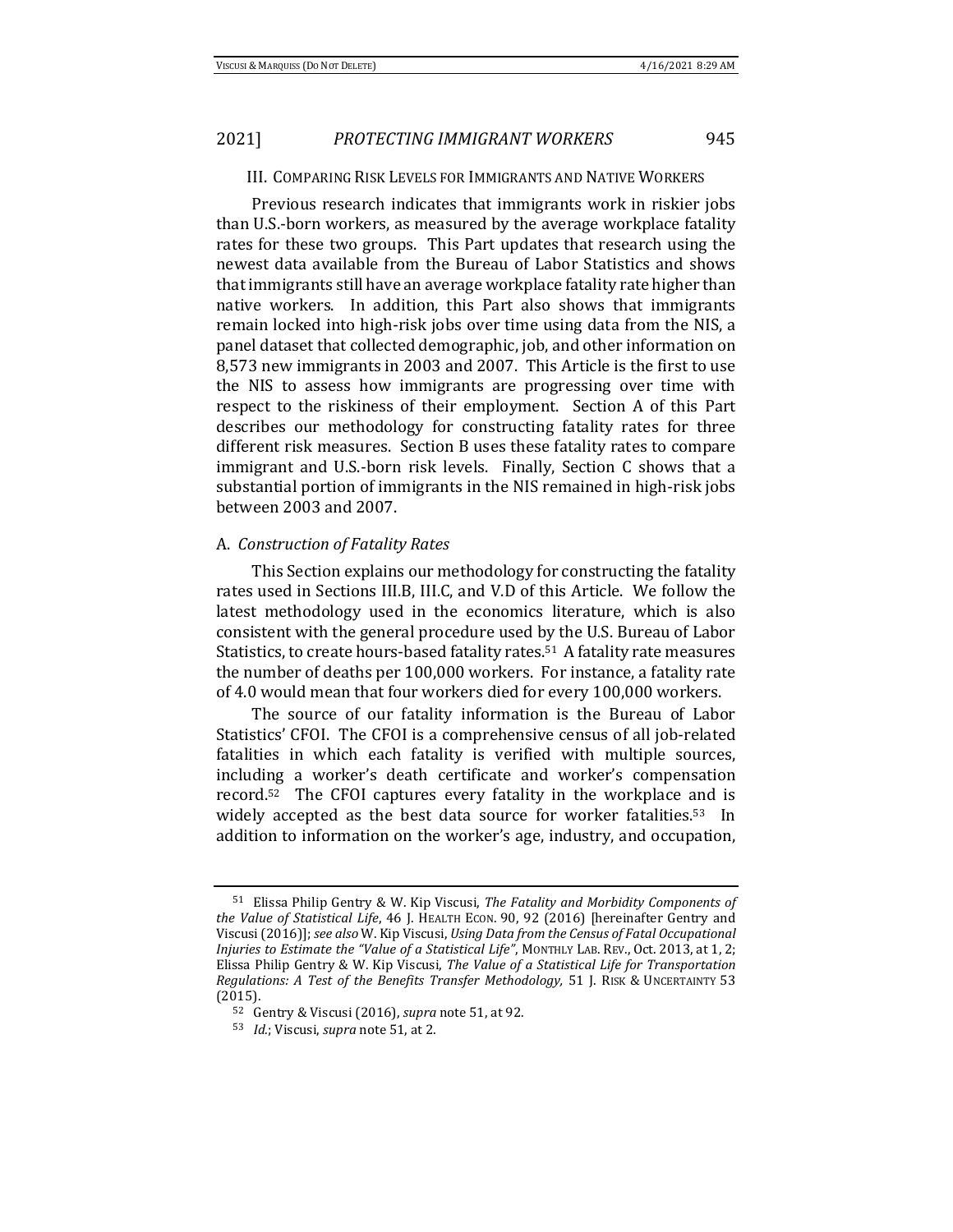### III. Comparing Risk Levels for Immigrants and Native Workers

Previous research indicates that immigrants work in riskier jobs than U.S.-born workers, as measured by the average workplace fatality rates for these two groups. This Part updates that research using the newest data available from the Bureau of Labor Statistics and shows that immigrants still have an average workplace fatality rate higher than native workers. In addition, this Part also shows that immigrants remain locked into high-risk jobs over time using data from the NIS, a panel dataset that collected demographic, job, and other information on 8,573 new immigrants in 2003 and 2007. This Article is the first to use the NIS to assess how immigrants are progressing over time with respect to the riskiness of their employment. Section A of this Part describes our methodology for constructing fatality rates for three different risk measures. Section B uses these fatality rates to compare immigrant and U.S.-born risk levels. Finally, Section C shows that a substantial portion of immigrants in the NIS remained in high-risk jobs between 2003 and 2007.

#### A. *Construction of Fatality Rates*

This Section explains our methodology for constructing the fatality rates used in Sections III.B, III.C, and V.D of this Article. We follow the latest methodology used in the economics literature, which is also consistent with the general procedure used by the U.S. Bureau of Labor Statistics, to create hours-based fatality rates.[51] A fatality rate measures the number of deaths per 100,000 workers. For instance, a fatality rate of 4.0 would mean that four workers died for every 100,000 workers.

The source of our fatality information is the Bureau of Labor Statistics' CFOI. The CFOI is a comprehensive census of all job-related fatalities in which each fatality is verified with multiple sources, including a worker's death certificate and worker's compensation record.[52] The CFOI captures every fatality in the workplace and is widely accepted as the best data source for worker fatalities.[53] In addition to information on the worker's age, industry, and occupation,

---

[51] Elissa Philip Gentry & W. Kip Viscusi, *The Fatality and Morbidity Components of the Value of Statistical Life*, 46 J. Health Econ. 90, 92 (2016) [hereinafter Gentry and Viscusi (2016)]; *see also* W. Kip Viscusi, *Using Data from the Census of Fatal Occupational Injuries to Estimate the "Value of a Statistical Life"*, Monthly Lab. Rev., Oct. 2013, at 1, 2; Elissa Philip Gentry & W. Kip Viscusi, *The Value of a Statistical Life for Transportation Regulations: A Test of the Benefits Transfer Methodology,* 51 J. Risk & Uncertainty 53 (2015).

[52] Gentry & Viscusi (2016), *supra* note 51, at 92.

[53] *Id.*; Viscusi, *supra* note 51, at 2.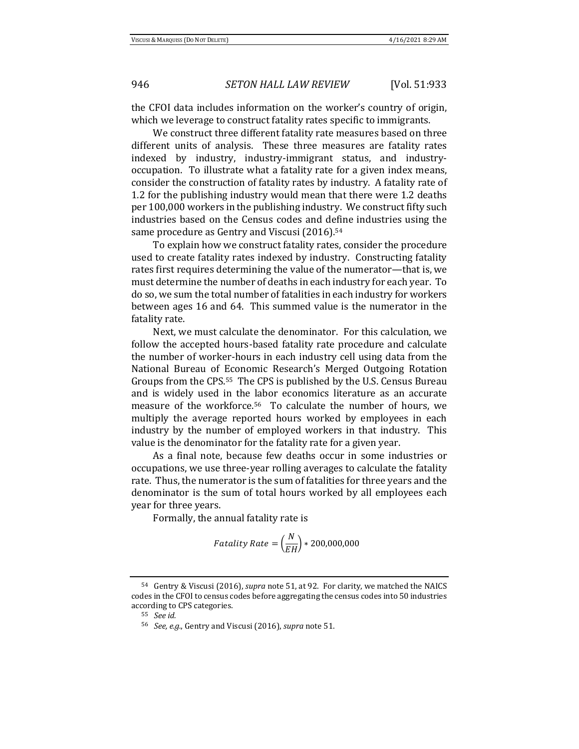the CFOI data includes information on the worker's country of origin, which we leverage to construct fatality rates specific to immigrants.

We construct three different fatality rate measures based on three different units of analysis. These three measures are fatality rates indexed by industry, industry-immigrant status, and industry-occupation. To illustrate what a fatality rate for a given index means, consider the construction of fatality rates by industry. A fatality rate of 1.2 for the publishing industry would mean that there were 1.2 deaths per 100,000 workers in the publishing industry. We construct fifty such industries based on the Census codes and define industries using the same procedure as Gentry and Viscusi (2016).[54]

To explain how we construct fatality rates, consider the procedure used to create fatality rates indexed by industry. Constructing fatality rates first requires determining the value of the numerator—that is, we must determine the number of deaths in each industry for each year. To do so, we sum the total number of fatalities in each industry for workers between ages 16 and 64. This summed value is the numerator in the fatality rate.

Next, we must calculate the denominator. For this calculation, we follow the accepted hours-based fatality rate procedure and calculate the number of worker-hours in each industry cell using data from the National Bureau of Economic Research's Merged Outgoing Rotation Groups from the CPS.[55] The CPS is published by the U.S. Census Bureau and is widely used in the labor economics literature as an accurate measure of the workforce.[56] To calculate the number of hours, we multiply the average reported hours worked by employees in each industry by the number of employed workers in that industry. This value is the denominator for the fatality rate for a given year.

As a final note, because few deaths occur in some industries or occupations, we use three-year rolling averages to calculate the fatality rate. Thus, the numerator is the sum of fatalities for three years and the denominator is the sum of total hours worked by all employees each year for three years.

Formally, the annual fatality rate is

$$Fatality\ Rate = \left(\frac{N}{EH}\right) * 200{,}000{,}000$$

---

[54] Gentry & Viscusi (2016), *supra* note 51, at 92. For clarity, we matched the NAICS codes in the CFOI to census codes before aggregating the census codes into 50 industries according to CPS categories.

[55] *See id.*

[56] *See, e.g.*, Gentry and Viscusi (2016), *supra* note 51.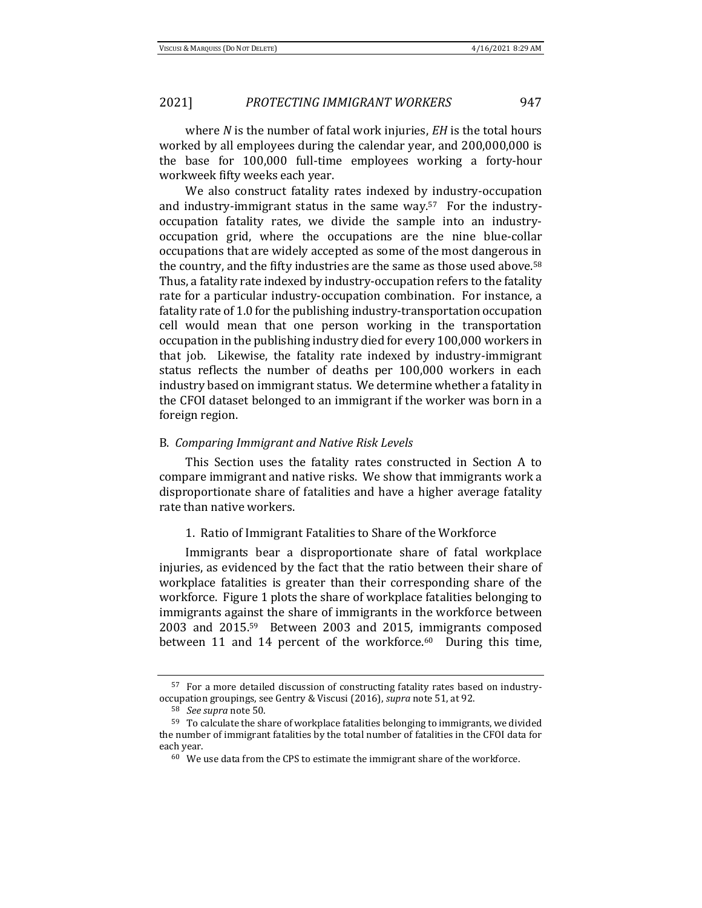where $N$ is the number of fatal work injuries, $EH$ is the total hours worked by all employees during the calendar year, and 200,000,000 is the base for 100,000 full-time employees working a forty-hour workweek fifty weeks each year.

We also construct fatality rates indexed by industry-occupation and industry-immigrant status in the same way.[57] For the industry-occupation fatality rates, we divide the sample into an industry-occupation grid, where the occupations are the nine blue-collar occupations that are widely accepted as some of the most dangerous in the country, and the fifty industries are the same as those used above.[58] Thus, a fatality rate indexed by industry-occupation refers to the fatality rate for a particular industry-occupation combination. For instance, a fatality rate of 1.0 for the publishing industry-transportation occupation cell would mean that one person working in the transportation occupation in the publishing industry died for every 100,000 workers in that job. Likewise, the fatality rate indexed by industry-immigrant status reflects the number of deaths per 100,000 workers in each industry based on immigrant status. We determine whether a fatality in the CFOI dataset belonged to an immigrant if the worker was born in a foreign region.

## B. *Comparing Immigrant and Native Risk Levels*

This Section uses the fatality rates constructed in Section A to compare immigrant and native risks. We show that immigrants work a disproportionate share of fatalities and have a higher average fatality rate than native workers.

### 1. Ratio of Immigrant Fatalities to Share of the Workforce

Immigrants bear a disproportionate share of fatal workplace injuries, as evidenced by the fact that the ratio between their share of workplace fatalities is greater than their corresponding share of the workforce. Figure 1 plots the share of workplace fatalities belonging to immigrants against the share of immigrants in the workforce between 2003 and 2015.[59] Between 2003 and 2015, immigrants composed between 11 and 14 percent of the workforce.[60] During this time,

---

[57] For a more detailed discussion of constructing fatality rates based on industry-occupation groupings, see Gentry & Viscusi (2016), *supra* note 51, at 92.

[58] *See supra* note 50.

[59] To calculate the share of workplace fatalities belonging to immigrants, we divided the number of immigrant fatalities by the total number of fatalities in the CFOI data for each year.

[60] We use data from the CPS to estimate the immigrant share of the workforce.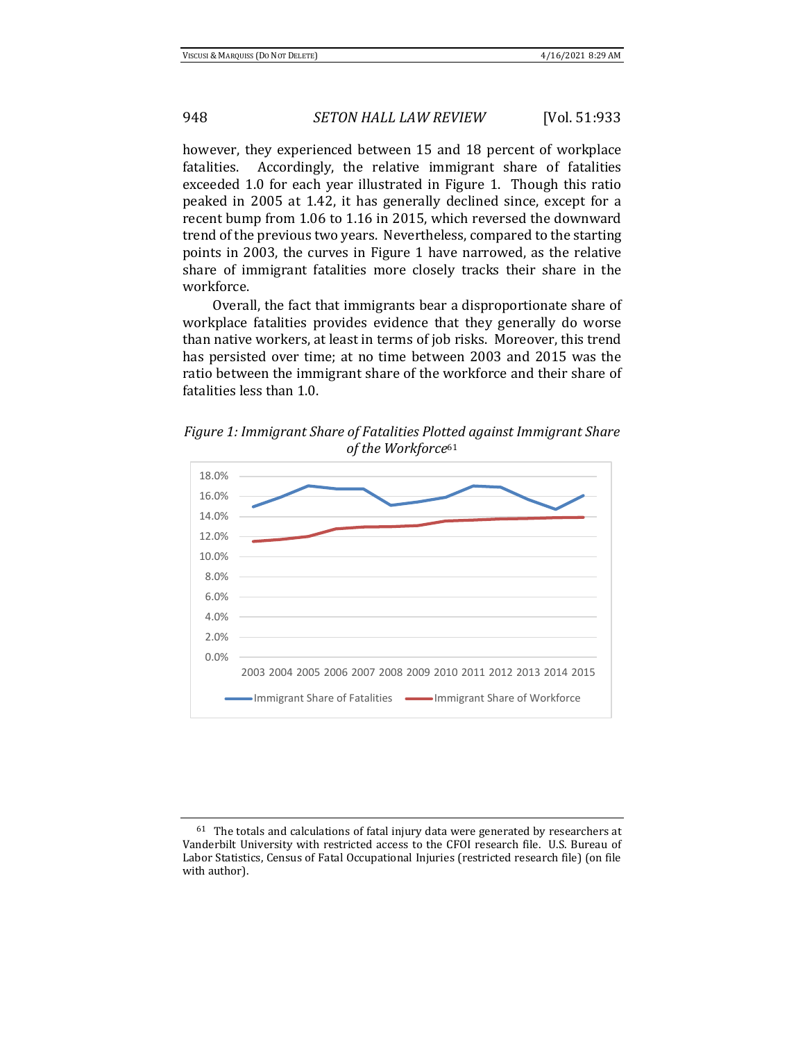however, they experienced between 15 and 18 percent of workplace fatalities. Accordingly, the relative immigrant share of fatalities exceeded 1.0 for each year illustrated in Figure 1. Though this ratio peaked in 2005 at 1.42, it has generally declined since, except for a recent bump from 1.06 to 1.16 in 2015, which reversed the downward trend of the previous two years. Nevertheless, compared to the starting points in 2003, the curves in Figure 1 have narrowed, as the relative share of immigrant fatalities more closely tracks their share in the workforce.

Overall, the fact that immigrants bear a disproportionate share of workplace fatalities provides evidence that they generally do worse than native workers, at least in terms of job risks. Moreover, this trend has persisted over time; at no time between 2003 and 2015 was the ratio between the immigrant share of the workforce and their share of fatalities less than 1.0.

*Figure 1: Immigrant Share of Fatalities Plotted against Immigrant Share of the Workforce*[61]

[61] The totals and calculations of fatal injury data were generated by researchers at Vanderbilt University with restricted access to the CFOI research file. U.S. Bureau of Labor Statistics, Census of Fatal Occupational Injuries (restricted research file) (on file with author).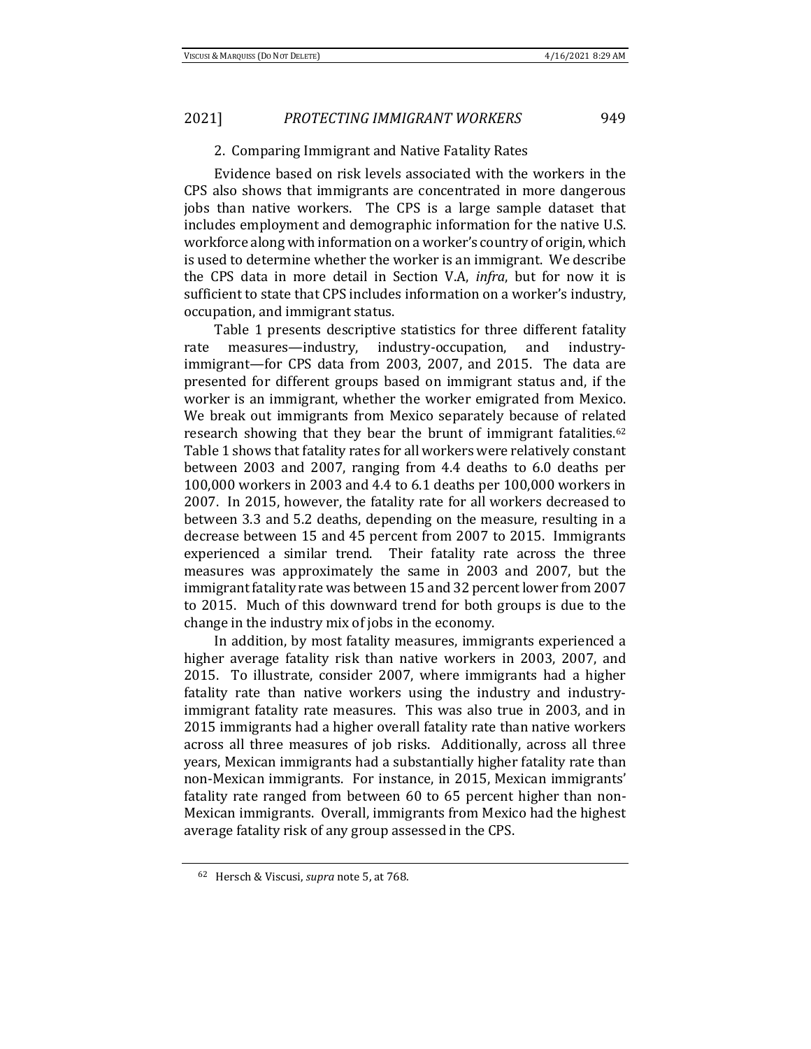### 2. Comparing Immigrant and Native Fatality Rates

Evidence based on risk levels associated with the workers in the CPS also shows that immigrants are concentrated in more dangerous jobs than native workers. The CPS is a large sample dataset that includes employment and demographic information for the native U.S. workforce along with information on a worker's country of origin, which is used to determine whether the worker is an immigrant. We describe the CPS data in more detail in Section V.A, *infra*, but for now it is sufficient to state that CPS includes information on a worker's industry, occupation, and immigrant status.

Table 1 presents descriptive statistics for three different fatality rate measures—industry, industry-occupation, and industry-immigrant—for CPS data from 2003, 2007, and 2015. The data are presented for different groups based on immigrant status and, if the worker is an immigrant, whether the worker emigrated from Mexico. We break out immigrants from Mexico separately because of related research showing that they bear the brunt of immigrant fatalities.[62] Table 1 shows that fatality rates for all workers were relatively constant between 2003 and 2007, ranging from 4.4 deaths to 6.0 deaths per 100,000 workers in 2003 and 4.4 to 6.1 deaths per 100,000 workers in 2007. In 2015, however, the fatality rate for all workers decreased to between 3.3 and 5.2 deaths, depending on the measure, resulting in a decrease between 15 and 45 percent from 2007 to 2015. Immigrants experienced a similar trend. Their fatality rate across the three measures was approximately the same in 2003 and 2007, but the immigrant fatality rate was between 15 and 32 percent lower from 2007 to 2015. Much of this downward trend for both groups is due to the change in the industry mix of jobs in the economy.

In addition, by most fatality measures, immigrants experienced a higher average fatality risk than native workers in 2003, 2007, and 2015. To illustrate, consider 2007, where immigrants had a higher fatality rate than native workers using the industry and industry-immigrant fatality rate measures. This was also true in 2003, and in 2015 immigrants had a higher overall fatality rate than native workers across all three measures of job risks. Additionally, across all three years, Mexican immigrants had a substantially higher fatality rate than non-Mexican immigrants. For instance, in 2015, Mexican immigrants' fatality rate ranged from between 60 to 65 percent higher than non-Mexican immigrants. Overall, immigrants from Mexico had the highest average fatality risk of any group assessed in the CPS.

---

[62] Hersch & Viscusi, *supra* note 5, at 768.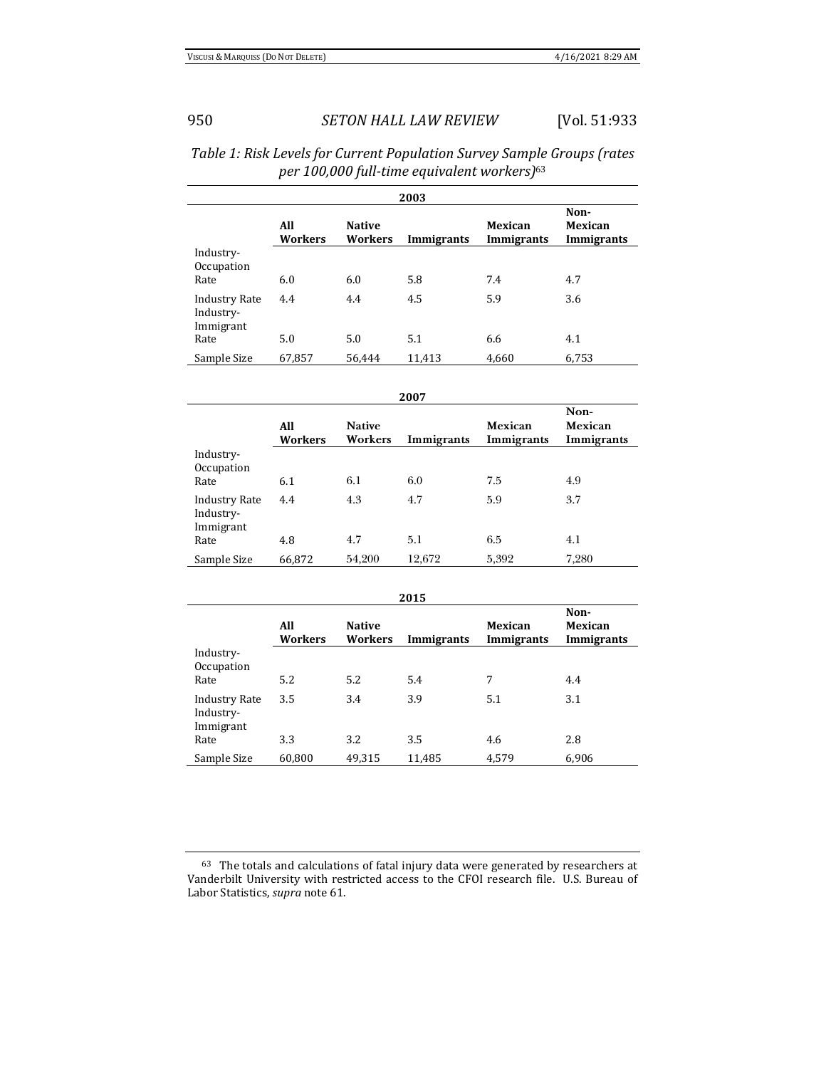*Table 1: Risk Levels for Current Population Survey Sample Groups (rates per 100,000 full-time equivalent workers)*[63]

| 2003 | All Workers | Native Workers | Immigrants | Mexican Immigrants | Non-Mexican Immigrants |
|---|---|---|---|---|---|
| Industry-Occupation Rate | 6.0 | 6.0 | 5.8 | 7.4 | 4.7 |
| Industry Rate | 4.4 | 4.4 | 4.5 | 5.9 | 3.6 |
| Industry-Immigrant Rate | 5.0 | 5.0 | 5.1 | 6.6 | 4.1 |
| Sample Size | 67,857 | 56,444 | 11,413 | 4,660 | 6,753 |

| 2007 | All Workers | Native Workers | Immigrants | Mexican Immigrants | Non-Mexican Immigrants |
|---|---|---|---|---|---|
| Industry-Occupation Rate | 6.1 | 6.1 | 6.0 | 7.5 | 4.9 |
| Industry Rate | 4.4 | 4.3 | 4.7 | 5.9 | 3.7 |
| Industry-Immigrant Rate | 4.8 | 4.7 | 5.1 | 6.5 | 4.1 |
| Sample Size | 66,872 | 54,200 | 12,672 | 5,392 | 7,280 |

| 2015 | All Workers | Native Workers | Immigrants | Mexican Immigrants | Non-Mexican Immigrants |
|---|---|---|---|---|---|
| Industry-Occupation Rate | 5.2 | 5.2 | 5.4 | 7 | 4.4 |
| Industry Rate | 3.5 | 3.4 | 3.9 | 5.1 | 3.1 |
| Industry-Immigrant Rate | 3.3 | 3.2 | 3.5 | 4.6 | 2.8 |
| Sample Size | 60,800 | 49,315 | 11,485 | 4,579 | 6,906 |

[63] The totals and calculations of fatal injury data were generated by researchers at Vanderbilt University with restricted access to the CFOI research file. U.S. Bureau of Labor Statistics, *supra* note 61.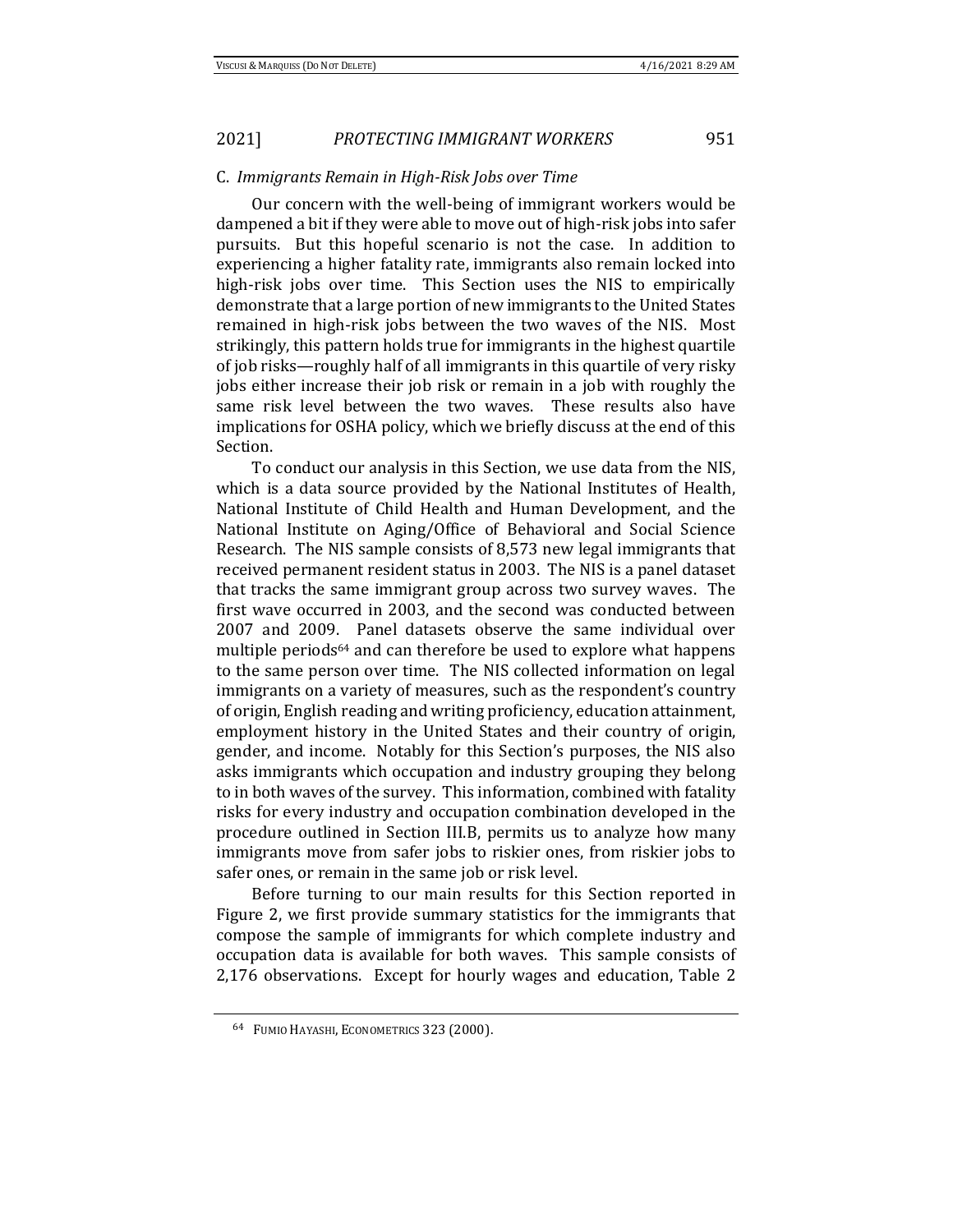### C. *Immigrants Remain in High-Risk Jobs over Time*

Our concern with the well-being of immigrant workers would be dampened a bit if they were able to move out of high-risk jobs into safer pursuits. But this hopeful scenario is not the case. In addition to experiencing a higher fatality rate, immigrants also remain locked into high-risk jobs over time. This Section uses the NIS to empirically demonstrate that a large portion of new immigrants to the United States remained in high-risk jobs between the two waves of the NIS. Most strikingly, this pattern holds true for immigrants in the highest quartile of job risks—roughly half of all immigrants in this quartile of very risky jobs either increase their job risk or remain in a job with roughly the same risk level between the two waves. These results also have implications for OSHA policy, which we briefly discuss at the end of this Section.

To conduct our analysis in this Section, we use data from the NIS, which is a data source provided by the National Institutes of Health, National Institute of Child Health and Human Development, and the National Institute on Aging/Office of Behavioral and Social Science Research. The NIS sample consists of 8,573 new legal immigrants that received permanent resident status in 2003. The NIS is a panel dataset that tracks the same immigrant group across two survey waves. The first wave occurred in 2003, and the second was conducted between 2007 and 2009. Panel datasets observe the same individual over multiple periods[64] and can therefore be used to explore what happens to the same person over time. The NIS collected information on legal immigrants on a variety of measures, such as the respondent's country of origin, English reading and writing proficiency, education attainment, employment history in the United States and their country of origin, gender, and income. Notably for this Section's purposes, the NIS also asks immigrants which occupation and industry grouping they belong to in both waves of the survey. This information, combined with fatality risks for every industry and occupation combination developed in the procedure outlined in Section III.B, permits us to analyze how many immigrants move from safer jobs to riskier ones, from riskier jobs to safer ones, or remain in the same job or risk level.

Before turning to our main results for this Section reported in Figure 2, we first provide summary statistics for the immigrants that compose the sample of immigrants for which complete industry and occupation data is available for both waves. This sample consists of 2,176 observations. Except for hourly wages and education, Table 2

[64] FUMIO HAYASHI, ECONOMETRICS 323 (2000).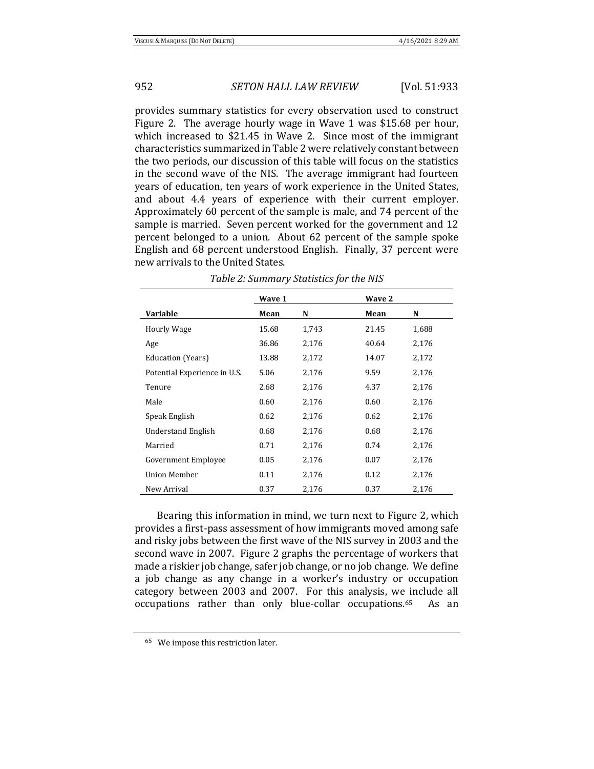provides summary statistics for every observation used to construct Figure 2. The average hourly wage in Wave 1 was $15.68 per hour, which increased to $21.45 in Wave 2. Since most of the immigrant characteristics summarized in Table 2 were relatively constant between the two periods, our discussion of this table will focus on the statistics in the second wave of the NIS. The average immigrant had fourteen years of education, ten years of work experience in the United States, and about 4.4 years of experience with their current employer. Approximately 60 percent of the sample is male, and 74 percent of the sample is married. Seven percent worked for the government and 12 percent belonged to a union. About 62 percent of the sample spoke English and 68 percent understood English. Finally, 37 percent were new arrivals to the United States.

*Table 2: Summary Statistics for the NIS*

| | **Wave 1** | | **Wave 2** | |
|---|---|---|---|---|
| **Variable** | **Mean** | **N** | **Mean** | **N** |
| Hourly Wage | 15.68 | 1,743 | 21.45 | 1,688 |
| Age | 36.86 | 2,176 | 40.64 | 2,176 |
| Education (Years) | 13.88 | 2,172 | 14.07 | 2,172 |
| Potential Experience in U.S. | 5.06 | 2,176 | 9.59 | 2,176 |
| Tenure | 2.68 | 2,176 | 4.37 | 2,176 |
| Male | 0.60 | 2,176 | 0.60 | 2,176 |
| Speak English | 0.62 | 2,176 | 0.62 | 2,176 |
| Understand English | 0.68 | 2,176 | 0.68 | 2,176 |
| Married | 0.71 | 2,176 | 0.74 | 2,176 |
| Government Employee | 0.05 | 2,176 | 0.07 | 2,176 |
| Union Member | 0.11 | 2,176 | 0.12 | 2,176 |
| New Arrival | 0.37 | 2,176 | 0.37 | 2,176 |

Bearing this information in mind, we turn next to Figure 2, which provides a first-pass assessment of how immigrants moved among safe and risky jobs between the first wave of the NIS survey in 2003 and the second wave in 2007. Figure 2 graphs the percentage of workers that made a riskier job change, safer job change, or no job change. We define a job change as any change in a worker's industry or occupation category between 2003 and 2007. For this analysis, we include all occupations rather than only blue-collar occupations.[65] As an

[65] We impose this restriction later.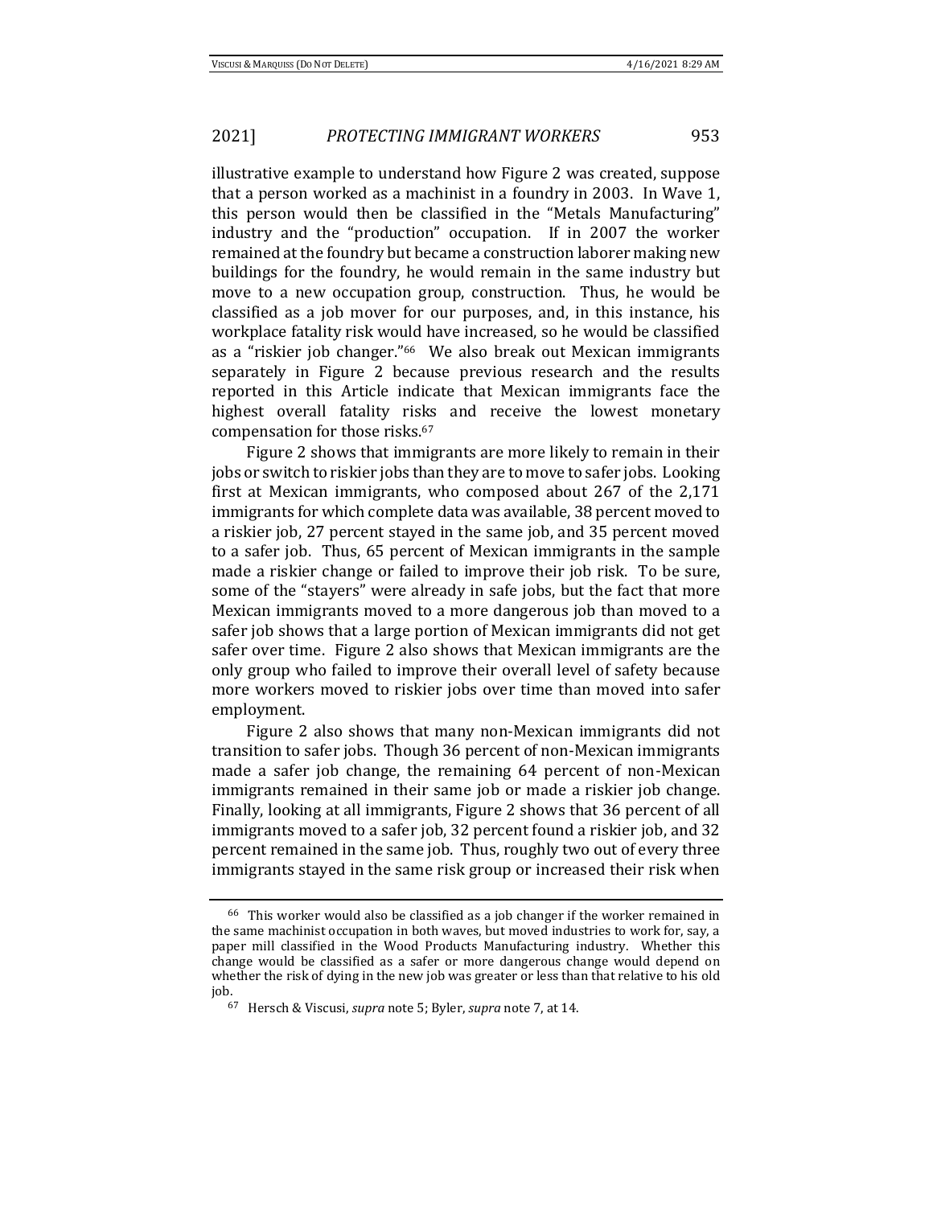illustrative example to understand how Figure 2 was created, suppose that a person worked as a machinist in a foundry in 2003. In Wave 1, this person would then be classified in the "Metals Manufacturing" industry and the "production" occupation. If in 2007 the worker remained at the foundry but became a construction laborer making new buildings for the foundry, he would remain in the same industry but move to a new occupation group, construction. Thus, he would be classified as a job mover for our purposes, and, in this instance, his workplace fatality risk would have increased, so he would be classified as a "riskier job changer."[66] We also break out Mexican immigrants separately in Figure 2 because previous research and the results reported in this Article indicate that Mexican immigrants face the highest overall fatality risks and receive the lowest monetary compensation for those risks.[67]

Figure 2 shows that immigrants are more likely to remain in their jobs or switch to riskier jobs than they are to move to safer jobs. Looking first at Mexican immigrants, who composed about 267 of the 2,171 immigrants for which complete data was available, 38 percent moved to a riskier job, 27 percent stayed in the same job, and 35 percent moved to a safer job. Thus, 65 percent of Mexican immigrants in the sample made a riskier change or failed to improve their job risk. To be sure, some of the "stayers" were already in safe jobs, but the fact that more Mexican immigrants moved to a more dangerous job than moved to a safer job shows that a large portion of Mexican immigrants did not get safer over time. Figure 2 also shows that Mexican immigrants are the only group who failed to improve their overall level of safety because more workers moved to riskier jobs over time than moved into safer employment.

Figure 2 also shows that many non-Mexican immigrants did not transition to safer jobs. Though 36 percent of non-Mexican immigrants made a safer job change, the remaining 64 percent of non-Mexican immigrants remained in their same job or made a riskier job change. Finally, looking at all immigrants, Figure 2 shows that 36 percent of all immigrants moved to a safer job, 32 percent found a riskier job, and 32 percent remained in the same job. Thus, roughly two out of every three immigrants stayed in the same risk group or increased their risk when

---

[66] This worker would also be classified as a job changer if the worker remained in the same machinist occupation in both waves, but moved industries to work for, say, a paper mill classified in the Wood Products Manufacturing industry. Whether this change would be classified as a safer or more dangerous change would depend on whether the risk of dying in the new job was greater or less than that relative to his old job.

[67] Hersch & Viscusi, *supra* note 5; Byler, *supra* note 7, at 14.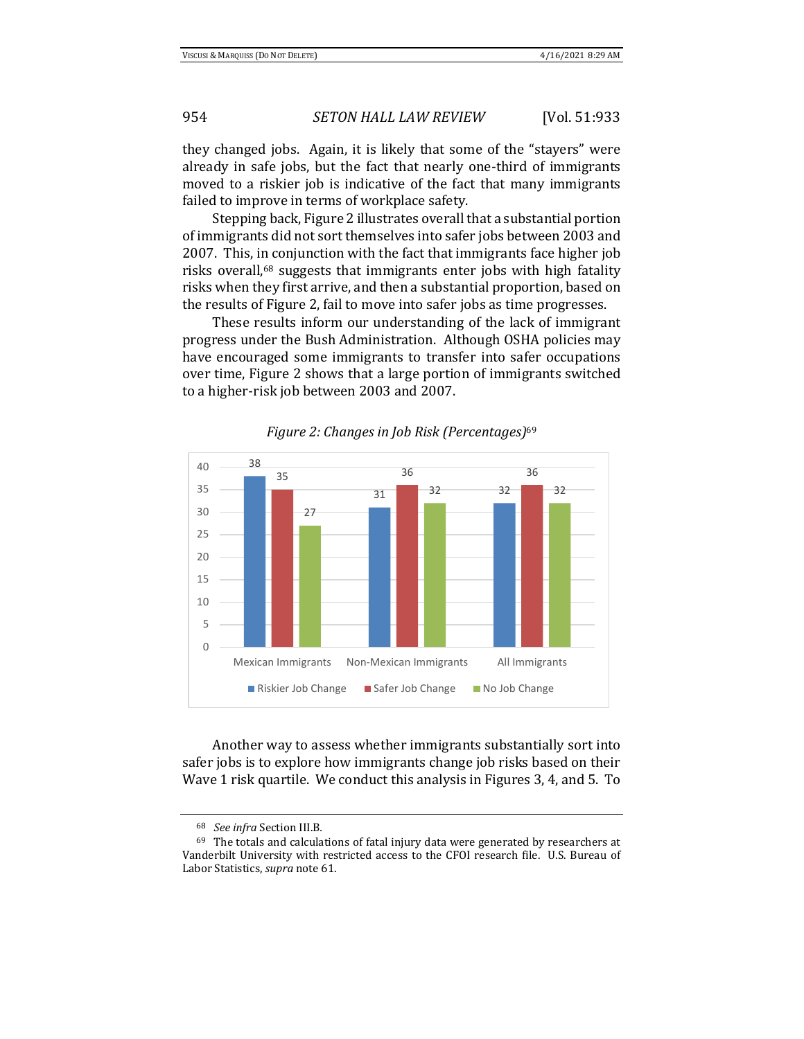they changed jobs. Again, it is likely that some of the "stayers" were already in safe jobs, but the fact that nearly one-third of immigrants moved to a riskier job is indicative of the fact that many immigrants failed to improve in terms of workplace safety.

Stepping back, Figure 2 illustrates overall that a substantial portion of immigrants did not sort themselves into safer jobs between 2003 and 2007. This, in conjunction with the fact that immigrants face higher job risks overall,[68] suggests that immigrants enter jobs with high fatality risks when they first arrive, and then a substantial proportion, based on the results of Figure 2, fail to move into safer jobs as time progresses.

These results inform our understanding of the lack of immigrant progress under the Bush Administration. Although OSHA policies may have encouraged some immigrants to transfer into safer occupations over time, Figure 2 shows that a large portion of immigrants switched to a higher-risk job between 2003 and 2007.

*Figure 2: Changes in Job Risk (Percentages)*[69]

| | Riskier Job Change | Safer Job Change | No Job Change |
|---|---|---|---|
| Mexican Immigrants | 38 | 35 | 27 |
| Non-Mexican Immigrants | 31 | 36 | 32 |
| All Immigrants | 32 | 36 | 32 |

Another way to assess whether immigrants substantially sort into safer jobs is to explore how immigrants change job risks based on their Wave 1 risk quartile. We conduct this analysis in Figures 3, 4, and 5. To

---

[68] *See infra* Section III.B.

[69] The totals and calculations of fatal injury data were generated by researchers at Vanderbilt University with restricted access to the CFOI research file. U.S. Bureau of Labor Statistics, *supra* note 61.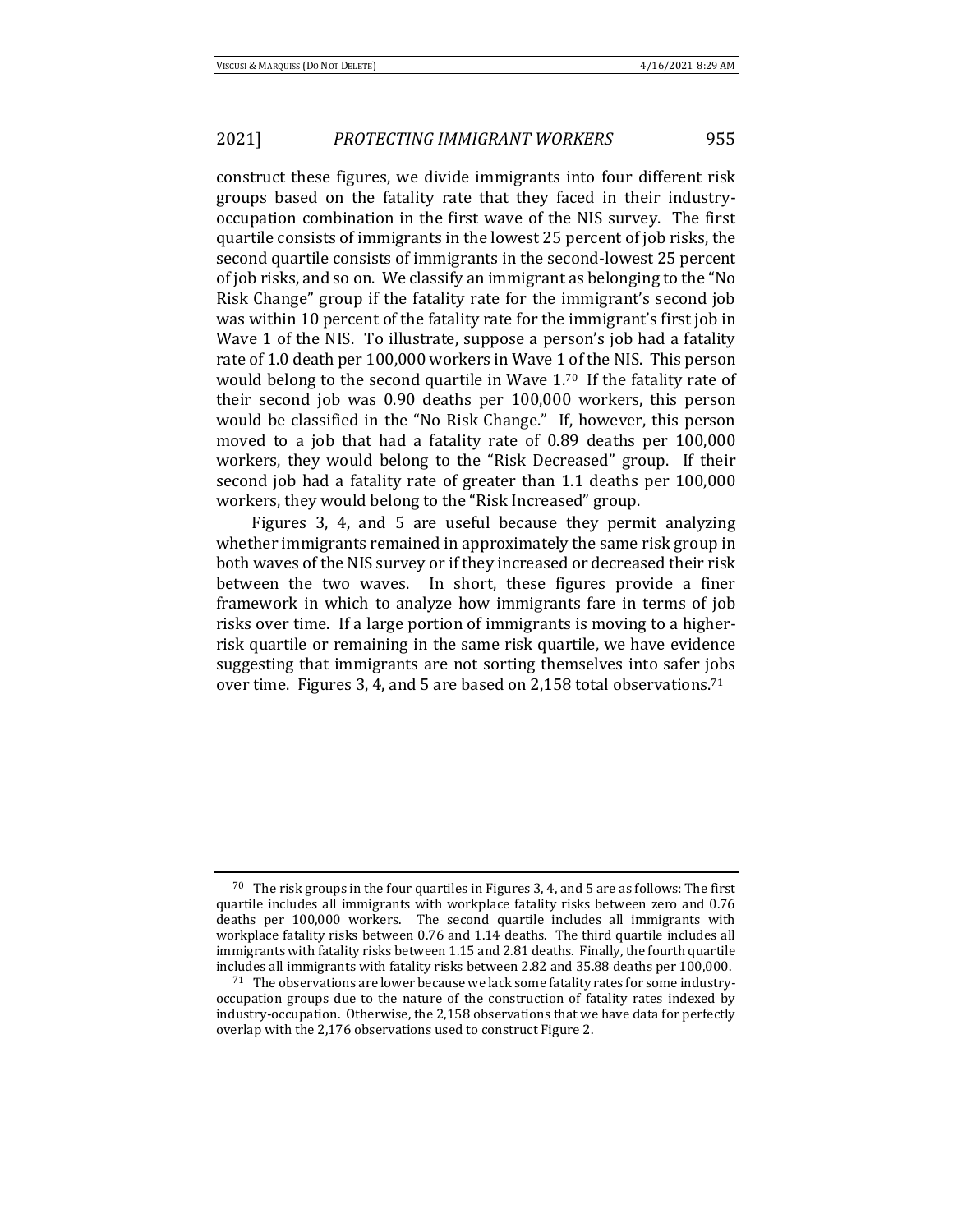construct these figures, we divide immigrants into four different risk groups based on the fatality rate that they faced in their industry-occupation combination in the first wave of the NIS survey. The first quartile consists of immigrants in the lowest 25 percent of job risks, the second quartile consists of immigrants in the second-lowest 25 percent of job risks, and so on. We classify an immigrant as belonging to the "No Risk Change" group if the fatality rate for the immigrant's second job was within 10 percent of the fatality rate for the immigrant's first job in Wave 1 of the NIS. To illustrate, suppose a person's job had a fatality rate of 1.0 death per 100,000 workers in Wave 1 of the NIS. This person would belong to the second quartile in Wave 1.[70] If the fatality rate of their second job was 0.90 deaths per 100,000 workers, this person would be classified in the "No Risk Change." If, however, this person moved to a job that had a fatality rate of 0.89 deaths per 100,000 workers, they would belong to the "Risk Decreased" group. If their second job had a fatality rate of greater than 1.1 deaths per 100,000 workers, they would belong to the "Risk Increased" group.

Figures 3, 4, and 5 are useful because they permit analyzing whether immigrants remained in approximately the same risk group in both waves of the NIS survey or if they increased or decreased their risk between the two waves. In short, these figures provide a finer framework in which to analyze how immigrants fare in terms of job risks over time. If a large portion of immigrants is moving to a higher-risk quartile or remaining in the same risk quartile, we have evidence suggesting that immigrants are not sorting themselves into safer jobs over time. Figures 3, 4, and 5 are based on 2,158 total observations.[71]

---

[70] The risk groups in the four quartiles in Figures 3, 4, and 5 are as follows: The first quartile includes all immigrants with workplace fatality risks between zero and 0.76 deaths per 100,000 workers. The second quartile includes all immigrants with workplace fatality risks between 0.76 and 1.14 deaths. The third quartile includes all immigrants with fatality risks between 1.15 and 2.81 deaths. Finally, the fourth quartile includes all immigrants with fatality risks between 2.82 and 35.88 deaths per 100,000.

[71] The observations are lower because we lack some fatality rates for some industry-occupation groups due to the nature of the construction of fatality rates indexed by industry-occupation. Otherwise, the 2,158 observations that we have data for perfectly overlap with the 2,176 observations used to construct Figure 2.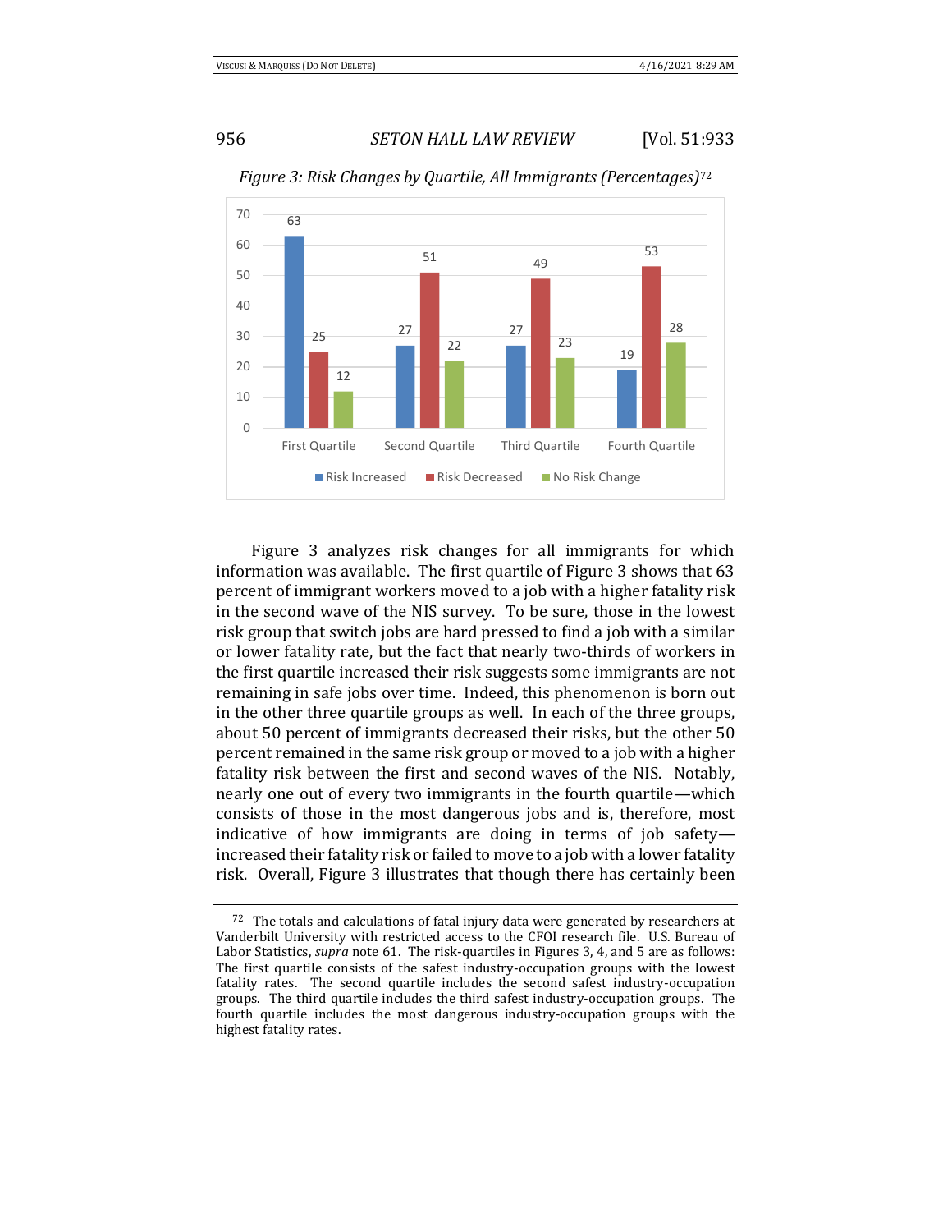*Figure 3: Risk Changes by Quartile, All Immigrants (Percentages)*[72]

| | Risk Increased | Risk Decreased | No Risk Change |
|---|---|---|---|
| First Quartile | 63 | 25 | 12 |
| Second Quartile | 27 | 51 | 22 |
| Third Quartile | 27 | 49 | 23 |
| Fourth Quartile | 19 | 53 | 28 |

Figure 3 analyzes risk changes for all immigrants for which information was available. The first quartile of Figure 3 shows that 63 percent of immigrant workers moved to a job with a higher fatality risk in the second wave of the NIS survey. To be sure, those in the lowest risk group that switch jobs are hard pressed to find a job with a similar or lower fatality rate, but the fact that nearly two-thirds of workers in the first quartile increased their risk suggests some immigrants are not remaining in safe jobs over time. Indeed, this phenomenon is born out in the other three quartile groups as well. In each of the three groups, about 50 percent of immigrants decreased their risks, but the other 50 percent remained in the same risk group or moved to a job with a higher fatality risk between the first and second waves of the NIS. Notably, nearly one out of every two immigrants in the fourth quartile—which consists of those in the most dangerous jobs and is, therefore, most indicative of how immigrants are doing in terms of job safety—increased their fatality risk or failed to move to a job with a lower fatality risk. Overall, Figure 3 illustrates that though there has certainly been

[72] The totals and calculations of fatal injury data were generated by researchers at Vanderbilt University with restricted access to the CFOI research file. U.S. Bureau of Labor Statistics, *supra* note 61. The risk-quartiles in Figures 3, 4, and 5 are as follows: The first quartile consists of the safest industry-occupation groups with the lowest fatality rates. The second quartile includes the second safest industry-occupation groups. The third quartile includes the third safest industry-occupation groups. The fourth quartile includes the most dangerous industry-occupation groups with the highest fatality rates.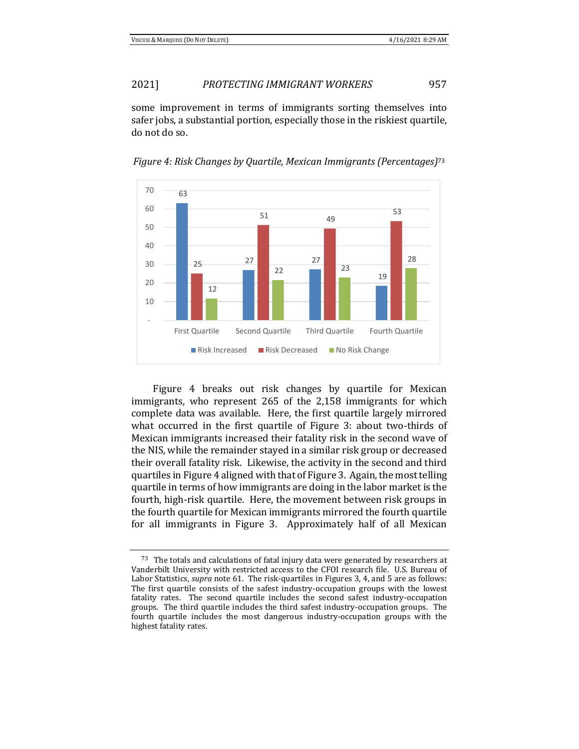some improvement in terms of immigrants sorting themselves into safer jobs, a substantial portion, especially those in the riskiest quartile, do not do so.

*Figure 4: Risk Changes by Quartile, Mexican Immigrants (Percentages)*[73]

| | Risk Increased | Risk Decreased | No Risk Change |
|---|---|---|---|
| First Quartile | 63 | 25 | 12 |
| Second Quartile | 27 | 51 | 22 |
| Third Quartile | 27 | 49 | 23 |
| Fourth Quartile | 19 | 53 | 28 |

Figure 4 breaks out risk changes by quartile for Mexican immigrants, who represent 265 of the 2,158 immigrants for which complete data was available. Here, the first quartile largely mirrored what occurred in the first quartile of Figure 3: about two-thirds of Mexican immigrants increased their fatality risk in the second wave of the NIS, while the remainder stayed in a similar risk group or decreased their overall fatality risk. Likewise, the activity in the second and third quartiles in Figure 4 aligned with that of Figure 3. Again, the most telling quartile in terms of how immigrants are doing in the labor market is the fourth, high-risk quartile. Here, the movement between risk groups in the fourth quartile for Mexican immigrants mirrored the fourth quartile for all immigrants in Figure 3. Approximately half of all Mexican

---

[73] The totals and calculations of fatal injury data were generated by researchers at Vanderbilt University with restricted access to the CFOI research file. U.S. Bureau of Labor Statistics, *supra* note 61. The risk-quartiles in Figures 3, 4, and 5 are as follows: The first quartile consists of the safest industry-occupation groups with the lowest fatality rates. The second quartile includes the second safest industry-occupation groups. The third quartile includes the third safest industry-occupation groups. The fourth quartile includes the most dangerous industry-occupation groups with the highest fatality rates.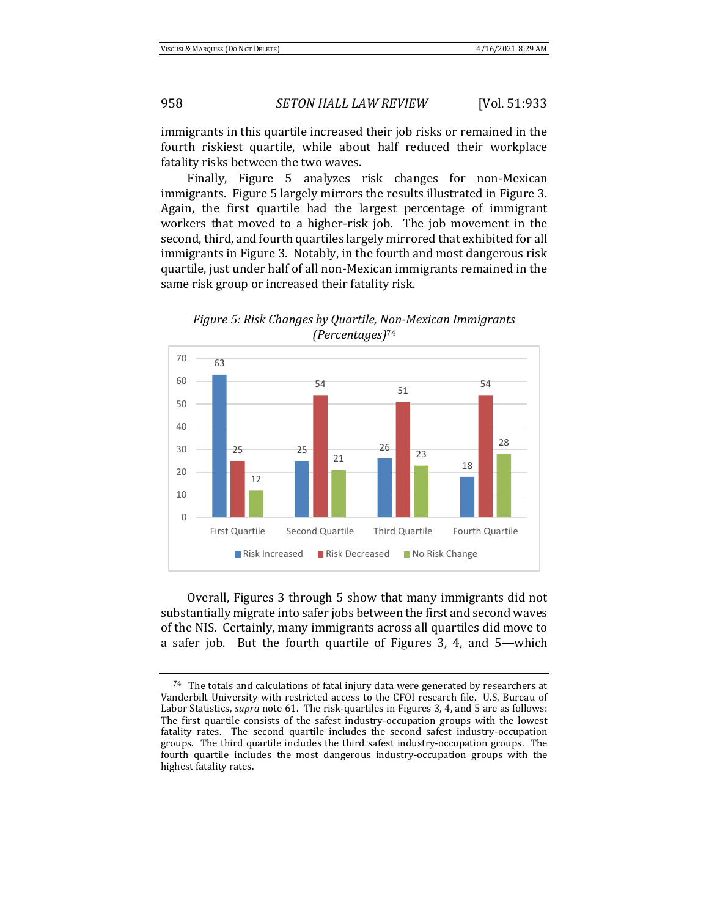immigrants in this quartile increased their job risks or remained in the fourth riskiest quartile, while about half reduced their workplace fatality risks between the two waves.

Finally, Figure 5 analyzes risk changes for non-Mexican immigrants. Figure 5 largely mirrors the results illustrated in Figure 3. Again, the first quartile had the largest percentage of immigrant workers that moved to a higher-risk job. The job movement in the second, third, and fourth quartiles largely mirrored that exhibited for all immigrants in Figure 3. Notably, in the fourth and most dangerous risk quartile, just under half of all non-Mexican immigrants remained in the same risk group or increased their fatality risk.

*Figure 5: Risk Changes by Quartile, Non-Mexican Immigrants (Percentages)*[74]

| | Risk Increased | Risk Decreased | No Risk Change |
|---|---|---|---|
| First Quartile | 63 | 25 | 12 |
| Second Quartile | 25 | 54 | 21 |
| Third Quartile | 26 | 51 | 23 |
| Fourth Quartile | 18 | 54 | 28 |

Overall, Figures 3 through 5 show that many immigrants did not substantially migrate into safer jobs between the first and second waves of the NIS. Certainly, many immigrants across all quartiles did move to a safer job. But the fourth quartile of Figures 3, 4, and 5—which

---

[74] The totals and calculations of fatal injury data were generated by researchers at Vanderbilt University with restricted access to the CFOI research file. U.S. Bureau of Labor Statistics, *supra* note 61. The risk-quartiles in Figures 3, 4, and 5 are as follows: The first quartile consists of the safest industry-occupation groups with the lowest fatality rates. The second quartile includes the second safest industry-occupation groups. The third quartile includes the third safest industry-occupation groups. The fourth quartile includes the most dangerous industry-occupation groups with the highest fatality rates.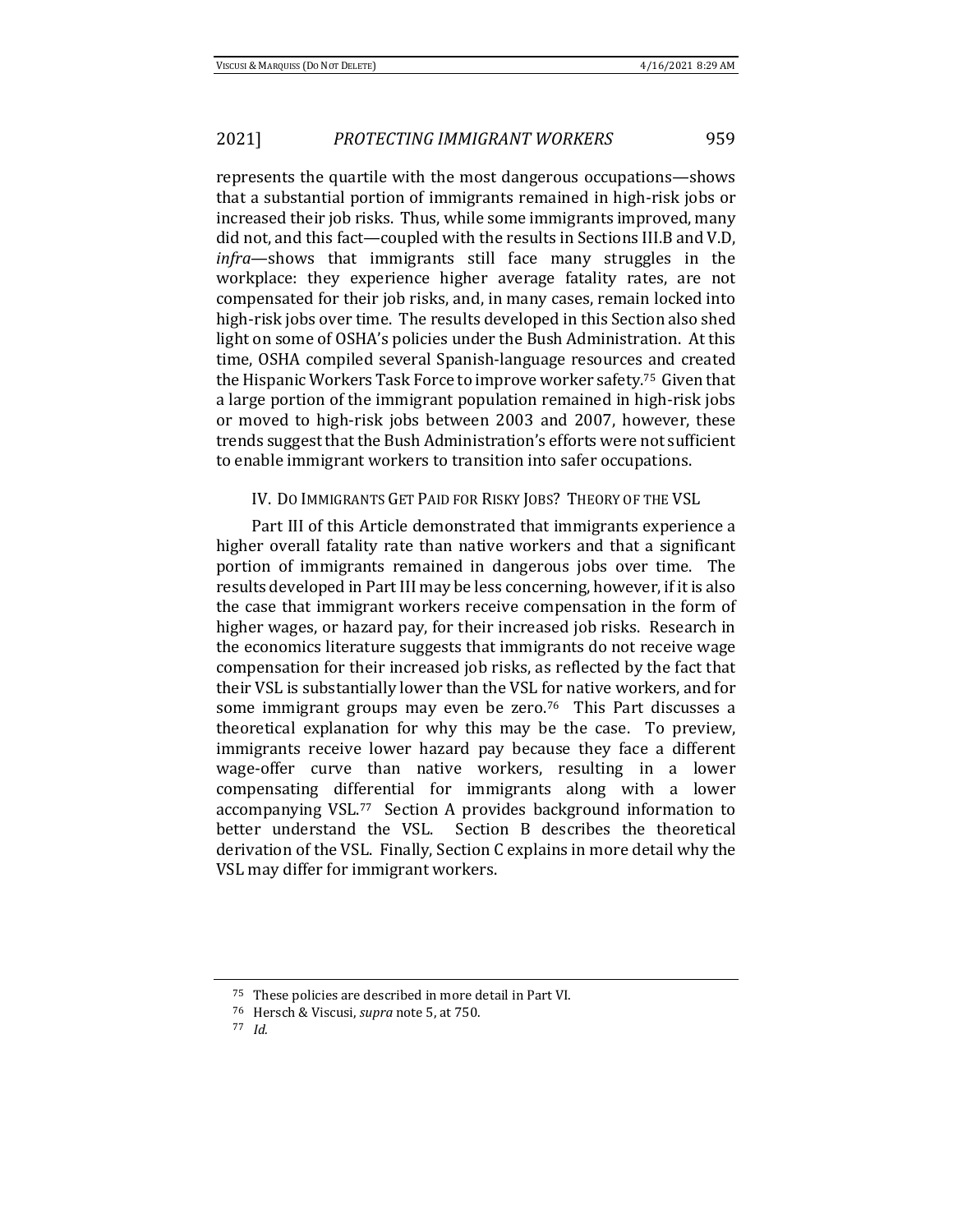represents the quartile with the most dangerous occupations—shows that a substantial portion of immigrants remained in high-risk jobs or increased their job risks. Thus, while some immigrants improved, many did not, and this fact—coupled with the results in Sections III.B and V.D, *infra*—shows that immigrants still face many struggles in the workplace: they experience higher average fatality rates, are not compensated for their job risks, and, in many cases, remain locked into high-risk jobs over time. The results developed in this Section also shed light on some of OSHA's policies under the Bush Administration. At this time, OSHA compiled several Spanish-language resources and created the Hispanic Workers Task Force to improve worker safety.[75] Given that a large portion of the immigrant population remained in high-risk jobs or moved to high-risk jobs between 2003 and 2007, however, these trends suggest that the Bush Administration's efforts were not sufficient to enable immigrant workers to transition into safer occupations.

## IV. Do Immigrants Get Paid for Risky Jobs? Theory of the VSL

Part III of this Article demonstrated that immigrants experience a higher overall fatality rate than native workers and that a significant portion of immigrants remained in dangerous jobs over time. The results developed in Part III may be less concerning, however, if it is also the case that immigrant workers receive compensation in the form of higher wages, or hazard pay, for their increased job risks. Research in the economics literature suggests that immigrants do not receive wage compensation for their increased job risks, as reflected by the fact that their VSL is substantially lower than the VSL for native workers, and for some immigrant groups may even be zero.[76] This Part discusses a theoretical explanation for why this may be the case. To preview, immigrants receive lower hazard pay because they face a different wage-offer curve than native workers, resulting in a lower compensating differential for immigrants along with a lower accompanying VSL.[77] Section A provides background information to better understand the VSL. Section B describes the theoretical derivation of the VSL. Finally, Section C explains in more detail why the VSL may differ for immigrant workers.

---

[75] These policies are described in more detail in Part VI.

[76] Hersch & Viscusi, *supra* note 5, at 750.

[77] *Id.*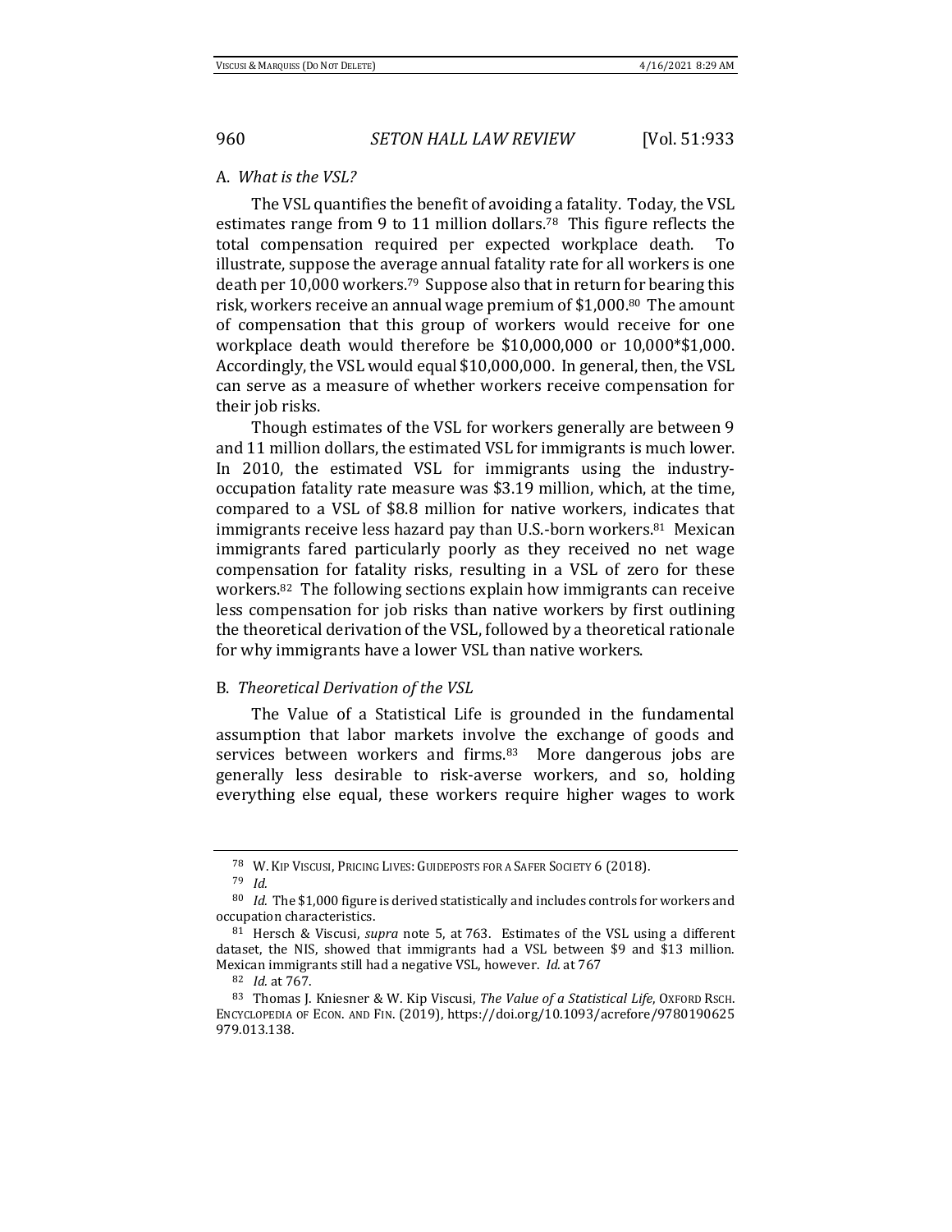## A. *What is the VSL?*

The VSL quantifies the benefit of avoiding a fatality. Today, the VSL estimates range from 9 to 11 million dollars.[78] This figure reflects the total compensation required per expected workplace death. To illustrate, suppose the average annual fatality rate for all workers is one death per 10,000 workers.[79] Suppose also that in return for bearing this risk, workers receive an annual wage premium of $1,000.[80] The amount of compensation that this group of workers would receive for one workplace death would therefore be $10,000,000 or 10,000*$1,000. Accordingly, the VSL would equal $10,000,000. In general, then, the VSL can serve as a measure of whether workers receive compensation for their job risks.

Though estimates of the VSL for workers generally are between 9 and 11 million dollars, the estimated VSL for immigrants is much lower. In 2010, the estimated VSL for immigrants using the industry-occupation fatality rate measure was $3.19 million, which, at the time, compared to a VSL of $8.8 million for native workers, indicates that immigrants receive less hazard pay than U.S.-born workers.[81] Mexican immigrants fared particularly poorly as they received no net wage compensation for fatality risks, resulting in a VSL of zero for these workers.[82] The following sections explain how immigrants can receive less compensation for job risks than native workers by first outlining the theoretical derivation of the VSL, followed by a theoretical rationale for why immigrants have a lower VSL than native workers.

## B. *Theoretical Derivation of the VSL*

The Value of a Statistical Life is grounded in the fundamental assumption that labor markets involve the exchange of goods and services between workers and firms.[83] More dangerous jobs are generally less desirable to risk-averse workers, and so, holding everything else equal, these workers require higher wages to work

---

[78] W. KIP VISCUSI, PRICING LIVES: GUIDEPOSTS FOR A SAFER SOCIETY 6 (2018).

[79] *Id.*

[80] *Id.* The $1,000 figure is derived statistically and includes controls for workers and occupation characteristics.

[81] Hersch & Viscusi, *supra* note 5, at 763. Estimates of the VSL using a different dataset, the NIS, showed that immigrants had a VSL between $9 and $13 million. Mexican immigrants still had a negative VSL, however. *Id.* at 767

[82] *Id.* at 767.

[83] Thomas J. Kniesner & W. Kip Viscusi, *The Value of a Statistical Life*, OXFORD RSCH. ENCYCLOPEDIA OF ECON. AND FIN. (2019), https://doi.org/10.1093/acrefore/9780190625979.013.138.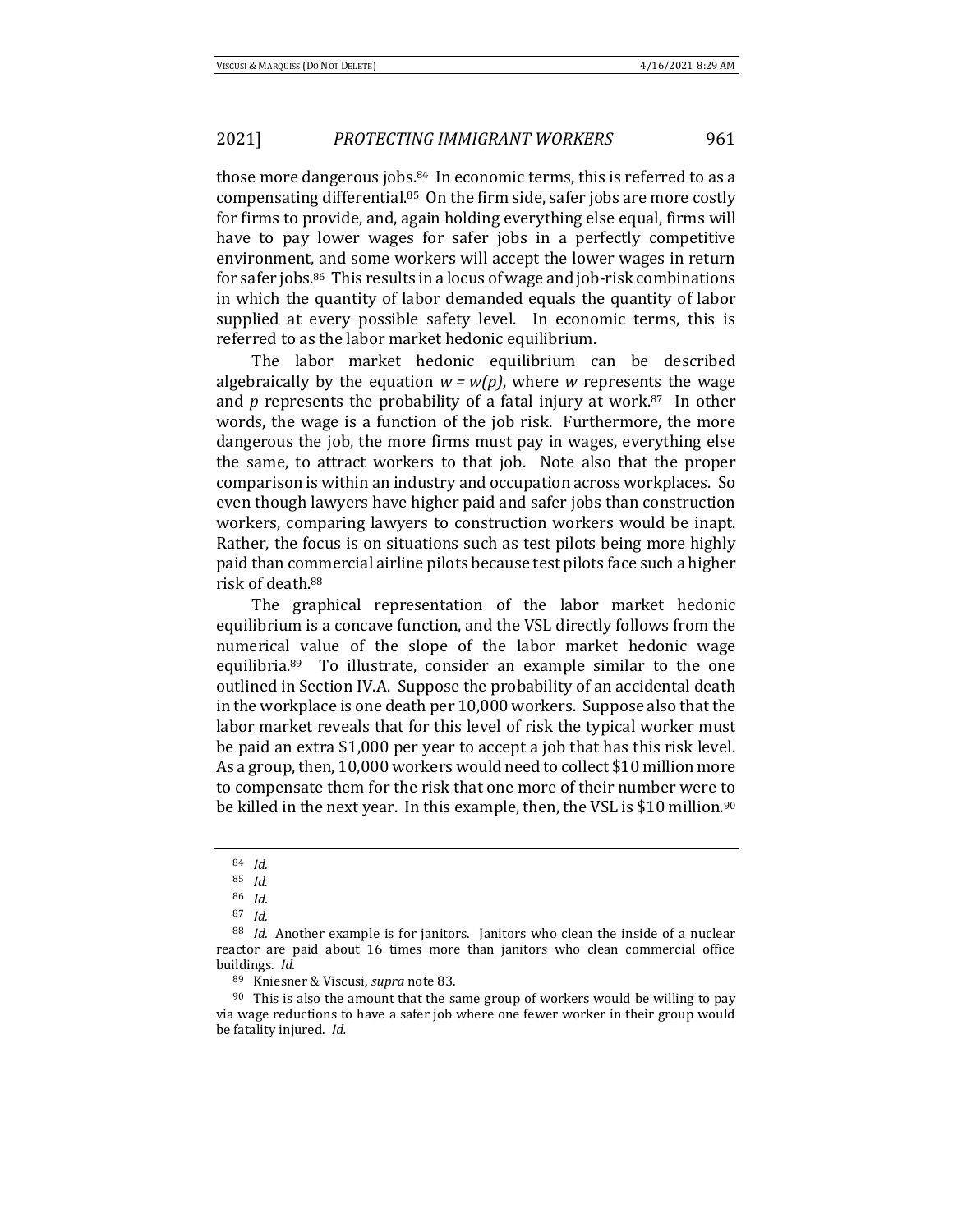those more dangerous jobs.[84] In economic terms, this is referred to as a compensating differential.[85] On the firm side, safer jobs are more costly for firms to provide, and, again holding everything else equal, firms will have to pay lower wages for safer jobs in a perfectly competitive environment, and some workers will accept the lower wages in return for safer jobs.[86] This results in a locus of wage and job-risk combinations in which the quantity of labor demanded equals the quantity of labor supplied at every possible safety level. In economic terms, this is referred to as the labor market hedonic equilibrium.

The labor market hedonic equilibrium can be described algebraically by the equation $w = w(p)$, where $w$ represents the wage and $p$ represents the probability of a fatal injury at work.[87] In other words, the wage is a function of the job risk. Furthermore, the more dangerous the job, the more firms must pay in wages, everything else the same, to attract workers to that job. Note also that the proper comparison is within an industry and occupation across workplaces. So even though lawyers have higher paid and safer jobs than construction workers, comparing lawyers to construction workers would be inapt. Rather, the focus is on situations such as test pilots being more highly paid than commercial airline pilots because test pilots face such a higher risk of death.[88]

The graphical representation of the labor market hedonic equilibrium is a concave function, and the VSL directly follows from the numerical value of the slope of the labor market hedonic wage equilibria.[89] To illustrate, consider an example similar to the one outlined in Section IV.A. Suppose the probability of an accidental death in the workplace is one death per 10,000 workers. Suppose also that the labor market reveals that for this level of risk the typical worker must be paid an extra $1,000 per year to accept a job that has this risk level. As a group, then, 10,000 workers would need to collect $10 million more to compensate them for the risk that one more of their number were to be killed in the next year. In this example, then, the VSL is $10 million.[90]

---

[84] *Id.*

[85] *Id.*

[86] *Id.*

[87] *Id.*

[88] *Id.* Another example is for janitors. Janitors who clean the inside of a nuclear reactor are paid about 16 times more than janitors who clean commercial office buildings. *Id.*

[89] Kniesner & Viscusi, *supra* note 83.

[90] This is also the amount that the same group of workers would be willing to pay via wage reductions to have a safer job where one fewer worker in their group would be fatality injured. *Id.*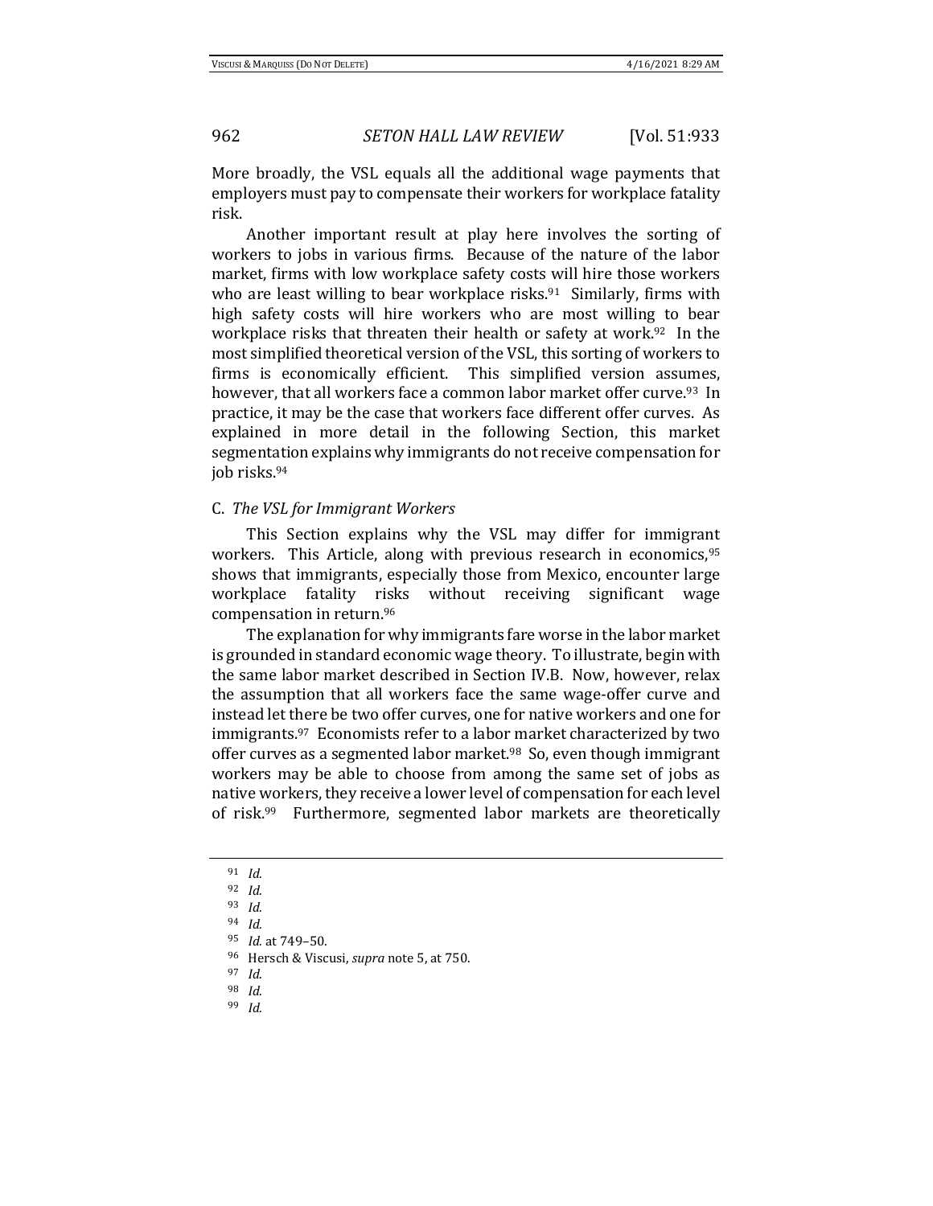More broadly, the VSL equals all the additional wage payments that employers must pay to compensate their workers for workplace fatality risk.

Another important result at play here involves the sorting of workers to jobs in various firms. Because of the nature of the labor market, firms with low workplace safety costs will hire those workers who are least willing to bear workplace risks.[91] Similarly, firms with high safety costs will hire workers who are most willing to bear workplace risks that threaten their health or safety at work.[92] In the most simplified theoretical version of the VSL, this sorting of workers to firms is economically efficient. This simplified version assumes, however, that all workers face a common labor market offer curve.[93] In practice, it may be the case that workers face different offer curves. As explained in more detail in the following Section, this market segmentation explains why immigrants do not receive compensation for job risks.[94]

### C. *The VSL for Immigrant Workers*

This Section explains why the VSL may differ for immigrant workers. This Article, along with previous research in economics,[95] shows that immigrants, especially those from Mexico, encounter large workplace fatality risks without receiving significant wage compensation in return.[96]

The explanation for why immigrants fare worse in the labor market is grounded in standard economic wage theory. To illustrate, begin with the same labor market described in Section IV.B. Now, however, relax the assumption that all workers face the same wage-offer curve and instead let there be two offer curves, one for native workers and one for immigrants.[97] Economists refer to a labor market characterized by two offer curves as a segmented labor market.[98] So, even though immigrant workers may be able to choose from among the same set of jobs as native workers, they receive a lower level of compensation for each level of risk.[99] Furthermore, segmented labor markets are theoretically

---

[91] *Id.*

[92] *Id.*

[93] *Id.*

[94] *Id.*

[95] *Id.* at 749–50.

[96] Hersch & Viscusi, *supra* note 5, at 750.

[97] *Id.*

[98] *Id.*

[99] *Id.*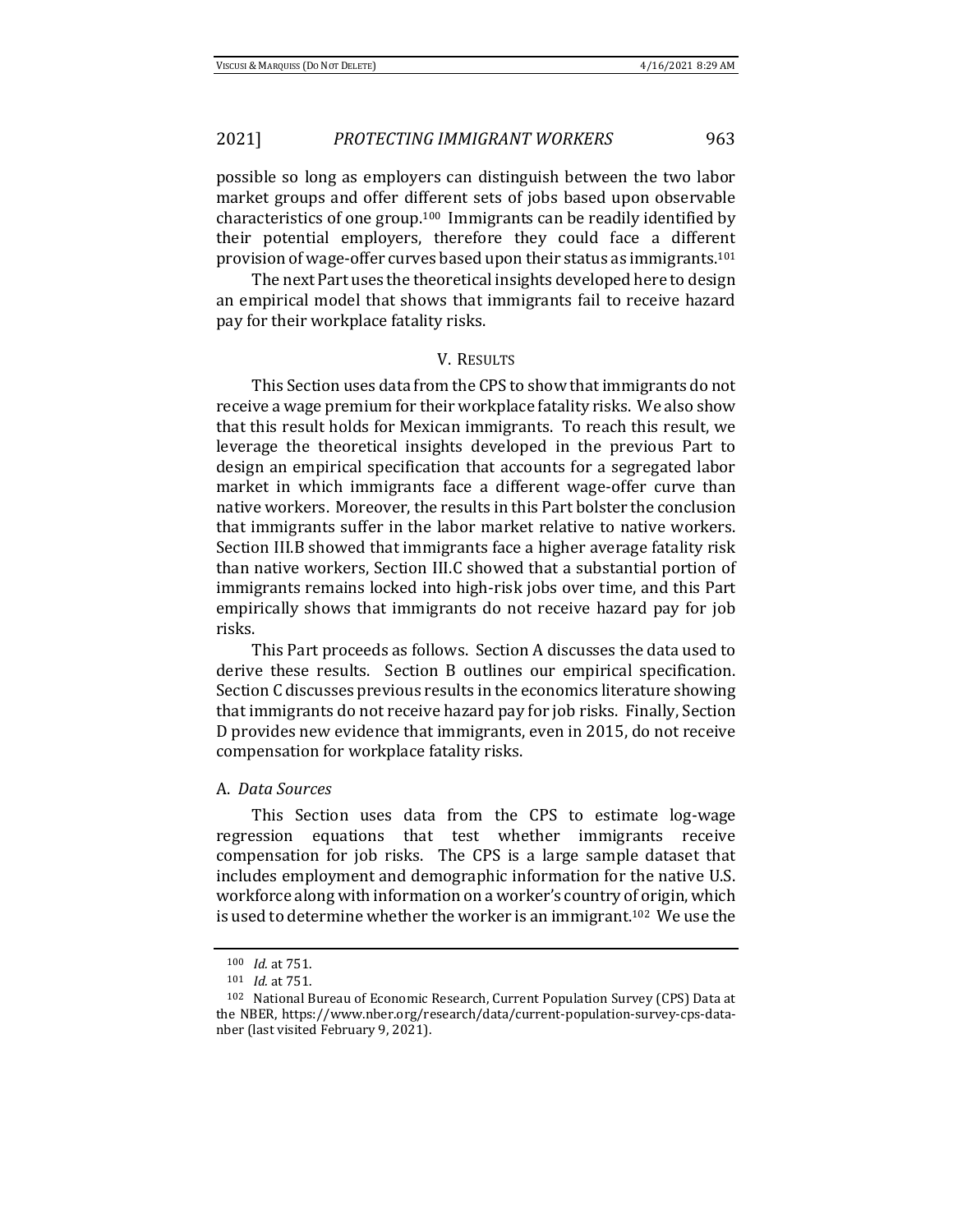possible so long as employers can distinguish between the two labor market groups and offer different sets of jobs based upon observable characteristics of one group.[100] Immigrants can be readily identified by their potential employers, therefore they could face a different provision of wage-offer curves based upon their status as immigrants.[101]

The next Part uses the theoretical insights developed here to design an empirical model that shows that immigrants fail to receive hazard pay for their workplace fatality risks.

## V. RESULTS

This Section uses data from the CPS to show that immigrants do not receive a wage premium for their workplace fatality risks. We also show that this result holds for Mexican immigrants. To reach this result, we leverage the theoretical insights developed in the previous Part to design an empirical specification that accounts for a segregated labor market in which immigrants face a different wage-offer curve than native workers. Moreover, the results in this Part bolster the conclusion that immigrants suffer in the labor market relative to native workers. Section III.B showed that immigrants face a higher average fatality risk than native workers, Section III.C showed that a substantial portion of immigrants remains locked into high-risk jobs over time, and this Part empirically shows that immigrants do not receive hazard pay for job risks.

This Part proceeds as follows. Section A discusses the data used to derive these results. Section B outlines our empirical specification. Section C discusses previous results in the economics literature showing that immigrants do not receive hazard pay for job risks. Finally, Section D provides new evidence that immigrants, even in 2015, do not receive compensation for workplace fatality risks.

### A. *Data Sources*

This Section uses data from the CPS to estimate log-wage regression equations that test whether immigrants receive compensation for job risks. The CPS is a large sample dataset that includes employment and demographic information for the native U.S. workforce along with information on a worker's country of origin, which is used to determine whether the worker is an immigrant.[102] We use the

---

[100] *Id.* at 751.

[101] *Id.* at 751.

[102] National Bureau of Economic Research, Current Population Survey (CPS) Data at the NBER, https://www.nber.org/research/data/current-population-survey-cps-data-nber (last visited February 9, 2021).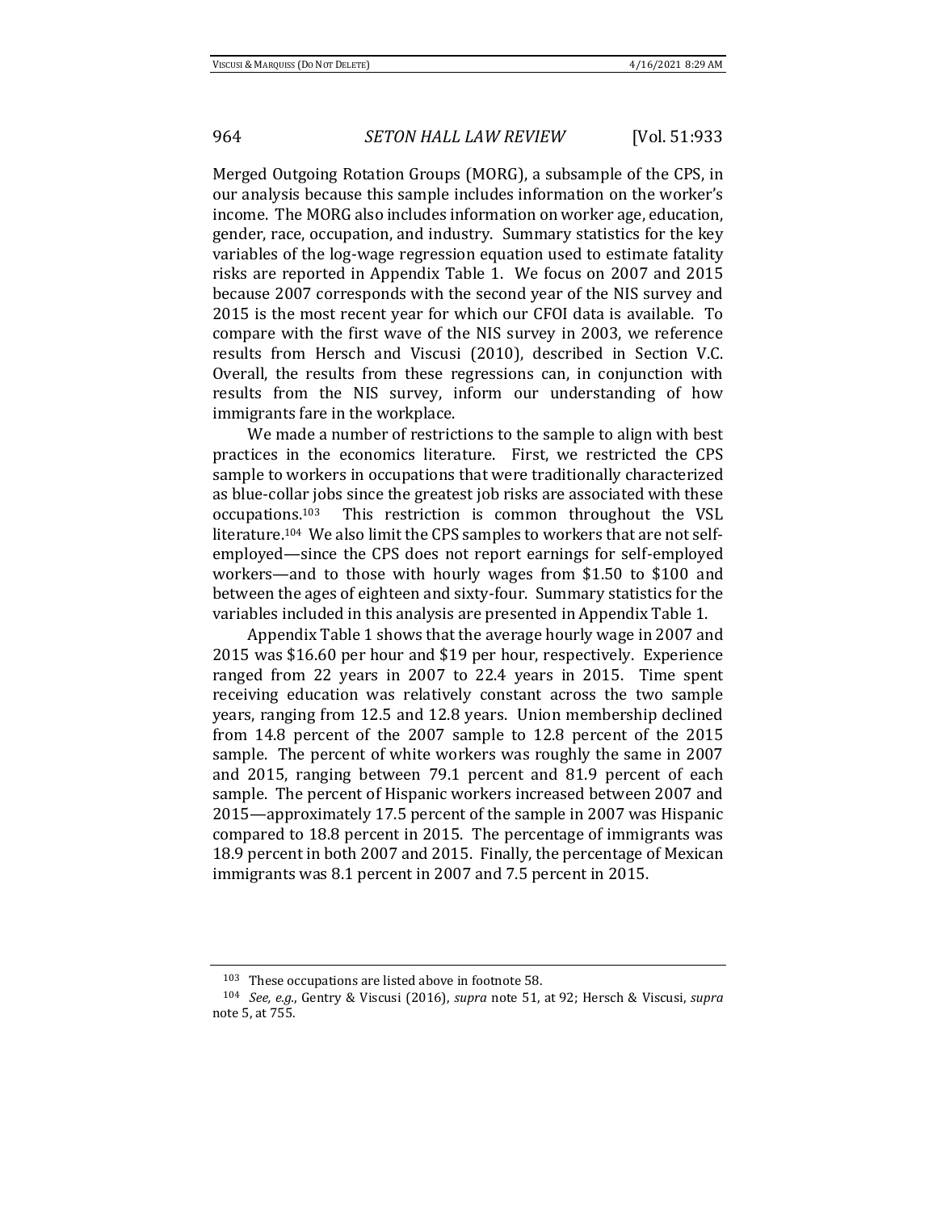Merged Outgoing Rotation Groups (MORG), a subsample of the CPS, in our analysis because this sample includes information on the worker's income. The MORG also includes information on worker age, education, gender, race, occupation, and industry. Summary statistics for the key variables of the log-wage regression equation used to estimate fatality risks are reported in Appendix Table 1. We focus on 2007 and 2015 because 2007 corresponds with the second year of the NIS survey and 2015 is the most recent year for which our CFOI data is available. To compare with the first wave of the NIS survey in 2003, we reference results from Hersch and Viscusi (2010), described in Section V.C. Overall, the results from these regressions can, in conjunction with results from the NIS survey, inform our understanding of how immigrants fare in the workplace.

We made a number of restrictions to the sample to align with best practices in the economics literature. First, we restricted the CPS sample to workers in occupations that were traditionally characterized as blue-collar jobs since the greatest job risks are associated with these occupations.[103] This restriction is common throughout the VSL literature.[104] We also limit the CPS samples to workers that are not self-employed—since the CPS does not report earnings for self-employed workers—and to those with hourly wages from $1.50 to $100 and between the ages of eighteen and sixty-four. Summary statistics for the variables included in this analysis are presented in Appendix Table 1.

Appendix Table 1 shows that the average hourly wage in 2007 and 2015 was $16.60 per hour and $19 per hour, respectively. Experience ranged from 22 years in 2007 to 22.4 years in 2015. Time spent receiving education was relatively constant across the two sample years, ranging from 12.5 and 12.8 years. Union membership declined from 14.8 percent of the 2007 sample to 12.8 percent of the 2015 sample. The percent of white workers was roughly the same in 2007 and 2015, ranging between 79.1 percent and 81.9 percent of each sample. The percent of Hispanic workers increased between 2007 and 2015—approximately 17.5 percent of the sample in 2007 was Hispanic compared to 18.8 percent in 2015. The percentage of immigrants was 18.9 percent in both 2007 and 2015. Finally, the percentage of Mexican immigrants was 8.1 percent in 2007 and 7.5 percent in 2015.

---

[103] These occupations are listed above in footnote 58.

[104] *See, e.g.*, Gentry & Viscusi (2016), *supra* note 51, at 92; Hersch & Viscusi, *supra* note 5, at 755.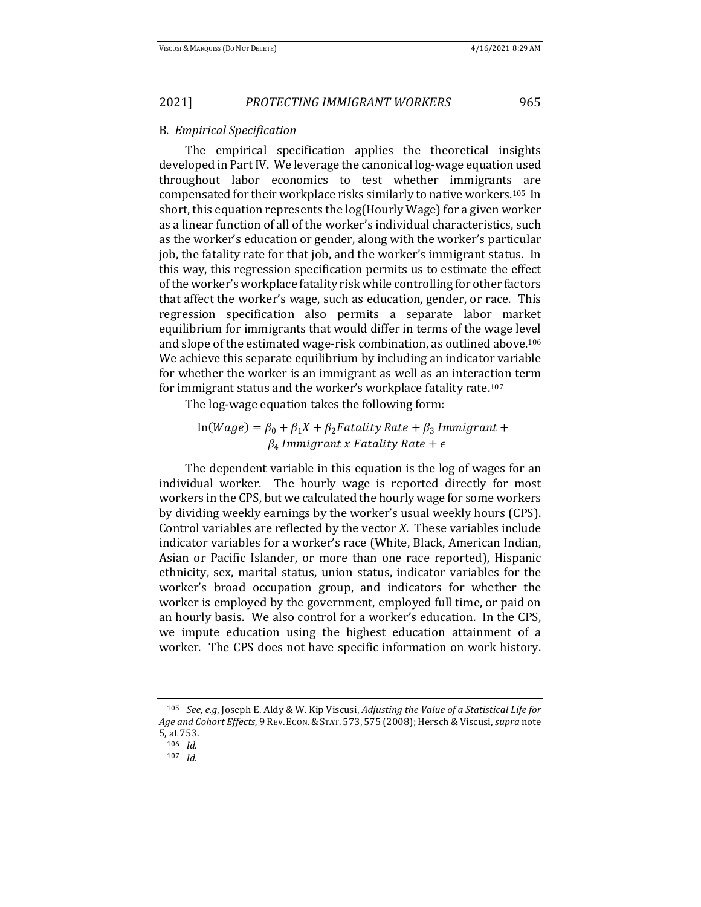### B. *Empirical Specification*

The empirical specification applies the theoretical insights developed in Part IV. We leverage the canonical log-wage equation used throughout labor economics to test whether immigrants are compensated for their workplace risks similarly to native workers.[105] In short, this equation represents the log(Hourly Wage) for a given worker as a linear function of all of the worker's individual characteristics, such as the worker's education or gender, along with the worker's particular job, the fatality rate for that job, and the worker's immigrant status. In this way, this regression specification permits us to estimate the effect of the worker's workplace fatality risk while controlling for other factors that affect the worker's wage, such as education, gender, or race. This regression specification also permits a separate labor market equilibrium for immigrants that would differ in terms of the wage level and slope of the estimated wage-risk combination, as outlined above.[106] We achieve this separate equilibrium by including an indicator variable for whether the worker is an immigrant as well as an interaction term for immigrant status and the worker's workplace fatality rate.[107]

The log-wage equation takes the following form:

$$\ln(Wage) = \beta_0 + \beta_1 X + \beta_2 Fatality\ Rate + \beta_3\ Immigrant + \beta_4\ Immigrant\ x\ Fatality\ Rate + \epsilon$$

The dependent variable in this equation is the log of wages for an individual worker. The hourly wage is reported directly for most workers in the CPS, but we calculated the hourly wage for some workers by dividing weekly earnings by the worker's usual weekly hours (CPS). Control variables are reflected by the vector *X*. These variables include indicator variables for a worker's race (White, Black, American Indian, Asian or Pacific Islander, or more than one race reported), Hispanic ethnicity, sex, marital status, union status, indicator variables for the worker's broad occupation group, and indicators for whether the worker is employed by the government, employed full time, or paid on an hourly basis. We also control for a worker's education. In the CPS, we impute education using the highest education attainment of a worker. The CPS does not have specific information on work history.

---

[105] *See, e.g*, Joseph E. Aldy & W. Kip Viscusi, *Adjusting the Value of a Statistical Life for Age and Cohort Effects,* 9 REV. ECON. & STAT. 573, 575 (2008); Hersch & Viscusi, *supra* note 5, at 753.

[106] *Id.*

[107] *Id.*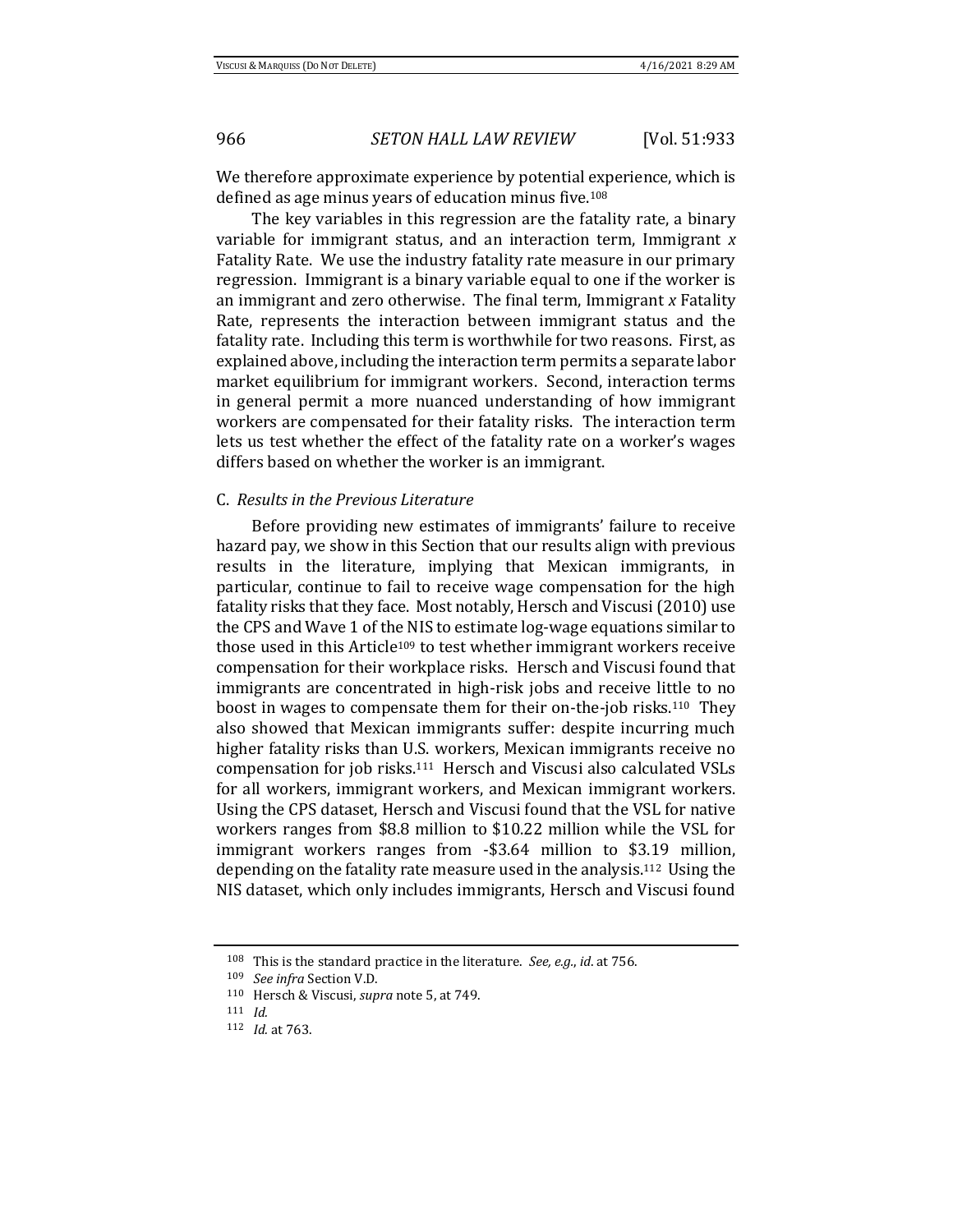We therefore approximate experience by potential experience, which is defined as age minus years of education minus five.[108]

The key variables in this regression are the fatality rate, a binary variable for immigrant status, and an interaction term, Immigrant *x* Fatality Rate. We use the industry fatality rate measure in our primary regression. Immigrant is a binary variable equal to one if the worker is an immigrant and zero otherwise. The final term, Immigrant *x* Fatality Rate, represents the interaction between immigrant status and the fatality rate. Including this term is worthwhile for two reasons. First, as explained above, including the interaction term permits a separate labor market equilibrium for immigrant workers. Second, interaction terms in general permit a more nuanced understanding of how immigrant workers are compensated for their fatality risks. The interaction term lets us test whether the effect of the fatality rate on a worker's wages differs based on whether the worker is an immigrant.

### C. *Results in the Previous Literature*

Before providing new estimates of immigrants' failure to receive hazard pay, we show in this Section that our results align with previous results in the literature, implying that Mexican immigrants, in particular, continue to fail to receive wage compensation for the high fatality risks that they face. Most notably, Hersch and Viscusi (2010) use the CPS and Wave 1 of the NIS to estimate log-wage equations similar to those used in this Article[109] to test whether immigrant workers receive compensation for their workplace risks. Hersch and Viscusi found that immigrants are concentrated in high-risk jobs and receive little to no boost in wages to compensate them for their on-the-job risks.[110] They also showed that Mexican immigrants suffer: despite incurring much higher fatality risks than U.S. workers, Mexican immigrants receive no compensation for job risks.[111] Hersch and Viscusi also calculated VSLs for all workers, immigrant workers, and Mexican immigrant workers. Using the CPS dataset, Hersch and Viscusi found that the VSL for native workers ranges from $8.8 million to $10.22 million while the VSL for immigrant workers ranges from -$3.64 million to $3.19 million, depending on the fatality rate measure used in the analysis.[112] Using the NIS dataset, which only includes immigrants, Hersch and Viscusi found

---

[108] This is the standard practice in the literature. *See, e.g.*, *id*. at 756.

[109] *See infra* Section V.D.

[110] Hersch & Viscusi, *supra* note 5, at 749.

[111] *Id.*

[112] *Id.* at 763.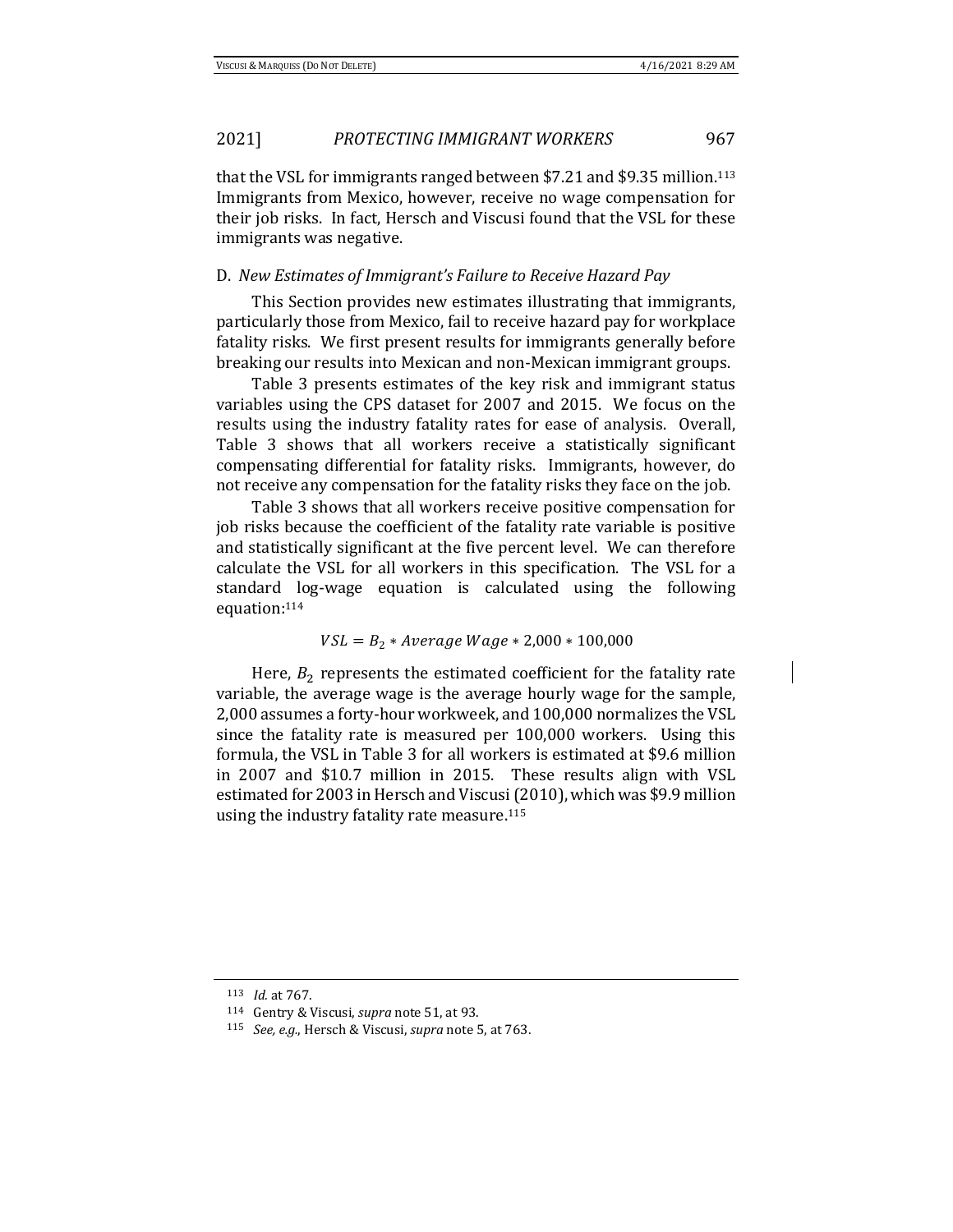that the VSL for immigrants ranged between $7.21 and $9.35 million.[113] Immigrants from Mexico, however, receive no wage compensation for their job risks. In fact, Hersch and Viscusi found that the VSL for these immigrants was negative.

### D. *New Estimates of Immigrant's Failure to Receive Hazard Pay*

This Section provides new estimates illustrating that immigrants, particularly those from Mexico, fail to receive hazard pay for workplace fatality risks. We first present results for immigrants generally before breaking our results into Mexican and non-Mexican immigrant groups.

Table 3 presents estimates of the key risk and immigrant status variables using the CPS dataset for 2007 and 2015. We focus on the results using the industry fatality rates for ease of analysis. Overall, Table 3 shows that all workers receive a statistically significant compensating differential for fatality risks. Immigrants, however, do not receive any compensation for the fatality risks they face on the job.

Table 3 shows that all workers receive positive compensation for job risks because the coefficient of the fatality rate variable is positive and statistically significant at the five percent level. We can therefore calculate the VSL for all workers in this specification. The VSL for a standard log-wage equation is calculated using the following equation:[114]

$$VSL = B_2 * Average\ Wage * 2{,}000 * 100{,}000$$

Here, $B_2$ represents the estimated coefficient for the fatality rate variable, the average wage is the average hourly wage for the sample, 2,000 assumes a forty-hour workweek, and 100,000 normalizes the VSL since the fatality rate is measured per 100,000 workers. Using this formula, the VSL in Table 3 for all workers is estimated at $9.6 million in 2007 and $10.7 million in 2015. These results align with VSL estimated for 2003 in Hersch and Viscusi (2010), which was $9.9 million using the industry fatality rate measure.[115]

---

[113] *Id.* at 767.

[114] Gentry & Viscusi, *supra* note 51, at 93.

[115] *See, e.g.*, Hersch & Viscusi, *supra* note 5, at 763.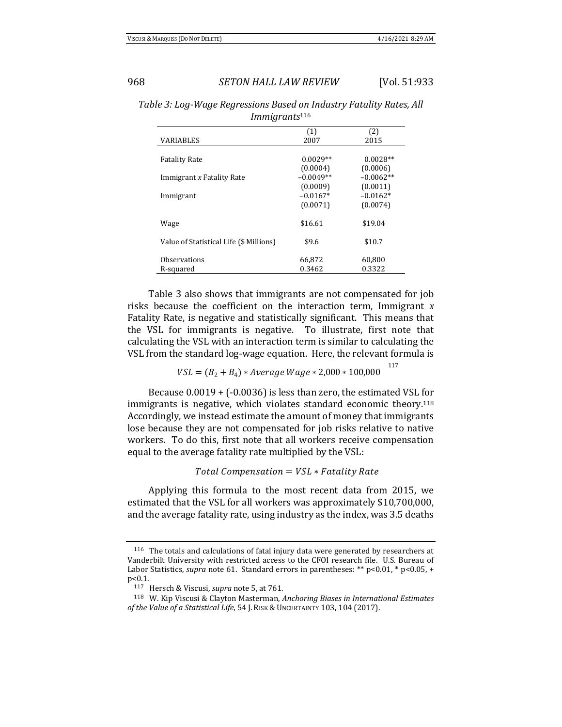*Table 3: Log-Wage Regressions Based on Industry Fatality Rates, All Immigrants*[116]

| VARIABLES | (1) 2007 | (2) 2015 |
|---|---|---|
| Fatality Rate | 0.0029** | 0.0028** |
| | (0.0004) | (0.0006) |
| Immigrant *x* Fatality Rate | −0.0049** | −0.0062** |
| | (0.0009) | (0.0011) |
| Immigrant | −0.0167* | −0.0162* |
| | (0.0071) | (0.0074) |
| Wage | $16.61 | $19.04 |
| Value of Statistical Life ($ Millions) | $9.6 | $10.7 |
| Observations | 66,872 | 60,800 |
| R-squared | 0.3462 | 0.3322 |

Table 3 also shows that immigrants are not compensated for job risks because the coefficient on the interaction term, Immigrant *x* Fatality Rate, is negative and statistically significant. This means that the VSL for immigrants is negative. To illustrate, first note that calculating the VSL with an interaction term is similar to calculating the VSL from the standard log-wage equation. Here, the relevant formula is

$$VSL = (B_2 + B_4) * Average\ Wage * 2{,}000 * 100{,}000$$ [117]

Because 0.0019 + (-0.0036) is less than zero, the estimated VSL for immigrants is negative, which violates standard economic theory.[118] Accordingly, we instead estimate the amount of money that immigrants lose because they are not compensated for job risks relative to native workers. To do this, first note that all workers receive compensation equal to the average fatality rate multiplied by the VSL:

$$Total\ Compensation = VSL * Fatality\ Rate$$

Applying this formula to the most recent data from 2015, we estimated that the VSL for all workers was approximately $10,700,000, and the average fatality rate, using industry as the index, was 3.5 deaths

---

[116] The totals and calculations of fatal injury data were generated by researchers at Vanderbilt University with restricted access to the CFOI research file. U.S. Bureau of Labor Statistics, *supra* note 61. Standard errors in parentheses: ** p<0.01, * p<0.05, + p<0.1.

[117] Hersch & Viscusi, *supra* note 5, at 761.

[118] W. Kip Viscusi & Clayton Masterman, *Anchoring Biases in International Estimates of the Value of a Statistical Life*, 54 J. RISK & UNCERTAINTY 103, 104 (2017).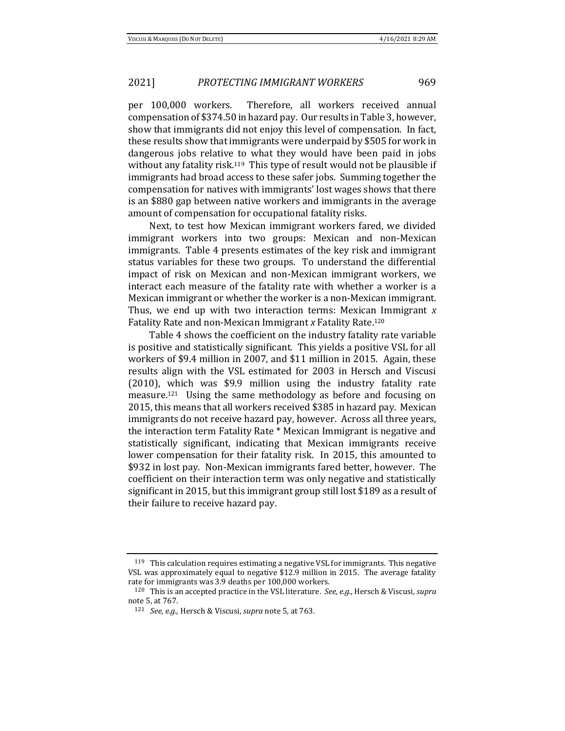per 100,000 workers. Therefore, all workers received annual compensation of $374.50 in hazard pay. Our results in Table 3, however, show that immigrants did not enjoy this level of compensation. In fact, these results show that immigrants were underpaid by $505 for work in dangerous jobs relative to what they would have been paid in jobs without any fatality risk.[119] This type of result would not be plausible if immigrants had broad access to these safer jobs. Summing together the compensation for natives with immigrants' lost wages shows that there is an $880 gap between native workers and immigrants in the average amount of compensation for occupational fatality risks.

Next, to test how Mexican immigrant workers fared, we divided immigrant workers into two groups: Mexican and non-Mexican immigrants. Table 4 presents estimates of the key risk and immigrant status variables for these two groups. To understand the differential impact of risk on Mexican and non-Mexican immigrant workers, we interact each measure of the fatality rate with whether a worker is a Mexican immigrant or whether the worker is a non-Mexican immigrant. Thus, we end up with two interaction terms: Mexican Immigrant *x* Fatality Rate and non-Mexican Immigrant *x* Fatality Rate.[120]

Table 4 shows the coefficient on the industry fatality rate variable is positive and statistically significant. This yields a positive VSL for all workers of $9.4 million in 2007, and $11 million in 2015. Again, these results align with the VSL estimated for 2003 in Hersch and Viscusi (2010), which was $9.9 million using the industry fatality rate measure.[121] Using the same methodology as before and focusing on 2015, this means that all workers received $385 in hazard pay. Mexican immigrants do not receive hazard pay, however. Across all three years, the interaction term Fatality Rate * Mexican Immigrant is negative and statistically significant, indicating that Mexican immigrants receive lower compensation for their fatality risk. In 2015, this amounted to $932 in lost pay. Non-Mexican immigrants fared better, however. The coefficient on their interaction term was only negative and statistically significant in 2015, but this immigrant group still lost $189 as a result of their failure to receive hazard pay.

---

[119] This calculation requires estimating a negative VSL for immigrants. This negative VSL was approximately equal to negative $12.9 million in 2015. The average fatality rate for immigrants was 3.9 deaths per 100,000 workers.

[120] This is an accepted practice in the VSL literature. *See, e.g.*, Hersch & Viscusi, *supra* note 5, at 767.

[121] *See, e.g.*, Hersch & Viscusi, *supra* note 5, at 763.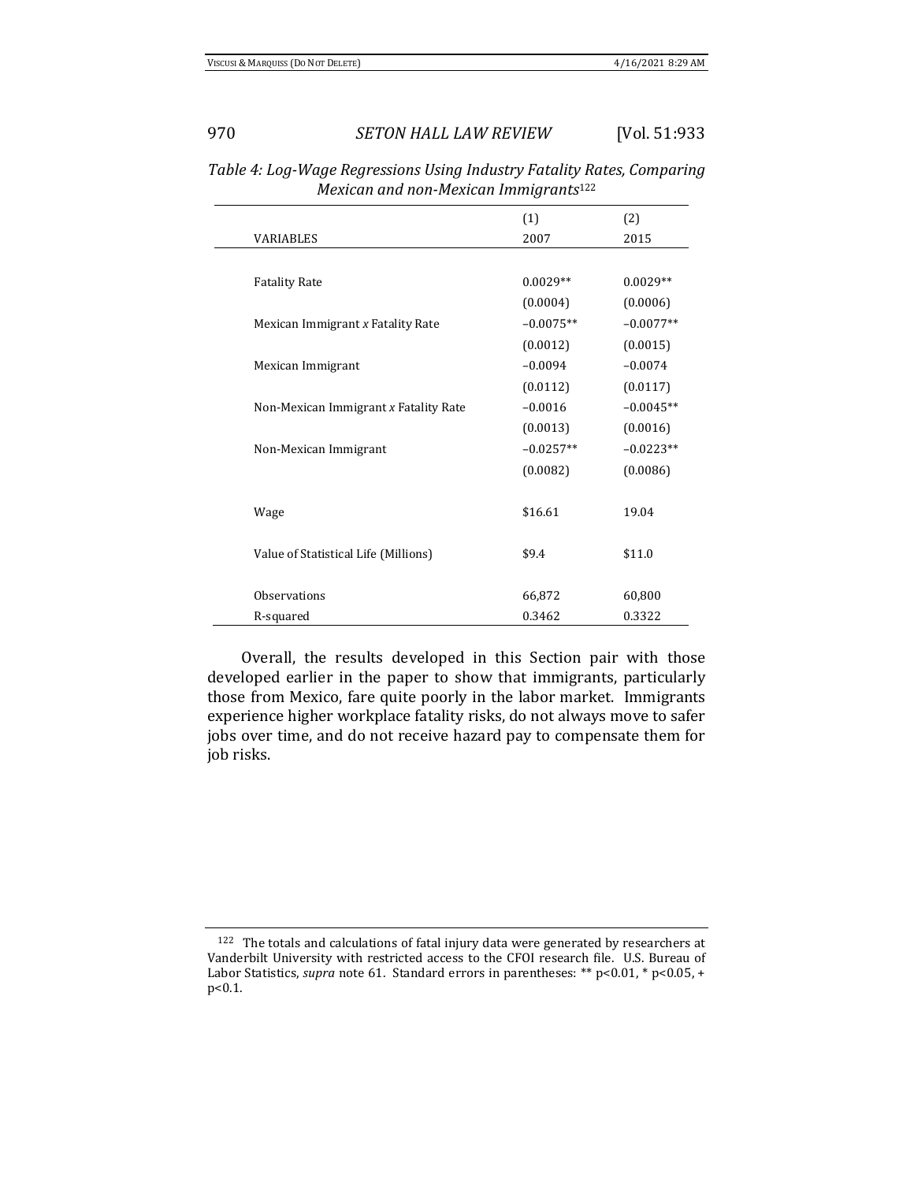*Table 4: Log-Wage Regressions Using Industry Fatality Rates, Comparing Mexican and non-Mexican Immigrants*[122]

| VARIABLES | (1) 2007 | (2) 2015 |
|---|---|---|
| Fatality Rate | 0.0029** | 0.0029** |
| | (0.0004) | (0.0006) |
| Mexican Immigrant *x* Fatality Rate | −0.0075** | −0.0077** |
| | (0.0012) | (0.0015) |
| Mexican Immigrant | −0.0094 | −0.0074 |
| | (0.0112) | (0.0117) |
| Non-Mexican Immigrant *x* Fatality Rate | −0.0016 | −0.0045** |
| | (0.0013) | (0.0016) |
| Non-Mexican Immigrant | −0.0257** | −0.0223** |
| | (0.0082) | (0.0086) |
| Wage | $16.61 | 19.04 |
| Value of Statistical Life (Millions) | $9.4 | $11.0 |
| Observations | 66,872 | 60,800 |
| R-squared | 0.3462 | 0.3322 |

Overall, the results developed in this Section pair with those developed earlier in the paper to show that immigrants, particularly those from Mexico, fare quite poorly in the labor market. Immigrants experience higher workplace fatality risks, do not always move to safer jobs over time, and do not receive hazard pay to compensate them for job risks.

[122] The totals and calculations of fatal injury data were generated by researchers at Vanderbilt University with restricted access to the CFOI research file. U.S. Bureau of Labor Statistics, *supra* note 61. Standard errors in parentheses: ** $p<0.01$, * $p<0.05$, + $p<0.1$.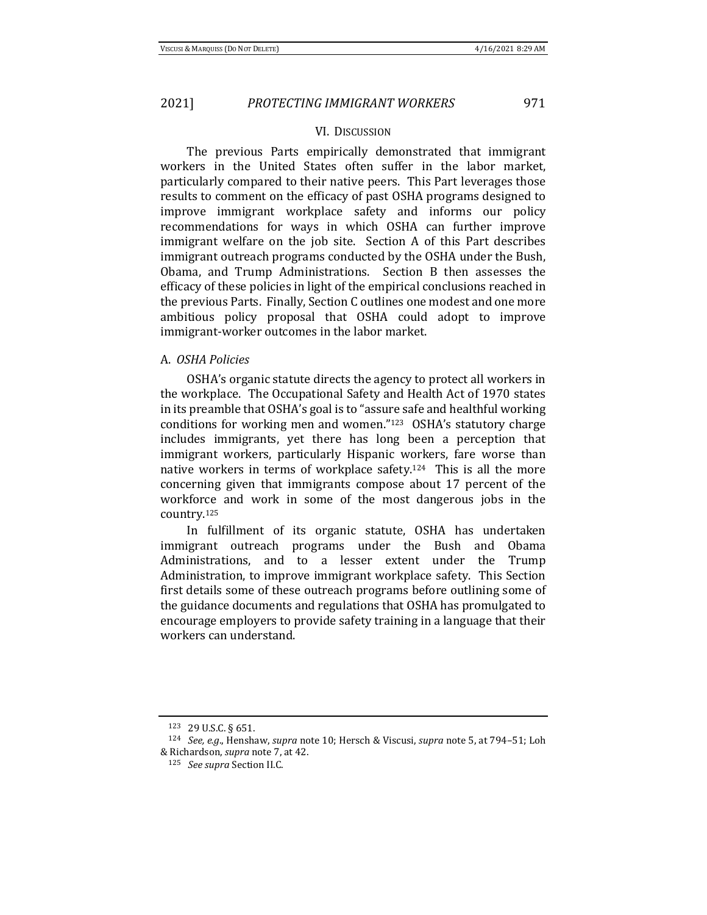## VI. Discussion

The previous Parts empirically demonstrated that immigrant workers in the United States often suffer in the labor market, particularly compared to their native peers. This Part leverages those results to comment on the efficacy of past OSHA programs designed to improve immigrant workplace safety and informs our policy recommendations for ways in which OSHA can further improve immigrant welfare on the job site. Section A of this Part describes immigrant outreach programs conducted by the OSHA under the Bush, Obama, and Trump Administrations. Section B then assesses the efficacy of these policies in light of the empirical conclusions reached in the previous Parts. Finally, Section C outlines one modest and one more ambitious policy proposal that OSHA could adopt to improve immigrant-worker outcomes in the labor market.

### A. *OSHA Policies*

OSHA's organic statute directs the agency to protect all workers in the workplace. The Occupational Safety and Health Act of 1970 states in its preamble that OSHA's goal is to "assure safe and healthful working conditions for working men and women."[123] OSHA's statutory charge includes immigrants, yet there has long been a perception that immigrant workers, particularly Hispanic workers, fare worse than native workers in terms of workplace safety.[124] This is all the more concerning given that immigrants compose about 17 percent of the workforce and work in some of the most dangerous jobs in the country.[125]

In fulfillment of its organic statute, OSHA has undertaken immigrant outreach programs under the Bush and Obama Administrations, and to a lesser extent under the Trump Administration, to improve immigrant workplace safety. This Section first details some of these outreach programs before outlining some of the guidance documents and regulations that OSHA has promulgated to encourage employers to provide safety training in a language that their workers can understand.

---

[123] 29 U.S.C. § 651.

[124] *See, e.g.*, Henshaw, *supra* note 10; Hersch & Viscusi, *supra* note 5, at 794–51; Loh & Richardson, *supra* note 7, at 42.

[125] *See supra* Section II.C.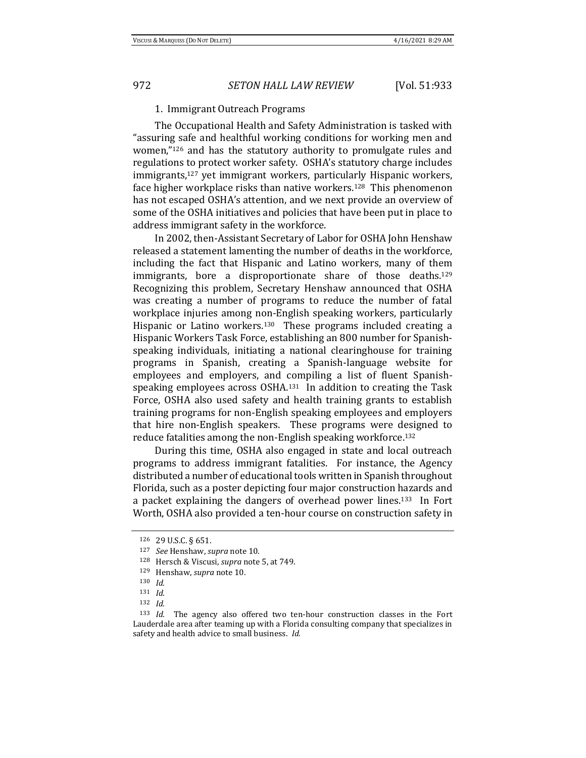### 1. Immigrant Outreach Programs

The Occupational Health and Safety Administration is tasked with "assuring safe and healthful working conditions for working men and women,"[126] and has the statutory authority to promulgate rules and regulations to protect worker safety. OSHA's statutory charge includes immigrants,[127] yet immigrant workers, particularly Hispanic workers, face higher workplace risks than native workers.[128] This phenomenon has not escaped OSHA's attention, and we next provide an overview of some of the OSHA initiatives and policies that have been put in place to address immigrant safety in the workforce.

In 2002, then-Assistant Secretary of Labor for OSHA John Henshaw released a statement lamenting the number of deaths in the workforce, including the fact that Hispanic and Latino workers, many of them immigrants, bore a disproportionate share of those deaths.[129] Recognizing this problem, Secretary Henshaw announced that OSHA was creating a number of programs to reduce the number of fatal workplace injuries among non-English speaking workers, particularly Hispanic or Latino workers.[130] These programs included creating a Hispanic Workers Task Force, establishing an 800 number for Spanish-speaking individuals, initiating a national clearinghouse for training programs in Spanish, creating a Spanish-language website for employees and employers, and compiling a list of fluent Spanish-speaking employees across OSHA.[131] In addition to creating the Task Force, OSHA also used safety and health training grants to establish training programs for non-English speaking employees and employers that hire non-English speakers. These programs were designed to reduce fatalities among the non-English speaking workforce.[132]

During this time, OSHA also engaged in state and local outreach programs to address immigrant fatalities. For instance, the Agency distributed a number of educational tools written in Spanish throughout Florida, such as a poster depicting four major construction hazards and a packet explaining the dangers of overhead power lines.[133] In Fort Worth, OSHA also provided a ten-hour course on construction safety in

---

[126] 29 U.S.C. § 651.

[127] *See* Henshaw, *supra* note 10.

[128] Hersch & Viscusi, *supra* note 5, at 749.

[129] Henshaw, *supra* note 10.

[130] *Id.*

[131] *Id.*

[132] *Id.*

[133] *Id.* The agency also offered two ten-hour construction classes in the Fort Lauderdale area after teaming up with a Florida consulting company that specializes in safety and health advice to small business. *Id.*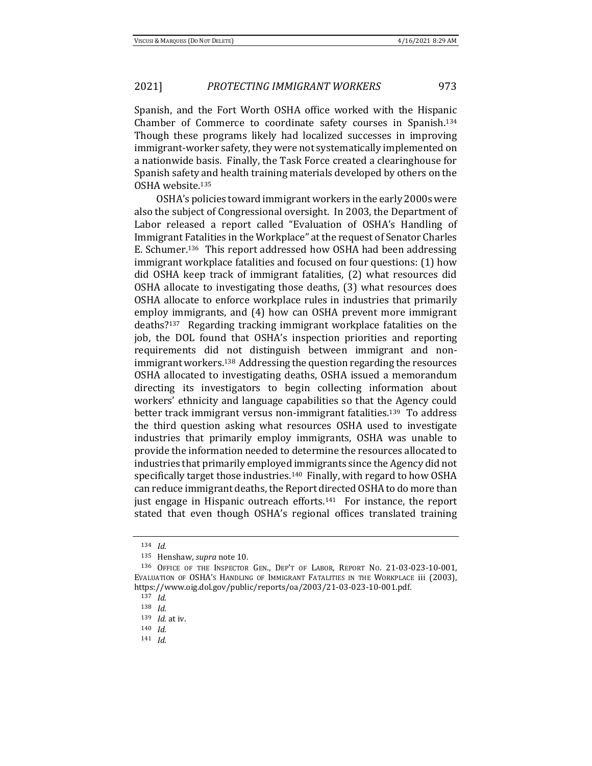Spanish, and the Fort Worth OSHA office worked with the Hispanic Chamber of Commerce to coordinate safety courses in Spanish.[134] Though these programs likely had localized successes in improving immigrant-worker safety, they were not systematically implemented on a nationwide basis. Finally, the Task Force created a clearinghouse for Spanish safety and health training materials developed by others on the OSHA website.[135]

OSHA's policies toward immigrant workers in the early 2000s were also the subject of Congressional oversight. In 2003, the Department of Labor released a report called "Evaluation of OSHA's Handling of Immigrant Fatalities in the Workplace" at the request of Senator Charles E. Schumer.[136] This report addressed how OSHA had been addressing immigrant workplace fatalities and focused on four questions: (1) how did OSHA keep track of immigrant fatalities, (2) what resources did OSHA allocate to investigating those deaths, (3) what resources does OSHA allocate to enforce workplace rules in industries that primarily employ immigrants, and (4) how can OSHA prevent more immigrant deaths?[137] Regarding tracking immigrant workplace fatalities on the job, the DOL found that OSHA's inspection priorities and reporting requirements did not distinguish between immigrant and non-immigrant workers.[138] Addressing the question regarding the resources OSHA allocated to investigating deaths, OSHA issued a memorandum directing its investigators to begin collecting information about workers' ethnicity and language capabilities so that the Agency could better track immigrant versus non-immigrant fatalities.[139] To address the third question asking what resources OSHA used to investigate industries that primarily employ immigrants, OSHA was unable to provide the information needed to determine the resources allocated to industries that primarily employed immigrants since the Agency did not specifically target those industries.[140] Finally, with regard to how OSHA can reduce immigrant deaths, the Report directed OSHA to do more than just engage in Hispanic outreach efforts.[141] For instance, the report stated that even though OSHA's regional offices translated training

---

[134] *Id.*

[135] Henshaw, *supra* note 10.

[136] OFFICE OF THE INSPECTOR GEN., DEP'T OF LABOR, REPORT NO. 21-03-023-10-001, EVALUATION OF OSHA'S HANDLING OF IMMIGRANT FATALITIES IN THE WORKPLACE iii (2003), https://www.oig.dol.gov/public/reports/oa/2003/21-03-023-10-001.pdf.

[137] *Id.*

[138] *Id.*

[139] *Id.* at iv.

[140] *Id.*

[141] *Id.*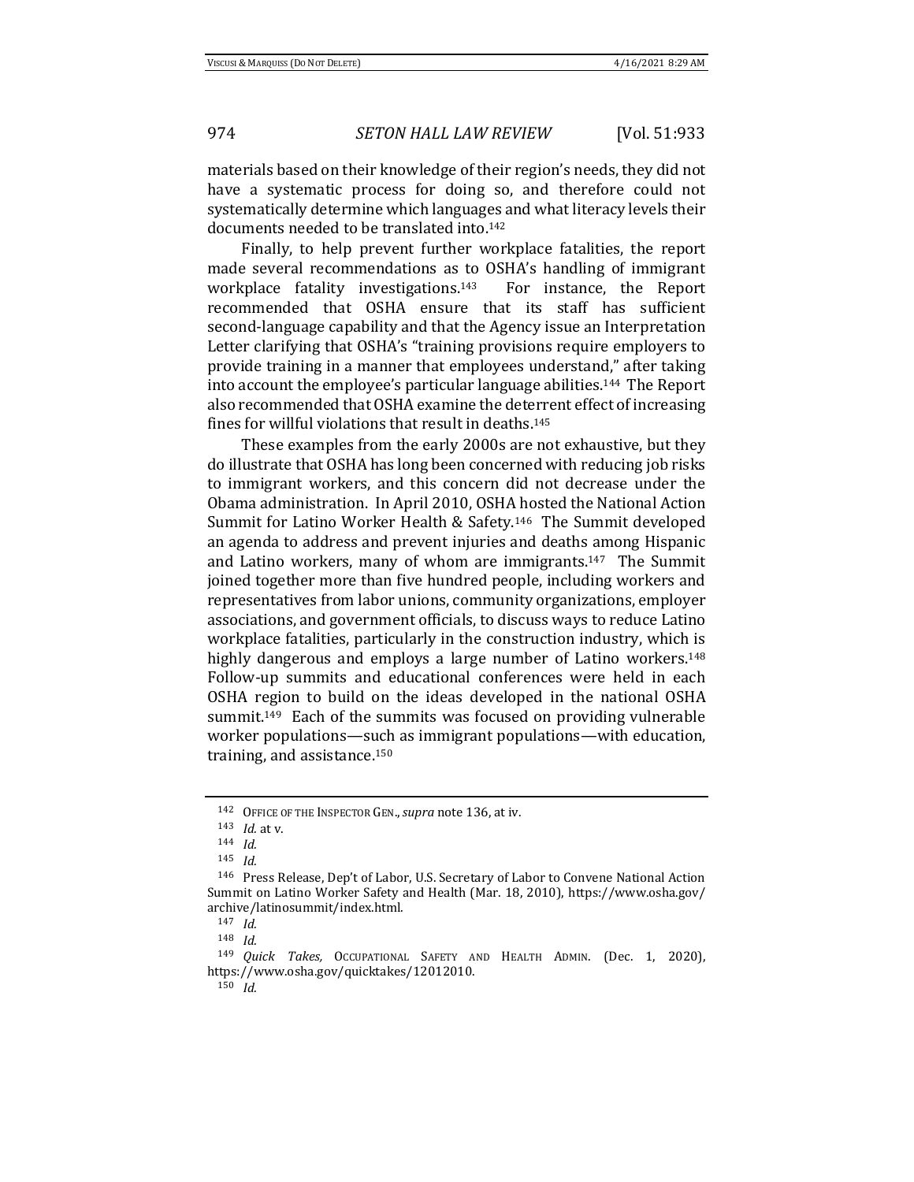materials based on their knowledge of their region's needs, they did not have a systematic process for doing so, and therefore could not systematically determine which languages and what literacy levels their documents needed to be translated into.[142]

Finally, to help prevent further workplace fatalities, the report made several recommendations as to OSHA's handling of immigrant workplace fatality investigations.[143] For instance, the Report recommended that OSHA ensure that its staff has sufficient second-language capability and that the Agency issue an Interpretation Letter clarifying that OSHA's "training provisions require employers to provide training in a manner that employees understand," after taking into account the employee's particular language abilities.[144] The Report also recommended that OSHA examine the deterrent effect of increasing fines for willful violations that result in deaths.[145]

These examples from the early 2000s are not exhaustive, but they do illustrate that OSHA has long been concerned with reducing job risks to immigrant workers, and this concern did not decrease under the Obama administration. In April 2010, OSHA hosted the National Action Summit for Latino Worker Health & Safety.[146] The Summit developed an agenda to address and prevent injuries and deaths among Hispanic and Latino workers, many of whom are immigrants.[147] The Summit joined together more than five hundred people, including workers and representatives from labor unions, community organizations, employer associations, and government officials, to discuss ways to reduce Latino workplace fatalities, particularly in the construction industry, which is highly dangerous and employs a large number of Latino workers.[148] Follow-up summits and educational conferences were held in each OSHA region to build on the ideas developed in the national OSHA summit.[149] Each of the summits was focused on providing vulnerable worker populations—such as immigrant populations—with education, training, and assistance.[150]

---

[142] OFFICE OF THE INSPECTOR GEN., *supra* note 136, at iv.

[143] *Id.* at v.

[144] *Id.*

[145] *Id.*

[146] Press Release, Dep't of Labor, U.S. Secretary of Labor to Convene National Action Summit on Latino Worker Safety and Health (Mar. 18, 2010), https://www.osha.gov/archive/latinosummit/index.html.

[147] *Id.*

[148] *Id.*

[149] *Quick Takes,* OCCUPATIONAL SAFETY AND HEALTH ADMIN. (Dec. 1, 2020), https://www.osha.gov/quicktakes/12012010.

[150] *Id.*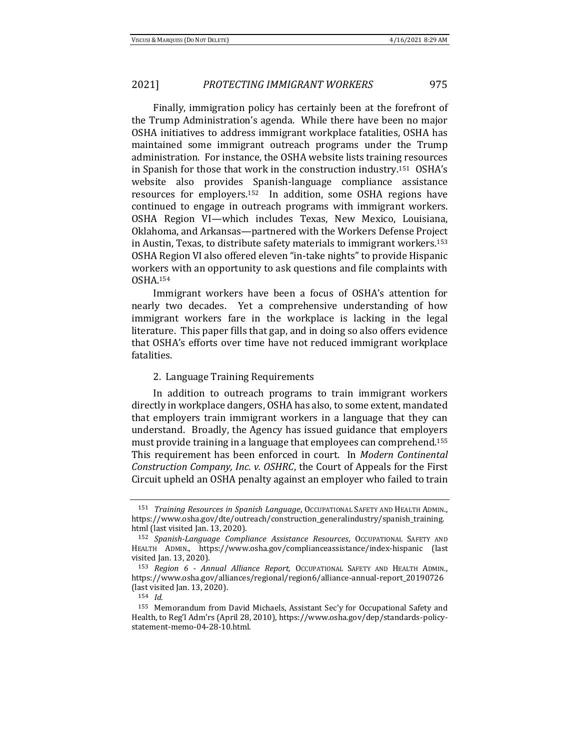Finally, immigration policy has certainly been at the forefront of the Trump Administration's agenda. While there have been no major OSHA initiatives to address immigrant workplace fatalities, OSHA has maintained some immigrant outreach programs under the Trump administration. For instance, the OSHA website lists training resources in Spanish for those that work in the construction industry.[151] OSHA's website also provides Spanish-language compliance assistance resources for employers.[152] In addition, some OSHA regions have continued to engage in outreach programs with immigrant workers. OSHA Region VI—which includes Texas, New Mexico, Louisiana, Oklahoma, and Arkansas—partnered with the Workers Defense Project in Austin, Texas, to distribute safety materials to immigrant workers.[153] OSHA Region VI also offered eleven "in-take nights" to provide Hispanic workers with an opportunity to ask questions and file complaints with OSHA.[154]

Immigrant workers have been a focus of OSHA's attention for nearly two decades. Yet a comprehensive understanding of how immigrant workers fare in the workplace is lacking in the legal literature. This paper fills that gap, and in doing so also offers evidence that OSHA's efforts over time have not reduced immigrant workplace fatalities.

2. Language Training Requirements

In addition to outreach programs to train immigrant workers directly in workplace dangers, OSHA has also, to some extent, mandated that employers train immigrant workers in a language that they can understand. Broadly, the Agency has issued guidance that employers must provide training in a language that employees can comprehend.[155] This requirement has been enforced in court. In *Modern Continental Construction Company, Inc. v. OSHRC*, the Court of Appeals for the First Circuit upheld an OSHA penalty against an employer who failed to train

---

[151] *Training Resources in Spanish Language*, Occupational Safety and Health Admin., https://www.osha.gov/dte/outreach/construction_generalindustry/spanish_training.html (last visited Jan. 13, 2020).

[152] *Spanish-Language Compliance Assistance Resources*, Occupational Safety and Health Admin., https://www.osha.gov/complianceassistance/index-hispanic (last visited Jan. 13, 2020).

[153] *Region 6 - Annual Alliance Report,* Occupational Safety and Health Admin., https://www.osha.gov/alliances/regional/region6/alliance-annual-report_20190726 (last visited Jan. 13, 2020).

[154] *Id.*

[155] Memorandum from David Michaels, Assistant Sec'y for Occupational Safety and Health, to Reg'l Adm'rs (April 28, 2010), https://www.osha.gov/dep/standards-policy-statement-memo-04-28-10.html.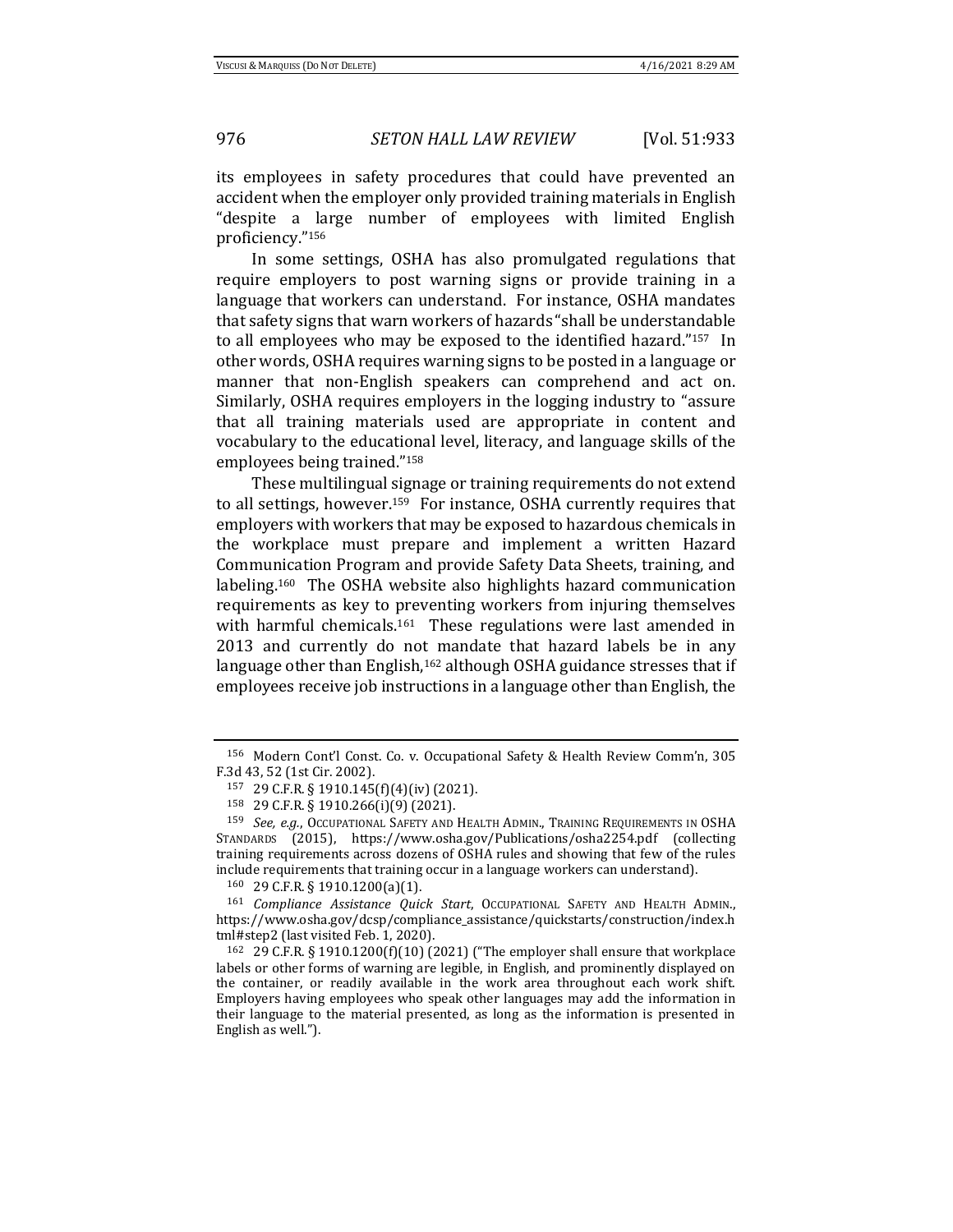its employees in safety procedures that could have prevented an accident when the employer only provided training materials in English "despite a large number of employees with limited English proficiency."[156]

In some settings, OSHA has also promulgated regulations that require employers to post warning signs or provide training in a language that workers can understand. For instance, OSHA mandates that safety signs that warn workers of hazards "shall be understandable to all employees who may be exposed to the identified hazard."[157] In other words, OSHA requires warning signs to be posted in a language or manner that non-English speakers can comprehend and act on. Similarly, OSHA requires employers in the logging industry to "assure that all training materials used are appropriate in content and vocabulary to the educational level, literacy, and language skills of the employees being trained."[158]

These multilingual signage or training requirements do not extend to all settings, however.[159] For instance, OSHA currently requires that employers with workers that may be exposed to hazardous chemicals in the workplace must prepare and implement a written Hazard Communication Program and provide Safety Data Sheets, training, and labeling.[160] The OSHA website also highlights hazard communication requirements as key to preventing workers from injuring themselves with harmful chemicals.[161] These regulations were last amended in 2013 and currently do not mandate that hazard labels be in any language other than English,[162] although OSHA guidance stresses that if employees receive job instructions in a language other than English, the

---

[156] Modern Cont'l Const. Co. v. Occupational Safety & Health Review Comm'n, 305 F.3d 43, 52 (1st Cir. 2002).

[157] 29 C.F.R. § 1910.145(f)(4)(iv) (2021).

[158] 29 C.F.R. § 1910.266(i)(9) (2021).

[159] *See, e.g.*, OCCUPATIONAL SAFETY AND HEALTH ADMIN., TRAINING REQUIREMENTS IN OSHA STANDARDS (2015), https://www.osha.gov/Publications/osha2254.pdf (collecting training requirements across dozens of OSHA rules and showing that few of the rules include requirements that training occur in a language workers can understand).

[160] 29 C.F.R. § 1910.1200(a)(1).

[161] *Compliance Assistance Quick Start*, OCCUPATIONAL SAFETY AND HEALTH ADMIN., https://www.osha.gov/dcsp/compliance_assistance/quickstarts/construction/index.html#step2 (last visited Feb. 1, 2020).

[162] 29 C.F.R. § 1910.1200(f)(10) (2021) ("The employer shall ensure that workplace labels or other forms of warning are legible, in English, and prominently displayed on the container, or readily available in the work area throughout each work shift. Employers having employees who speak other languages may add the information in their language to the material presented, as long as the information is presented in English as well.").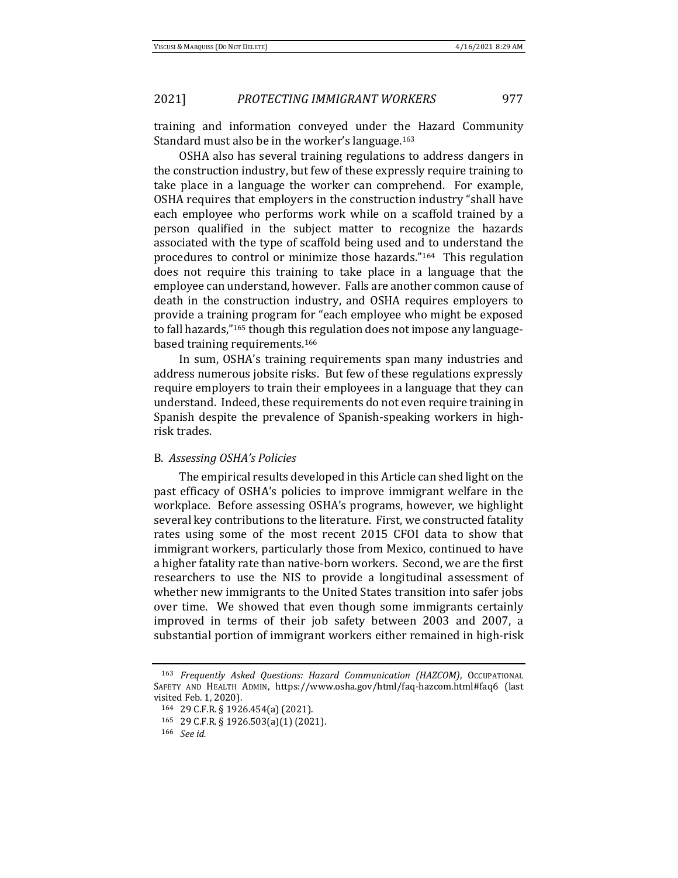training and information conveyed under the Hazard Community Standard must also be in the worker's language.[163]

OSHA also has several training regulations to address dangers in the construction industry, but few of these expressly require training to take place in a language the worker can comprehend. For example, OSHA requires that employers in the construction industry "shall have each employee who performs work while on a scaffold trained by a person qualified in the subject matter to recognize the hazards associated with the type of scaffold being used and to understand the procedures to control or minimize those hazards."[164] This regulation does not require this training to take place in a language that the employee can understand, however. Falls are another common cause of death in the construction industry, and OSHA requires employers to provide a training program for "each employee who might be exposed to fall hazards,"[165] though this regulation does not impose any language-based training requirements.[166]

In sum, OSHA's training requirements span many industries and address numerous jobsite risks. But few of these regulations expressly require employers to train their employees in a language that they can understand. Indeed, these requirements do not even require training in Spanish despite the prevalence of Spanish-speaking workers in high-risk trades.

### B. *Assessing OSHA's Policies*

The empirical results developed in this Article can shed light on the past efficacy of OSHA's policies to improve immigrant welfare in the workplace. Before assessing OSHA's programs, however, we highlight several key contributions to the literature. First, we constructed fatality rates using some of the most recent 2015 CFOI data to show that immigrant workers, particularly those from Mexico, continued to have a higher fatality rate than native-born workers. Second, we are the first researchers to use the NIS to provide a longitudinal assessment of whether new immigrants to the United States transition into safer jobs over time. We showed that even though some immigrants certainly improved in terms of their job safety between 2003 and 2007, a substantial portion of immigrant workers either remained in high-risk

---

[163] *Frequently Asked Questions: Hazard Communication (HAZCOM)*, OCCUPATIONAL SAFETY AND HEALTH ADMIN, https://www.osha.gov/html/faq-hazcom.html#faq6 (last visited Feb. 1, 2020).

[164] 29 C.F.R. § 1926.454(a) (2021).

[165] 29 C.F.R. § 1926.503(a)(1) (2021).

[166] *See id.*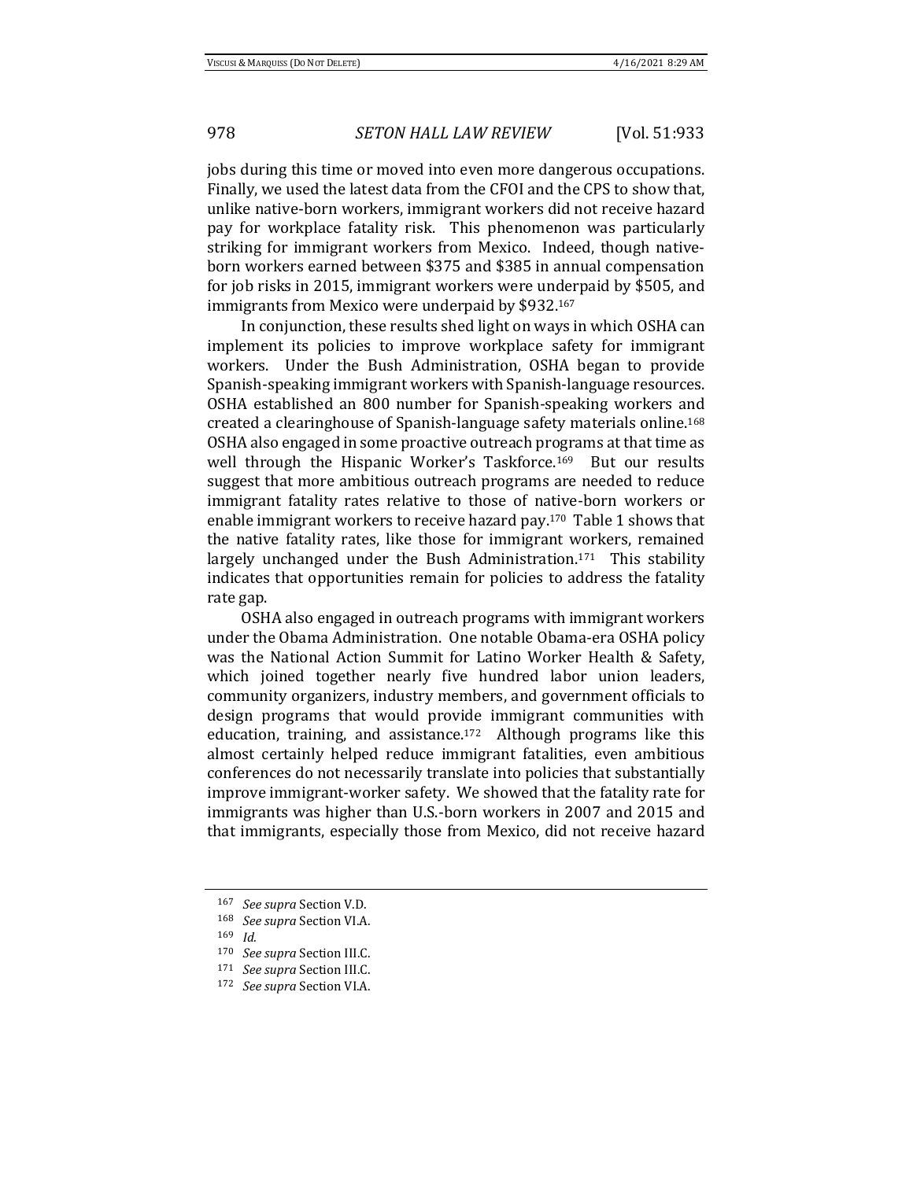jobs during this time or moved into even more dangerous occupations. Finally, we used the latest data from the CFOI and the CPS to show that, unlike native-born workers, immigrant workers did not receive hazard pay for workplace fatality risk. This phenomenon was particularly striking for immigrant workers from Mexico. Indeed, though native-born workers earned between $375 and $385 in annual compensation for job risks in 2015, immigrant workers were underpaid by $505, and immigrants from Mexico were underpaid by $932.[167]

In conjunction, these results shed light on ways in which OSHA can implement its policies to improve workplace safety for immigrant workers. Under the Bush Administration, OSHA began to provide Spanish-speaking immigrant workers with Spanish-language resources. OSHA established an 800 number for Spanish-speaking workers and created a clearinghouse of Spanish-language safety materials online.[168] OSHA also engaged in some proactive outreach programs at that time as well through the Hispanic Worker's Taskforce.[169] But our results suggest that more ambitious outreach programs are needed to reduce immigrant fatality rates relative to those of native-born workers or enable immigrant workers to receive hazard pay.[170] Table 1 shows that the native fatality rates, like those for immigrant workers, remained largely unchanged under the Bush Administration.[171] This stability indicates that opportunities remain for policies to address the fatality rate gap.

OSHA also engaged in outreach programs with immigrant workers under the Obama Administration. One notable Obama-era OSHA policy was the National Action Summit for Latino Worker Health & Safety, which joined together nearly five hundred labor union leaders, community organizers, industry members, and government officials to design programs that would provide immigrant communities with education, training, and assistance.[172] Although programs like this almost certainly helped reduce immigrant fatalities, even ambitious conferences do not necessarily translate into policies that substantially improve immigrant-worker safety. We showed that the fatality rate for immigrants was higher than U.S.-born workers in 2007 and 2015 and that immigrants, especially those from Mexico, did not receive hazard

---

[167] *See supra* Section V.D.

[168] *See supra* Section VI.A.

[169] *Id.*

[170] *See supra* Section III.C.

[171] *See supra* Section III.C.

[172] *See supra* Section VI.A.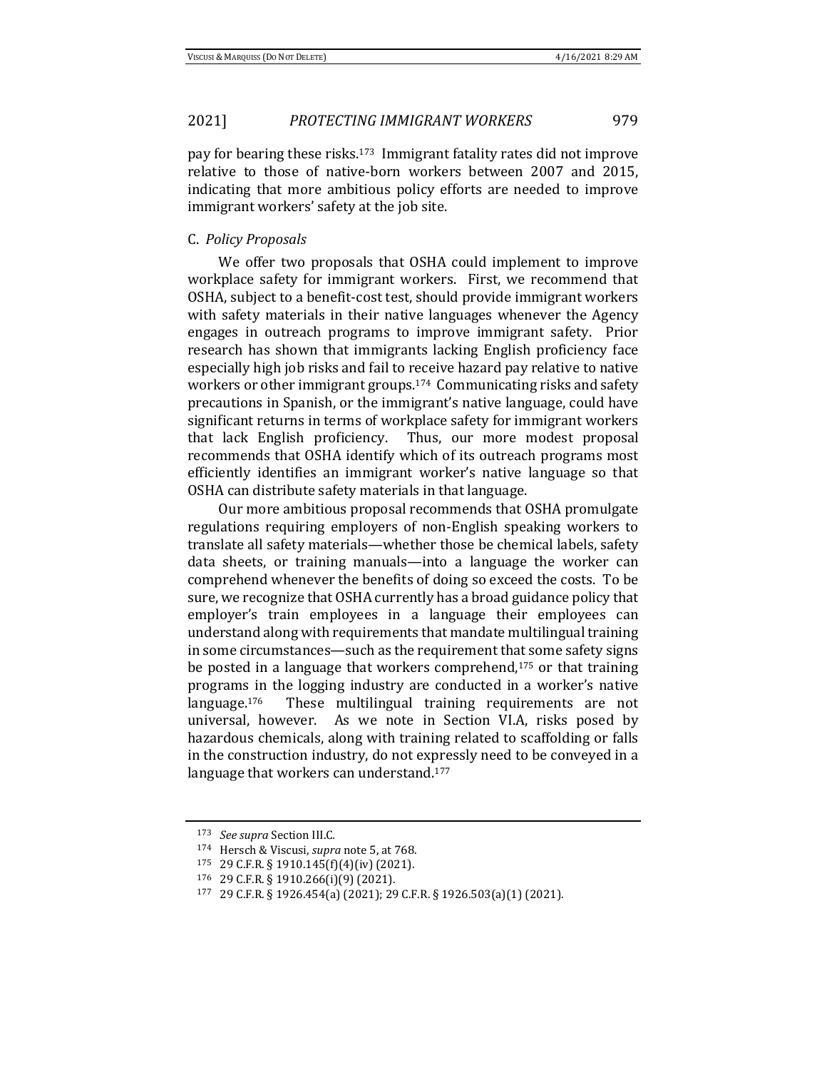pay for bearing these risks.[173] Immigrant fatality rates did not improve relative to those of native-born workers between 2007 and 2015, indicating that more ambitious policy efforts are needed to improve immigrant workers' safety at the job site.

### C. *Policy Proposals*

We offer two proposals that OSHA could implement to improve workplace safety for immigrant workers. First, we recommend that OSHA, subject to a benefit-cost test, should provide immigrant workers with safety materials in their native languages whenever the Agency engages in outreach programs to improve immigrant safety. Prior research has shown that immigrants lacking English proficiency face especially high job risks and fail to receive hazard pay relative to native workers or other immigrant groups.[174] Communicating risks and safety precautions in Spanish, or the immigrant's native language, could have significant returns in terms of workplace safety for immigrant workers that lack English proficiency. Thus, our more modest proposal recommends that OSHA identify which of its outreach programs most efficiently identifies an immigrant worker's native language so that OSHA can distribute safety materials in that language.

Our more ambitious proposal recommends that OSHA promulgate regulations requiring employers of non-English speaking workers to translate all safety materials—whether those be chemical labels, safety data sheets, or training manuals—into a language the worker can comprehend whenever the benefits of doing so exceed the costs. To be sure, we recognize that OSHA currently has a broad guidance policy that employer's train employees in a language their employees can understand along with requirements that mandate multilingual training in some circumstances—such as the requirement that some safety signs be posted in a language that workers comprehend,[175] or that training programs in the logging industry are conducted in a worker's native language.[176] These multilingual training requirements are not universal, however. As we note in Section VI.A, risks posed by hazardous chemicals, along with training related to scaffolding or falls in the construction industry, do not expressly need to be conveyed in a language that workers can understand.[177]

---

[173] *See supra* Section III.C.

[174] Hersch & Viscusi, *supra* note 5, at 768.

[175] 29 C.F.R. § 1910.145(f)(4)(iv) (2021).

[176] 29 C.F.R. § 1910.266(i)(9) (2021).

[177] 29 C.F.R. § 1926.454(a) (2021); 29 C.F.R. § 1926.503(a)(1) (2021).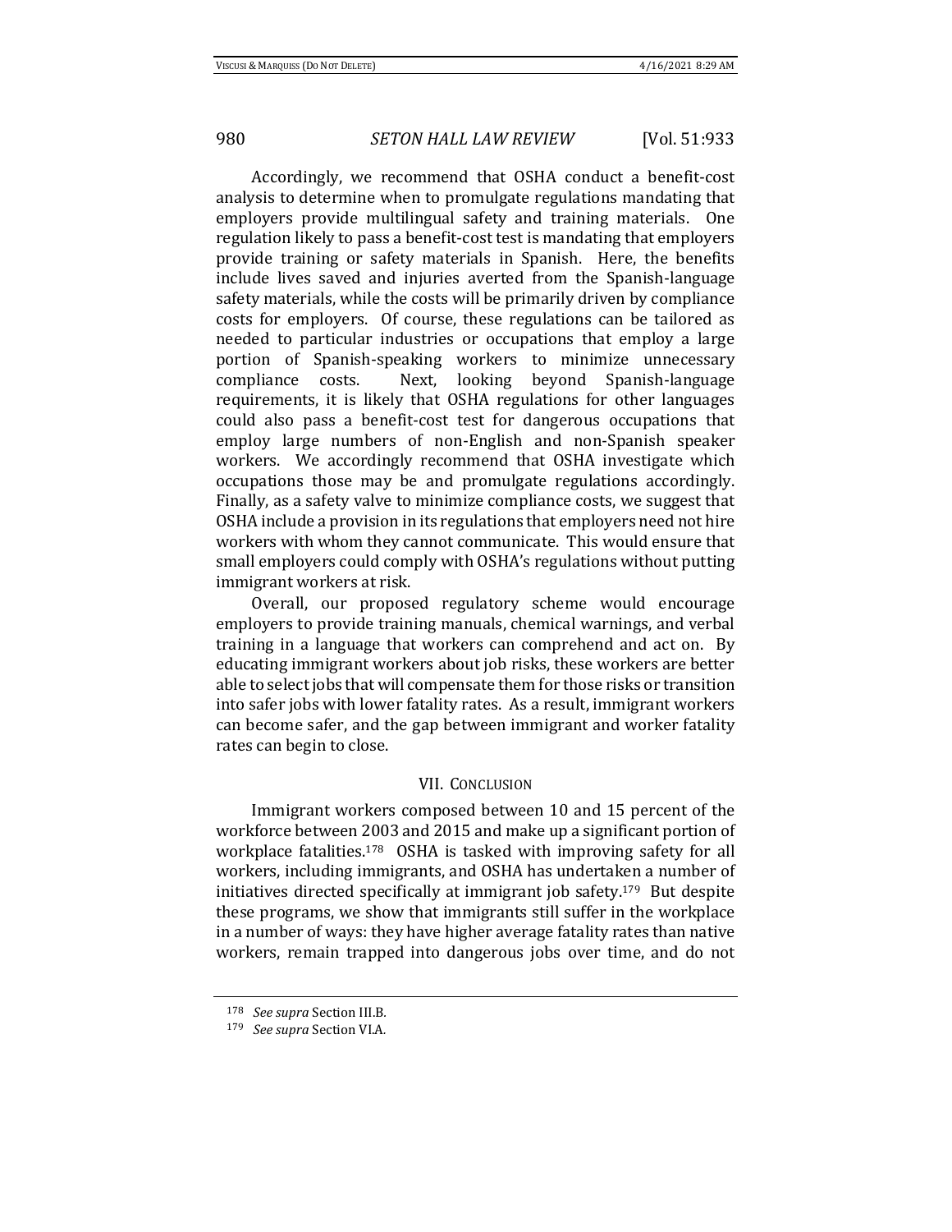Accordingly, we recommend that OSHA conduct a benefit-cost analysis to determine when to promulgate regulations mandating that employers provide multilingual safety and training materials. One regulation likely to pass a benefit-cost test is mandating that employers provide training or safety materials in Spanish. Here, the benefits include lives saved and injuries averted from the Spanish-language safety materials, while the costs will be primarily driven by compliance costs for employers. Of course, these regulations can be tailored as needed to particular industries or occupations that employ a large portion of Spanish-speaking workers to minimize unnecessary compliance costs. Next, looking beyond Spanish-language requirements, it is likely that OSHA regulations for other languages could also pass a benefit-cost test for dangerous occupations that employ large numbers of non-English and non-Spanish speaker workers. We accordingly recommend that OSHA investigate which occupations those may be and promulgate regulations accordingly. Finally, as a safety valve to minimize compliance costs, we suggest that OSHA include a provision in its regulations that employers need not hire workers with whom they cannot communicate. This would ensure that small employers could comply with OSHA's regulations without putting immigrant workers at risk.

Overall, our proposed regulatory scheme would encourage employers to provide training manuals, chemical warnings, and verbal training in a language that workers can comprehend and act on. By educating immigrant workers about job risks, these workers are better able to select jobs that will compensate them for those risks or transition into safer jobs with lower fatality rates. As a result, immigrant workers can become safer, and the gap between immigrant and worker fatality rates can begin to close.

## VII. Conclusion

Immigrant workers composed between 10 and 15 percent of the workforce between 2003 and 2015 and make up a significant portion of workplace fatalities.[178] OSHA is tasked with improving safety for all workers, including immigrants, and OSHA has undertaken a number of initiatives directed specifically at immigrant job safety.[179] But despite these programs, we show that immigrants still suffer in the workplace in a number of ways: they have higher average fatality rates than native workers, remain trapped into dangerous jobs over time, and do not

---

[178] *See supra* Section III.B.

[179] *See supra* Section VI.A.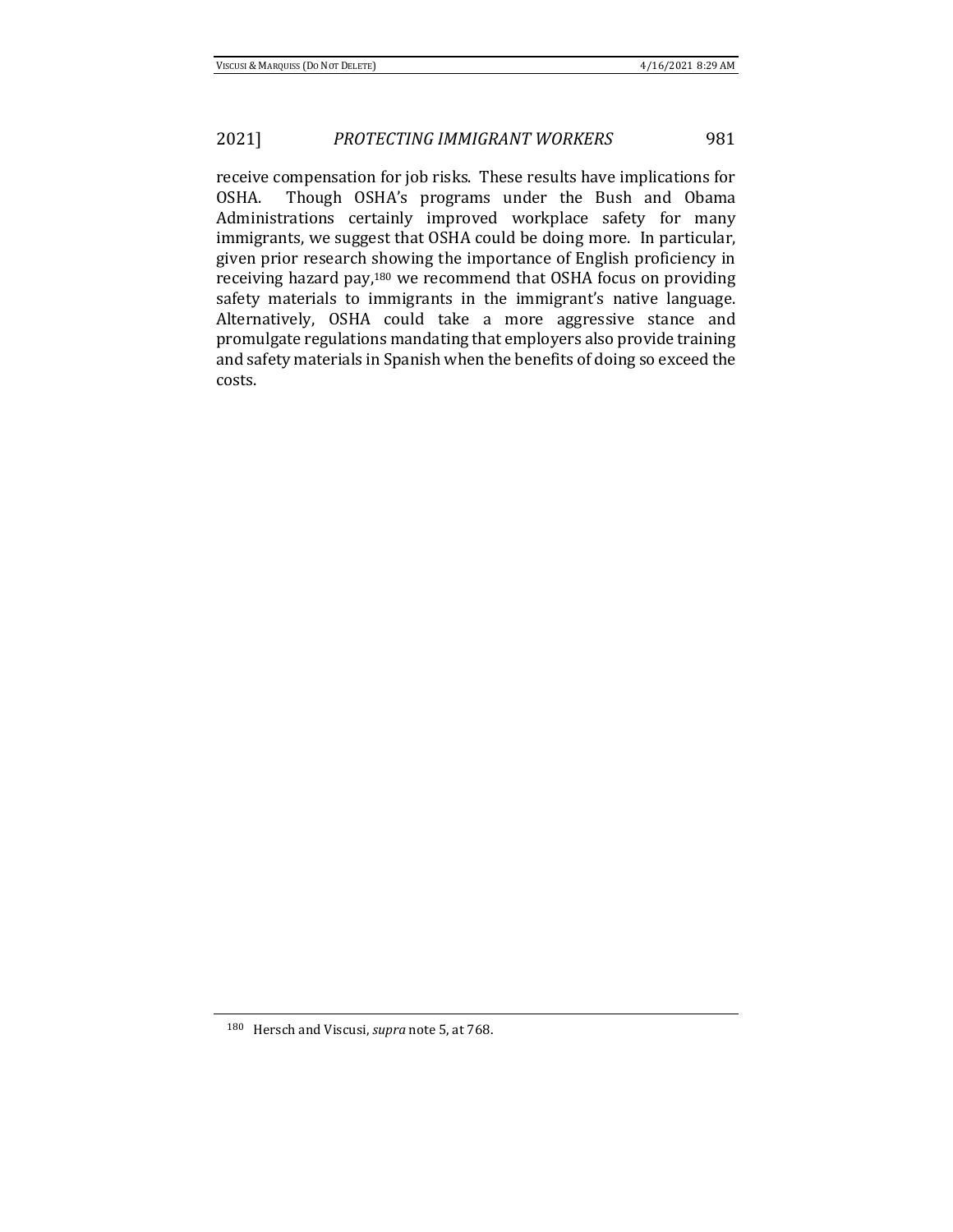receive compensation for job risks. These results have implications for OSHA. Though OSHA's programs under the Bush and Obama Administrations certainly improved workplace safety for many immigrants, we suggest that OSHA could be doing more. In particular, given prior research showing the importance of English proficiency in receiving hazard pay,[180] we recommend that OSHA focus on providing safety materials to immigrants in the immigrant's native language. Alternatively, OSHA could take a more aggressive stance and promulgate regulations mandating that employers also provide training and safety materials in Spanish when the benefits of doing so exceed the costs.

---

[180] Hersch and Viscusi, *supra* note 5, at 768.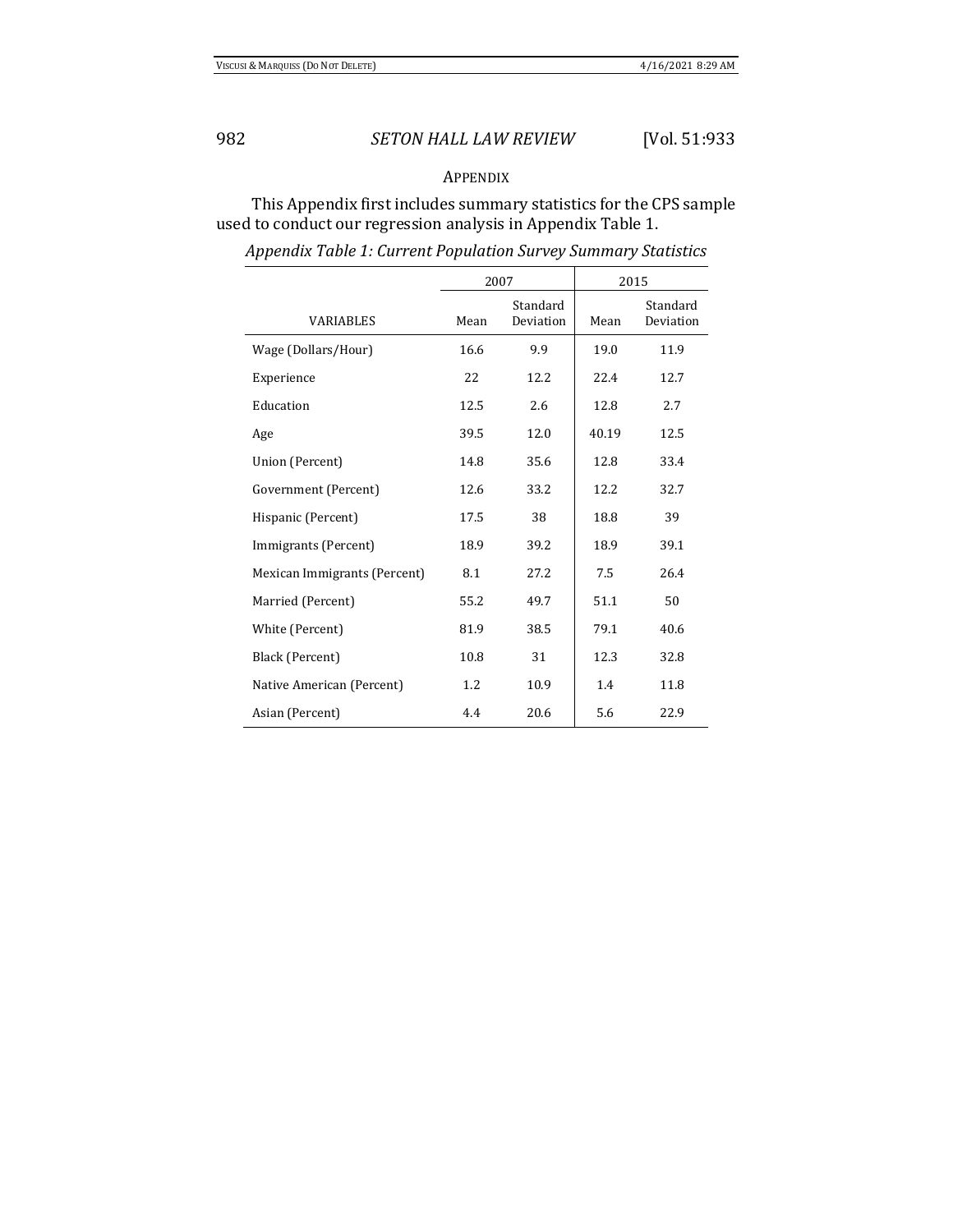## APPENDIX

This Appendix first includes summary statistics for the CPS sample used to conduct our regression analysis in Appendix Table 1.

*Appendix Table 1: Current Population Survey Summary Statistics*

| | 2007 | | 2015 | |
|---|---|---|---|---|
| VARIABLES | Mean | Standard Deviation | Mean | Standard Deviation |
| Wage (Dollars/Hour) | 16.6 | 9.9 | 19.0 | 11.9 |
| Experience | 22 | 12.2 | 22.4 | 12.7 |
| Education | 12.5 | 2.6 | 12.8 | 2.7 |
| Age | 39.5 | 12.0 | 40.19 | 12.5 |
| Union (Percent) | 14.8 | 35.6 | 12.8 | 33.4 |
| Government (Percent) | 12.6 | 33.2 | 12.2 | 32.7 |
| Hispanic (Percent) | 17.5 | 38 | 18.8 | 39 |
| Immigrants (Percent) | 18.9 | 39.2 | 18.9 | 39.1 |
| Mexican Immigrants (Percent) | 8.1 | 27.2 | 7.5 | 26.4 |
| Married (Percent) | 55.2 | 49.7 | 51.1 | 50 |
| White (Percent) | 81.9 | 38.5 | 79.1 | 40.6 |
| Black (Percent) | 10.8 | 31 | 12.3 | 32.8 |
| Native American (Percent) | 1.2 | 10.9 | 1.4 | 11.8 |
| Asian (Percent) | 4.4 | 20.6 | 5.6 | 22.9 |